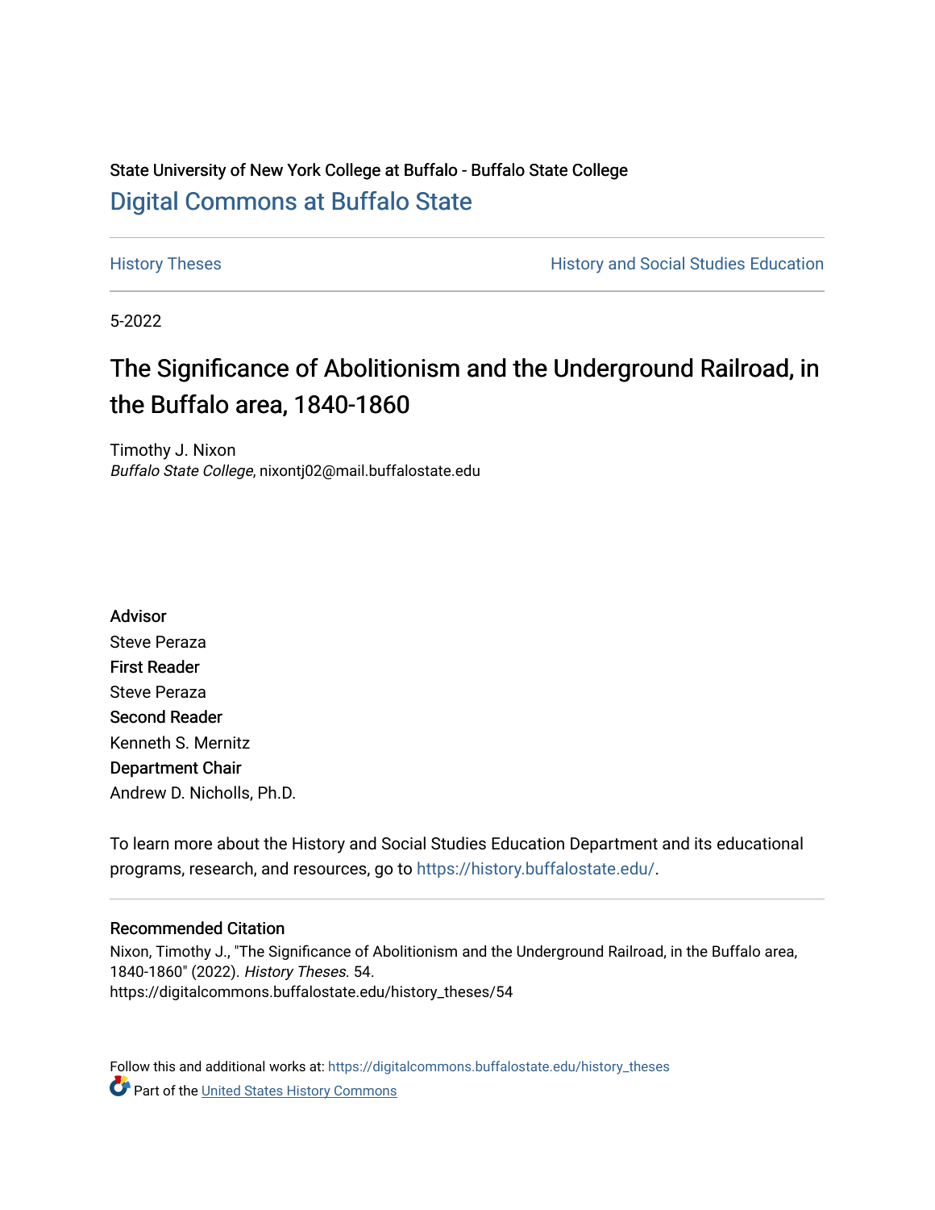State University of New York College at Buffalo - Buffalo State College

# Digital Commons at Buffalo State

History Theses | History and Social Studies Education

5-2022

# The Significance of Abolitionism and the Underground Railroad, in the Buffalo area, 1840-1860

Timothy J. Nixon
*Buffalo State College*, nixontj02@mail.buffalostate.edu

**Advisor**
Steve Peraza

**First Reader**
Steve Peraza

**Second Reader**
Kenneth S. Mernitz

**Department Chair**
Andrew D. Nicholls, Ph.D.

To learn more about the History and Social Studies Education Department and its educational programs, research, and resources, go to https://history.buffalostate.edu/.

**Recommended Citation**

Nixon, Timothy J., "The Significance of Abolitionism and the Underground Railroad, in the Buffalo area, 1840-1860" (2022). *History Theses*. 54.
https://digitalcommons.buffalostate.edu/history_theses/54

Follow this and additional works at: https://digitalcommons.buffalostate.edu/history_theses

Part of the United States History Commons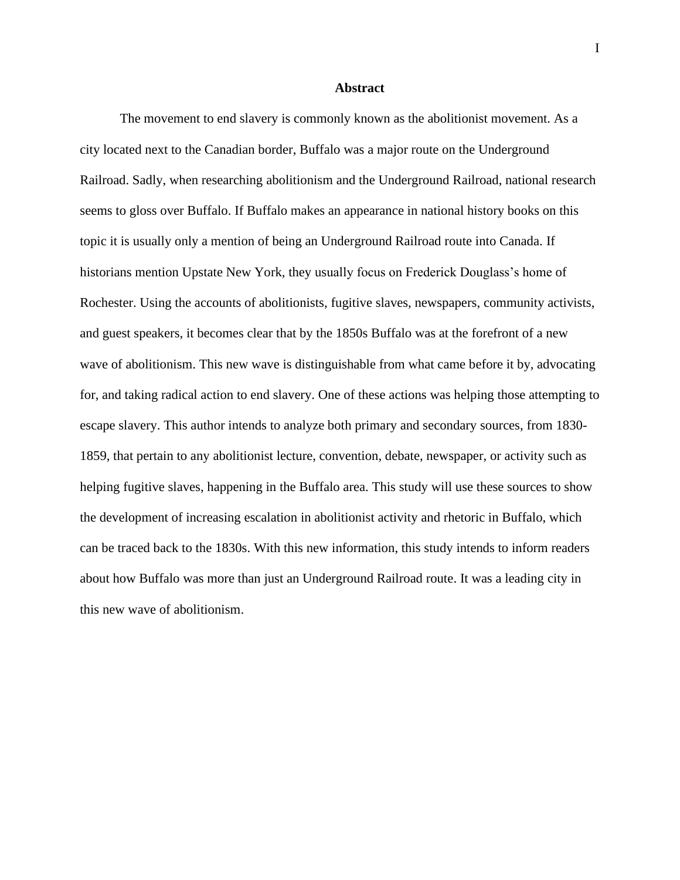# Abstract

The movement to end slavery is commonly known as the abolitionist movement. As a city located next to the Canadian border, Buffalo was a major route on the Underground Railroad. Sadly, when researching abolitionism and the Underground Railroad, national research seems to gloss over Buffalo. If Buffalo makes an appearance in national history books on this topic it is usually only a mention of being an Underground Railroad route into Canada. If historians mention Upstate New York, they usually focus on Frederick Douglass's home of Rochester. Using the accounts of abolitionists, fugitive slaves, newspapers, community activists, and guest speakers, it becomes clear that by the 1850s Buffalo was at the forefront of a new wave of abolitionism. This new wave is distinguishable from what came before it by, advocating for, and taking radical action to end slavery. One of these actions was helping those attempting to escape slavery. This author intends to analyze both primary and secondary sources, from 1830-1859, that pertain to any abolitionist lecture, convention, debate, newspaper, or activity such as helping fugitive slaves, happening in the Buffalo area. This study will use these sources to show the development of increasing escalation in abolitionist activity and rhetoric in Buffalo, which can be traced back to the 1830s. With this new information, this study intends to inform readers about how Buffalo was more than just an Underground Railroad route. It was a leading city in this new wave of abolitionism.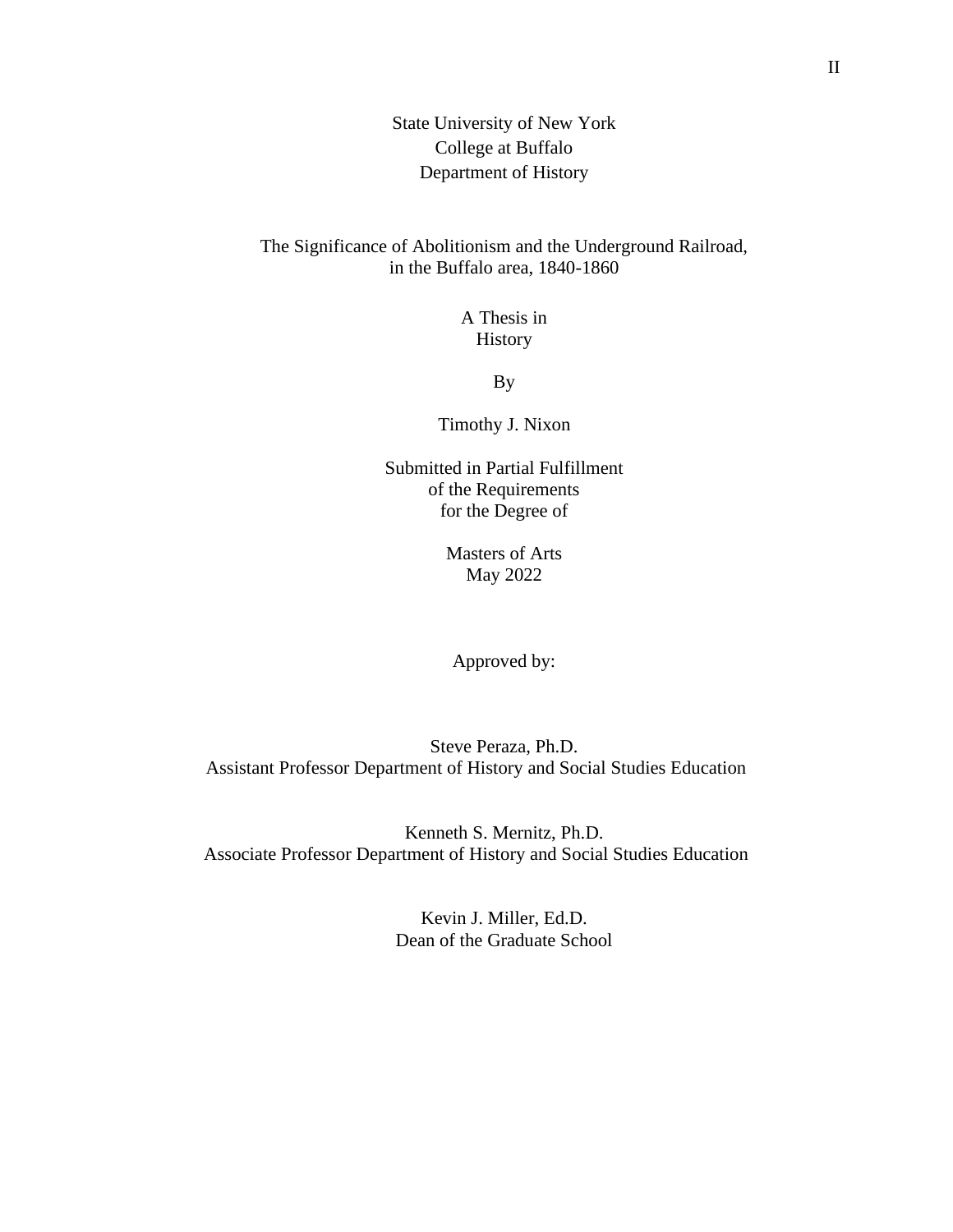State University of New York
College at Buffalo
Department of History

The Significance of Abolitionism and the Underground Railroad,
in the Buffalo area, 1840-1860

A Thesis in
History

By

Timothy J. Nixon

Submitted in Partial Fulfillment
of the Requirements
for the Degree of

Masters of Arts
May 2022

Approved by:

Steve Peraza, Ph.D.
Assistant Professor Department of History and Social Studies Education

Kenneth S. Mernitz, Ph.D.
Associate Professor Department of History and Social Studies Education

Kevin J. Miller, Ed.D.
Dean of the Graduate School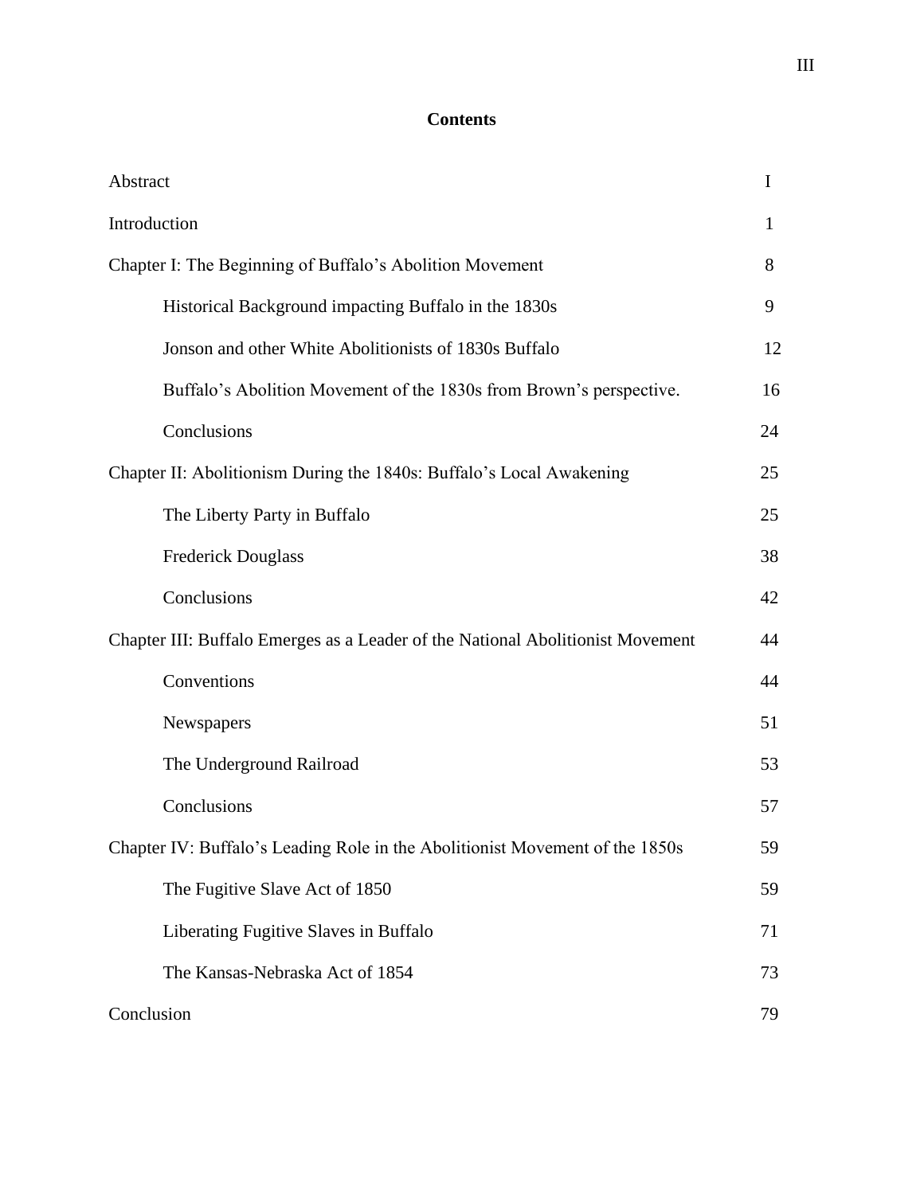# Contents

| | |
|---|---|
| Abstract | I |
| Introduction | 1 |
| Chapter I: The Beginning of Buffalo's Abolition Movement | 8 |
| Historical Background impacting Buffalo in the 1830s | 9 |
| Jonson and other White Abolitionists of 1830s Buffalo | 12 |
| Buffalo's Abolition Movement of the 1830s from Brown's perspective. | 16 |
| Conclusions | 24 |
| Chapter II: Abolitionism During the 1840s: Buffalo's Local Awakening | 25 |
| The Liberty Party in Buffalo | 25 |
| Frederick Douglass | 38 |
| Conclusions | 42 |
| Chapter III: Buffalo Emerges as a Leader of the National Abolitionist Movement | 44 |
| Conventions | 44 |
| Newspapers | 51 |
| The Underground Railroad | 53 |
| Conclusions | 57 |
| Chapter IV: Buffalo's Leading Role in the Abolitionist Movement of the 1850s | 59 |
| The Fugitive Slave Act of 1850 | 59 |
| Liberating Fugitive Slaves in Buffalo | 71 |
| The Kansas-Nebraska Act of 1854 | 73 |
| Conclusion | 79 |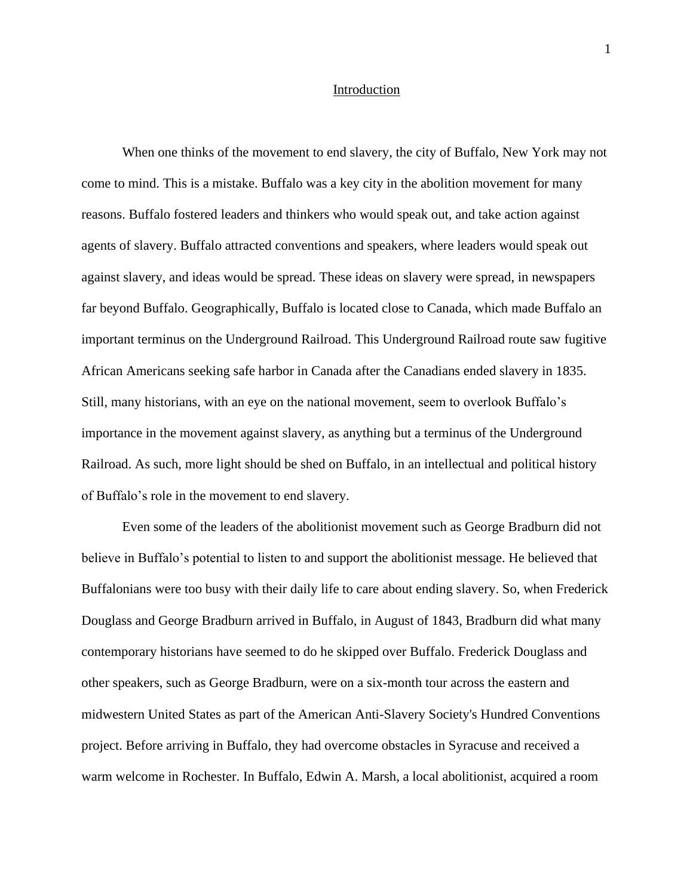# Introduction

When one thinks of the movement to end slavery, the city of Buffalo, New York may not come to mind. This is a mistake. Buffalo was a key city in the abolition movement for many reasons. Buffalo fostered leaders and thinkers who would speak out, and take action against agents of slavery. Buffalo attracted conventions and speakers, where leaders would speak out against slavery, and ideas would be spread. These ideas on slavery were spread, in newspapers far beyond Buffalo. Geographically, Buffalo is located close to Canada, which made Buffalo an important terminus on the Underground Railroad. This Underground Railroad route saw fugitive African Americans seeking safe harbor in Canada after the Canadians ended slavery in 1835. Still, many historians, with an eye on the national movement, seem to overlook Buffalo's importance in the movement against slavery, as anything but a terminus of the Underground Railroad. As such, more light should be shed on Buffalo, in an intellectual and political history of Buffalo's role in the movement to end slavery.

Even some of the leaders of the abolitionist movement such as George Bradburn did not believe in Buffalo's potential to listen to and support the abolitionist message. He believed that Buffalonians were too busy with their daily life to care about ending slavery. So, when Frederick Douglass and George Bradburn arrived in Buffalo, in August of 1843, Bradburn did what many contemporary historians have seemed to do he skipped over Buffalo. Frederick Douglass and other speakers, such as George Bradburn, were on a six-month tour across the eastern and midwestern United States as part of the American Anti-Slavery Society's Hundred Conventions project. Before arriving in Buffalo, they had overcome obstacles in Syracuse and received a warm welcome in Rochester. In Buffalo, Edwin A. Marsh, a local abolitionist, acquired a room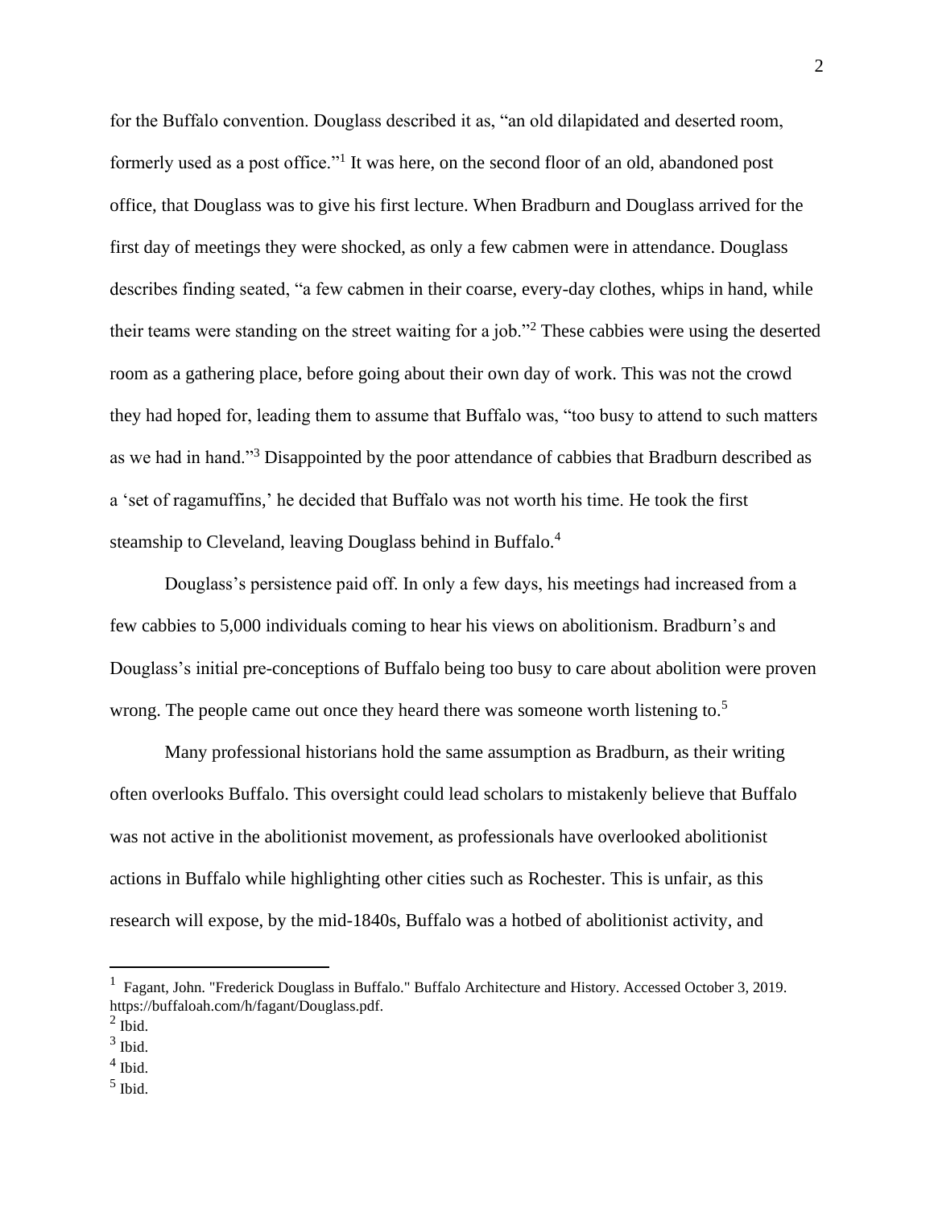for the Buffalo convention. Douglass described it as, "an old dilapidated and deserted room, formerly used as a post office."[1] It was here, on the second floor of an old, abandoned post office, that Douglass was to give his first lecture. When Bradburn and Douglass arrived for the first day of meetings they were shocked, as only a few cabmen were in attendance. Douglass describes finding seated, "a few cabmen in their coarse, every-day clothes, whips in hand, while their teams were standing on the street waiting for a job."[2] These cabbies were using the deserted room as a gathering place, before going about their own day of work. This was not the crowd they had hoped for, leading them to assume that Buffalo was, "too busy to attend to such matters as we had in hand."[3] Disappointed by the poor attendance of cabbies that Bradburn described as a 'set of ragamuffins,' he decided that Buffalo was not worth his time. He took the first steamship to Cleveland, leaving Douglass behind in Buffalo.[4]

Douglass's persistence paid off. In only a few days, his meetings had increased from a few cabbies to 5,000 individuals coming to hear his views on abolitionism. Bradburn's and Douglass's initial pre-conceptions of Buffalo being too busy to care about abolition were proven wrong. The people came out once they heard there was someone worth listening to.[5]

Many professional historians hold the same assumption as Bradburn, as their writing often overlooks Buffalo. This oversight could lead scholars to mistakenly believe that Buffalo was not active in the abolitionist movement, as professionals have overlooked abolitionist actions in Buffalo while highlighting other cities such as Rochester. This is unfair, as this research will expose, by the mid-1840s, Buffalo was a hotbed of abolitionist activity, and

---

[1] Fagant, John. "Frederick Douglass in Buffalo." Buffalo Architecture and History. Accessed October 3, 2019. https://buffaloah.com/h/fagant/Douglass.pdf.

[2] Ibid.

[3] Ibid.

[4] Ibid.

[5] Ibid.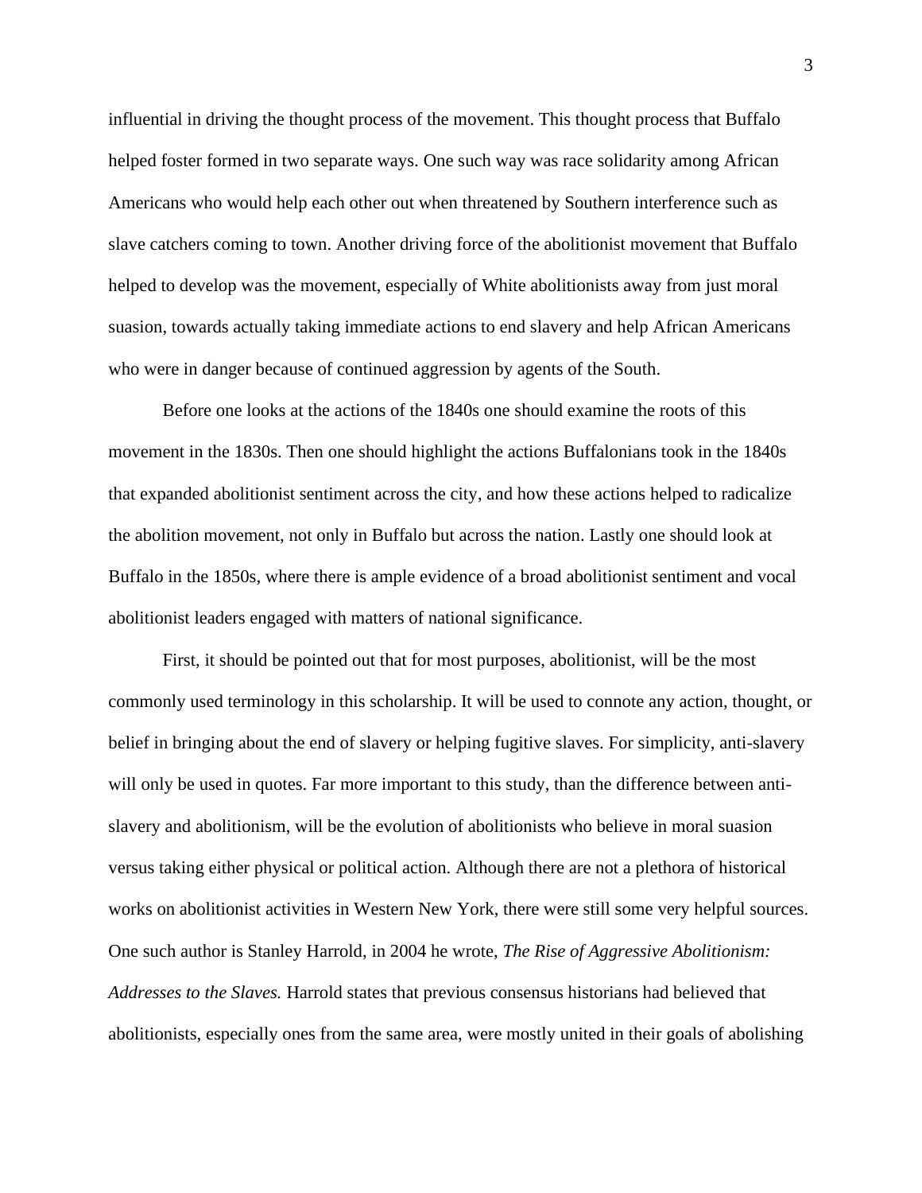influential in driving the thought process of the movement. This thought process that Buffalo helped foster formed in two separate ways. One such way was race solidarity among African Americans who would help each other out when threatened by Southern interference such as slave catchers coming to town. Another driving force of the abolitionist movement that Buffalo helped to develop was the movement, especially of White abolitionists away from just moral suasion, towards actually taking immediate actions to end slavery and help African Americans who were in danger because of continued aggression by agents of the South.

Before one looks at the actions of the 1840s one should examine the roots of this movement in the 1830s. Then one should highlight the actions Buffalonians took in the 1840s that expanded abolitionist sentiment across the city, and how these actions helped to radicalize the abolition movement, not only in Buffalo but across the nation. Lastly one should look at Buffalo in the 1850s, where there is ample evidence of a broad abolitionist sentiment and vocal abolitionist leaders engaged with matters of national significance.

First, it should be pointed out that for most purposes, abolitionist, will be the most commonly used terminology in this scholarship. It will be used to connote any action, thought, or belief in bringing about the end of slavery or helping fugitive slaves. For simplicity, anti-slavery will only be used in quotes. Far more important to this study, than the difference between anti-slavery and abolitionism, will be the evolution of abolitionists who believe in moral suasion versus taking either physical or political action. Although there are not a plethora of historical works on abolitionist activities in Western New York, there were still some very helpful sources. One such author is Stanley Harrold, in 2004 he wrote, *The Rise of Aggressive Abolitionism: Addresses to the Slaves.* Harrold states that previous consensus historians had believed that abolitionists, especially ones from the same area, were mostly united in their goals of abolishing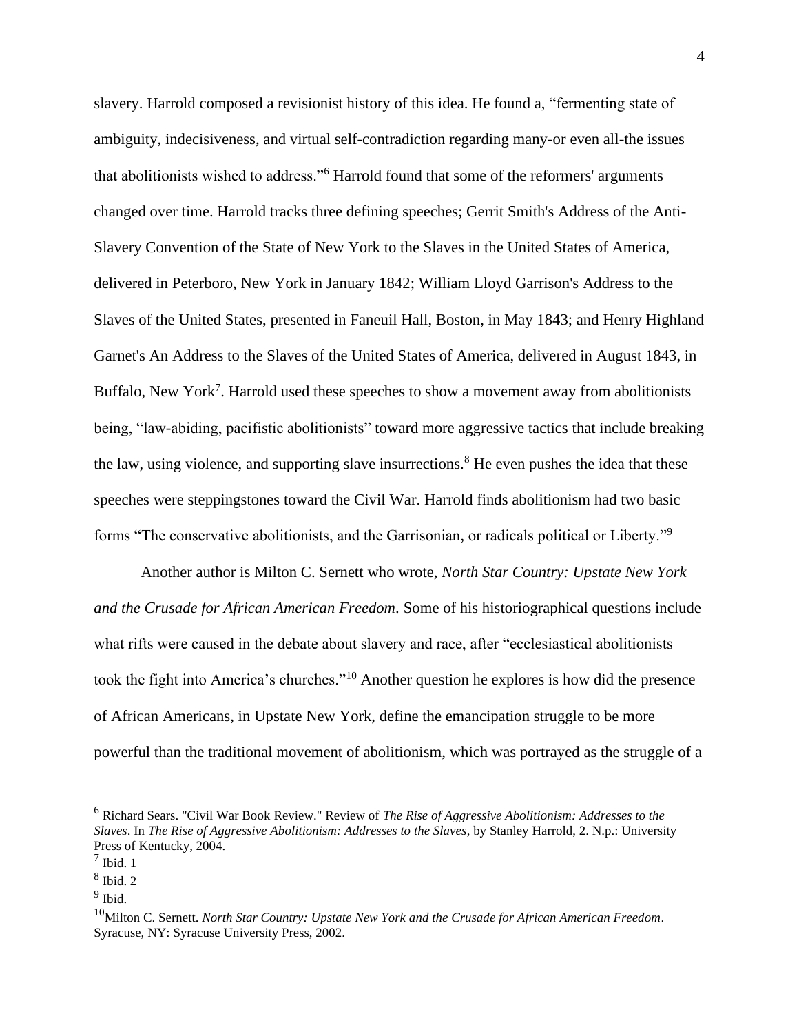slavery. Harrold composed a revisionist history of this idea. He found a, "fermenting state of ambiguity, indecisiveness, and virtual self-contradiction regarding many-or even all-the issues that abolitionists wished to address."[6] Harrold found that some of the reformers' arguments changed over time. Harrold tracks three defining speeches; Gerrit Smith's Address of the Anti-Slavery Convention of the State of New York to the Slaves in the United States of America, delivered in Peterboro, New York in January 1842; William Lloyd Garrison's Address to the Slaves of the United States, presented in Faneuil Hall, Boston, in May 1843; and Henry Highland Garnet's An Address to the Slaves of the United States of America, delivered in August 1843, in Buffalo, New York[7]. Harrold used these speeches to show a movement away from abolitionists being, "law-abiding, pacifistic abolitionists" toward more aggressive tactics that include breaking the law, using violence, and supporting slave insurrections.[8] He even pushes the idea that these speeches were steppingstones toward the Civil War. Harrold finds abolitionism had two basic forms "The conservative abolitionists, and the Garrisonian, or radicals political or Liberty."[9]

Another author is Milton C. Sernett who wrote, *North Star Country: Upstate New York and the Crusade for African American Freedom*. Some of his historiographical questions include what rifts were caused in the debate about slavery and race, after "ecclesiastical abolitionists took the fight into America's churches."[10] Another question he explores is how did the presence of African Americans, in Upstate New York, define the emancipation struggle to be more powerful than the traditional movement of abolitionism, which was portrayed as the struggle of a

---

[6] Richard Sears. "Civil War Book Review." Review of *The Rise of Aggressive Abolitionism: Addresses to the Slaves*. In *The Rise of Aggressive Abolitionism: Addresses to the Slaves*, by Stanley Harrold, 2. N.p.: University Press of Kentucky, 2004.

[7] Ibid. 1

[8] Ibid. 2

[9] Ibid.

[10] Milton C. Sernett. *North Star Country: Upstate New York and the Crusade for African American Freedom*. Syracuse, NY: Syracuse University Press, 2002.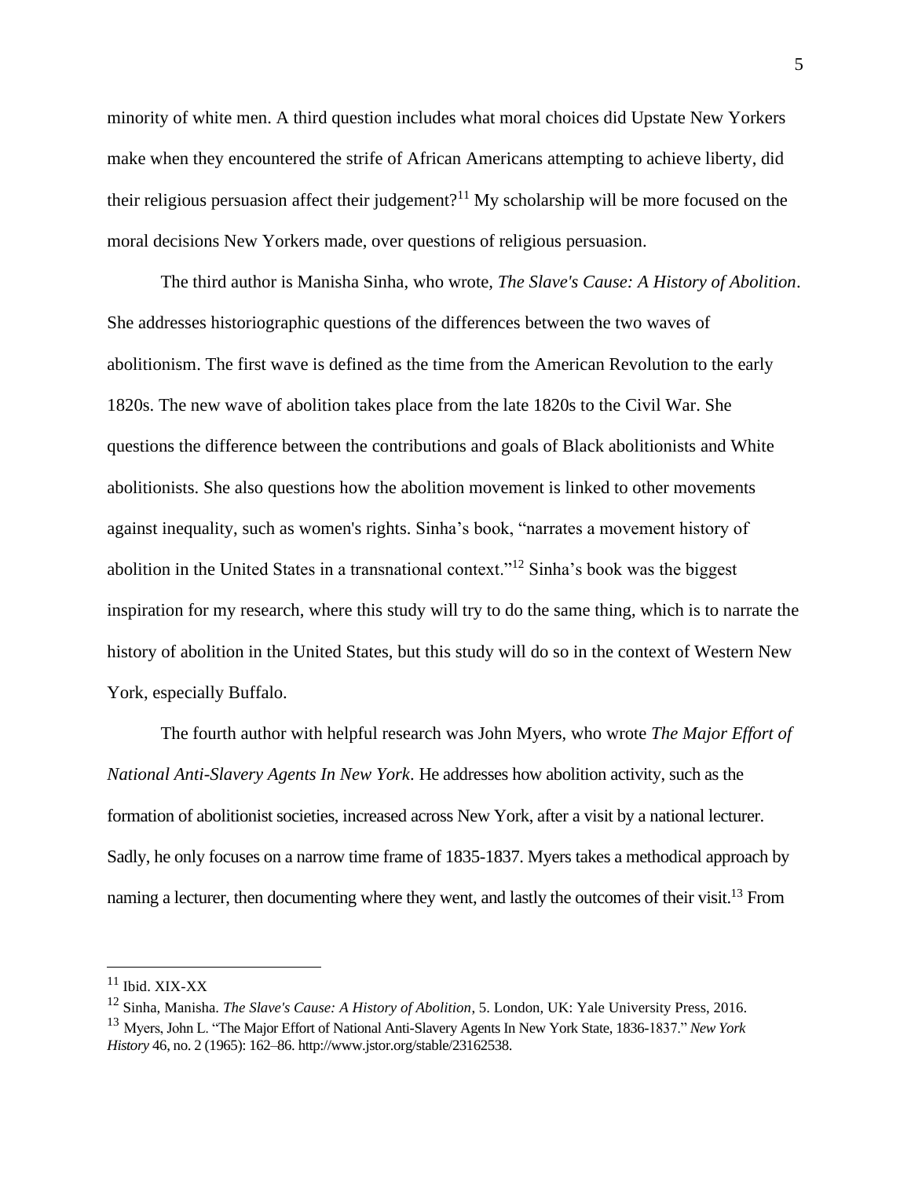minority of white men. A third question includes what moral choices did Upstate New Yorkers make when they encountered the strife of African Americans attempting to achieve liberty, did their religious persuasion affect their judgement?[11] My scholarship will be more focused on the moral decisions New Yorkers made, over questions of religious persuasion.

The third author is Manisha Sinha, who wrote, *The Slave's Cause: A History of Abolition*. She addresses historiographic questions of the differences between the two waves of abolitionism. The first wave is defined as the time from the American Revolution to the early 1820s. The new wave of abolition takes place from the late 1820s to the Civil War. She questions the difference between the contributions and goals of Black abolitionists and White abolitionists. She also questions how the abolition movement is linked to other movements against inequality, such as women's rights. Sinha's book, "narrates a movement history of abolition in the United States in a transnational context."[12] Sinha's book was the biggest inspiration for my research, where this study will try to do the same thing, which is to narrate the history of abolition in the United States, but this study will do so in the context of Western New York, especially Buffalo.

The fourth author with helpful research was John Myers, who wrote *The Major Effort of National Anti-Slavery Agents In New York*. He addresses how abolition activity, such as the formation of abolitionist societies, increased across New York, after a visit by a national lecturer. Sadly, he only focuses on a narrow time frame of 1835-1837. Myers takes a methodical approach by naming a lecturer, then documenting where they went, and lastly the outcomes of their visit.[13] From

---

[11] Ibid. XIX-XX

[12] Sinha, Manisha. *The Slave's Cause: A History of Abolition*, 5. London, UK: Yale University Press, 2016.

[13] Myers, John L. "The Major Effort of National Anti-Slavery Agents In New York State, 1836-1837." *New York History* 46, no. 2 (1965): 162–86. http://www.jstor.org/stable/23162538.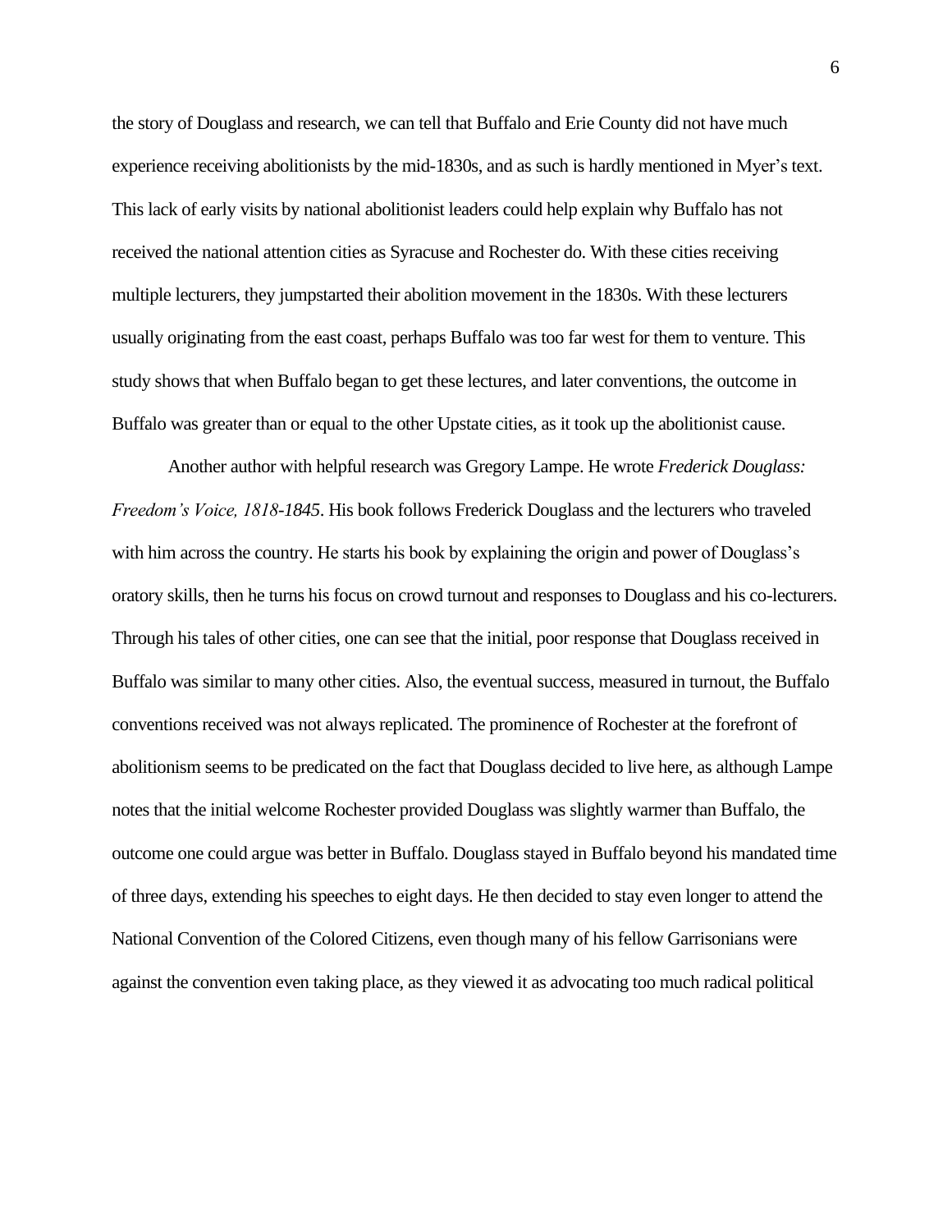the story of Douglass and research, we can tell that Buffalo and Erie County did not have much experience receiving abolitionists by the mid-1830s, and as such is hardly mentioned in Myer's text. This lack of early visits by national abolitionist leaders could help explain why Buffalo has not received the national attention cities as Syracuse and Rochester do. With these cities receiving multiple lecturers, they jumpstarted their abolition movement in the 1830s. With these lecturers usually originating from the east coast, perhaps Buffalo was too far west for them to venture. This study shows that when Buffalo began to get these lectures, and later conventions, the outcome in Buffalo was greater than or equal to the other Upstate cities, as it took up the abolitionist cause.

Another author with helpful research was Gregory Lampe. He wrote *Frederick Douglass: Freedom's Voice, 1818-1845*. His book follows Frederick Douglass and the lecturers who traveled with him across the country. He starts his book by explaining the origin and power of Douglass's oratory skills, then he turns his focus on crowd turnout and responses to Douglass and his co-lecturers. Through his tales of other cities, one can see that the initial, poor response that Douglass received in Buffalo was similar to many other cities. Also, the eventual success, measured in turnout, the Buffalo conventions received was not always replicated. The prominence of Rochester at the forefront of abolitionism seems to be predicated on the fact that Douglass decided to live here, as although Lampe notes that the initial welcome Rochester provided Douglass was slightly warmer than Buffalo, the outcome one could argue was better in Buffalo. Douglass stayed in Buffalo beyond his mandated time of three days, extending his speeches to eight days. He then decided to stay even longer to attend the National Convention of the Colored Citizens, even though many of his fellow Garrisonians were against the convention even taking place, as they viewed it as advocating too much radical political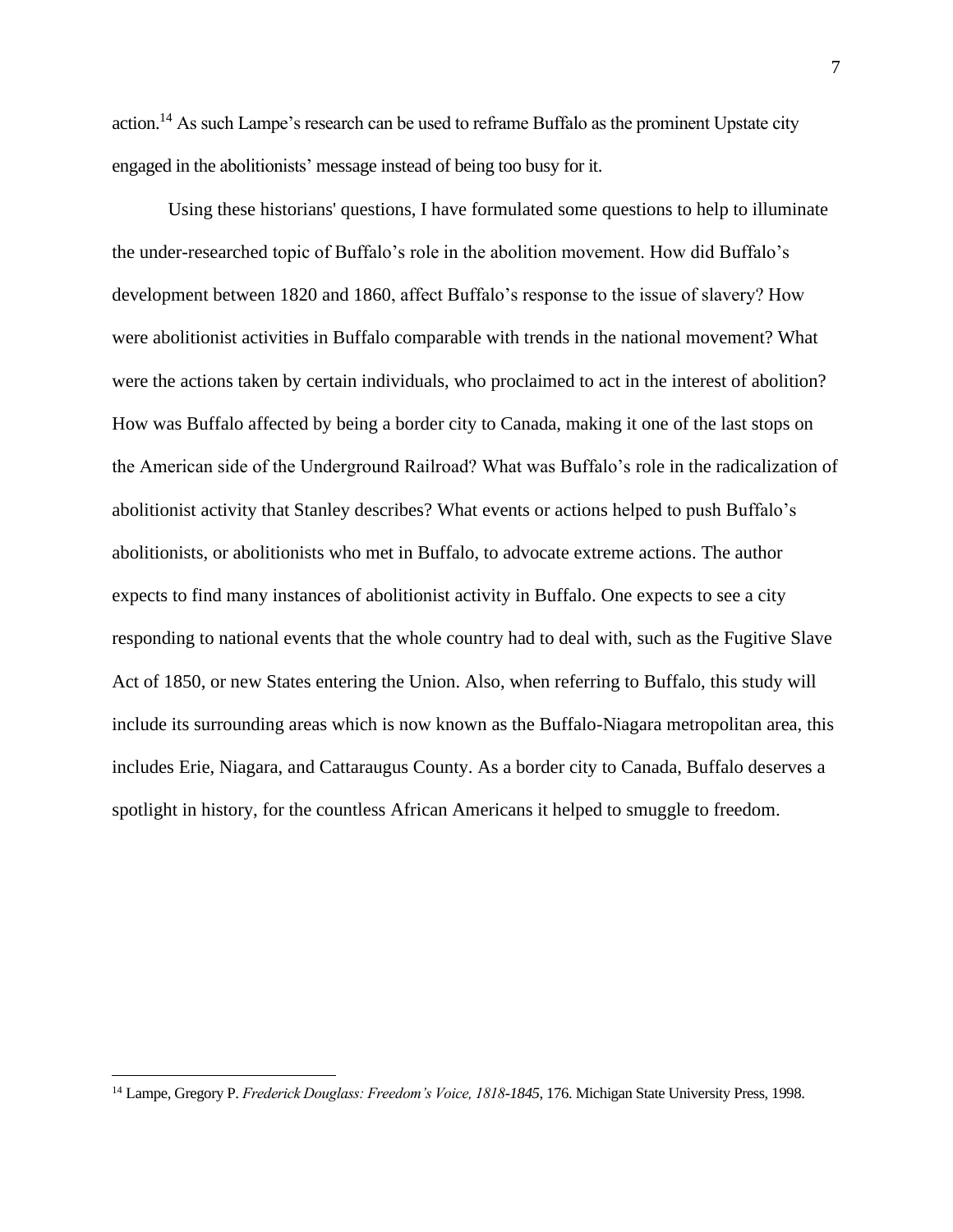action.[14] As such Lampe's research can be used to reframe Buffalo as the prominent Upstate city engaged in the abolitionists' message instead of being too busy for it.

Using these historians' questions, I have formulated some questions to help to illuminate the under-researched topic of Buffalo's role in the abolition movement. How did Buffalo's development between 1820 and 1860, affect Buffalo's response to the issue of slavery? How were abolitionist activities in Buffalo comparable with trends in the national movement? What were the actions taken by certain individuals, who proclaimed to act in the interest of abolition? How was Buffalo affected by being a border city to Canada, making it one of the last stops on the American side of the Underground Railroad? What was Buffalo's role in the radicalization of abolitionist activity that Stanley describes? What events or actions helped to push Buffalo's abolitionists, or abolitionists who met in Buffalo, to advocate extreme actions. The author expects to find many instances of abolitionist activity in Buffalo. One expects to see a city responding to national events that the whole country had to deal with, such as the Fugitive Slave Act of 1850, or new States entering the Union. Also, when referring to Buffalo, this study will include its surrounding areas which is now known as the Buffalo-Niagara metropolitan area, this includes Erie, Niagara, and Cattaraugus County. As a border city to Canada, Buffalo deserves a spotlight in history, for the countless African Americans it helped to smuggle to freedom.

---

[14] Lampe, Gregory P. *Frederick Douglass: Freedom's Voice, 1818-1845*, 176. Michigan State University Press, 1998.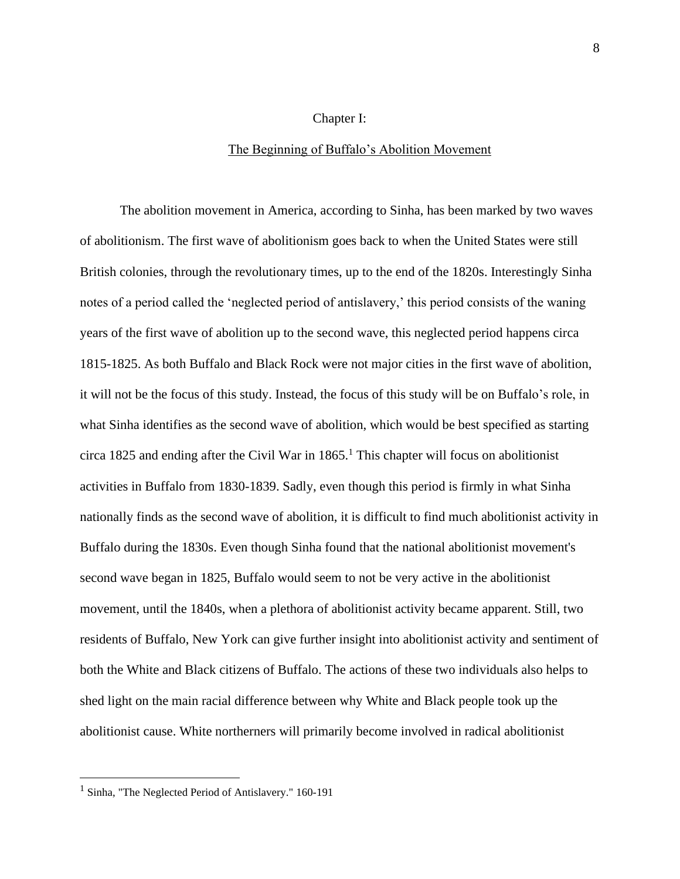# Chapter I:

## The Beginning of Buffalo's Abolition Movement

The abolition movement in America, according to Sinha, has been marked by two waves of abolitionism. The first wave of abolitionism goes back to when the United States were still British colonies, through the revolutionary times, up to the end of the 1820s. Interestingly Sinha notes of a period called the 'neglected period of antislavery,' this period consists of the waning years of the first wave of abolition up to the second wave, this neglected period happens circa 1815-1825. As both Buffalo and Black Rock were not major cities in the first wave of abolition, it will not be the focus of this study. Instead, the focus of this study will be on Buffalo's role, in what Sinha identifies as the second wave of abolition, which would be best specified as starting circa 1825 and ending after the Civil War in 1865.[1] This chapter will focus on abolitionist activities in Buffalo from 1830-1839. Sadly, even though this period is firmly in what Sinha nationally finds as the second wave of abolition, it is difficult to find much abolitionist activity in Buffalo during the 1830s. Even though Sinha found that the national abolitionist movement's second wave began in 1825, Buffalo would seem to not be very active in the abolitionist movement, until the 1840s, when a plethora of abolitionist activity became apparent. Still, two residents of Buffalo, New York can give further insight into abolitionist activity and sentiment of both the White and Black citizens of Buffalo. The actions of these two individuals also helps to shed light on the main racial difference between why White and Black people took up the abolitionist cause. White northerners will primarily become involved in radical abolitionist

[1] Sinha, "The Neglected Period of Antislavery." 160-191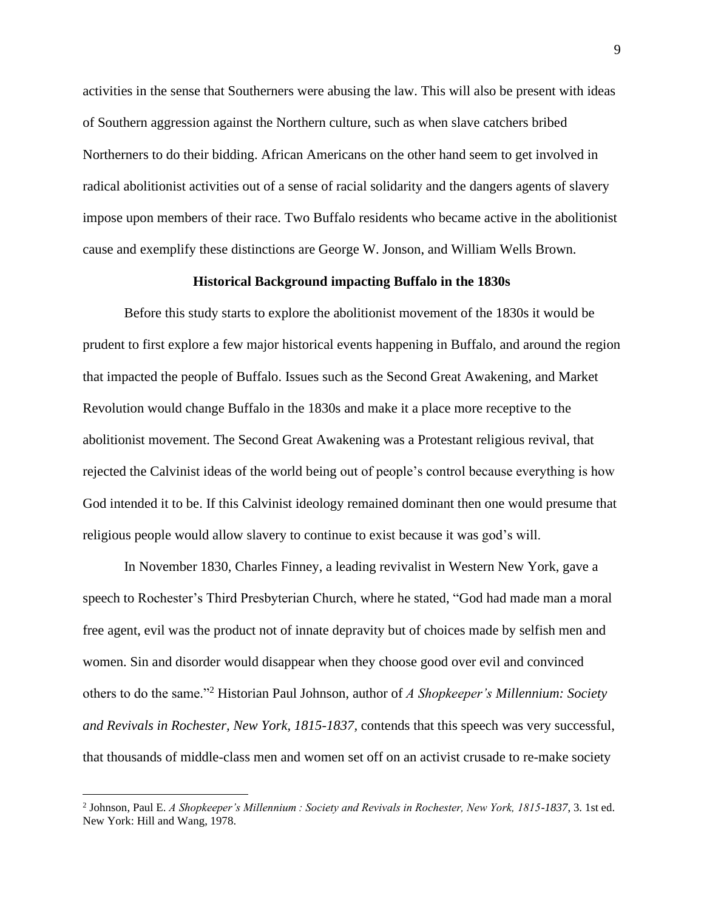activities in the sense that Southerners were abusing the law. This will also be present with ideas of Southern aggression against the Northern culture, such as when slave catchers bribed Northerners to do their bidding. African Americans on the other hand seem to get involved in radical abolitionist activities out of a sense of racial solidarity and the dangers agents of slavery impose upon members of their race. Two Buffalo residents who became active in the abolitionist cause and exemplify these distinctions are George W. Jonson, and William Wells Brown.

## Historical Background impacting Buffalo in the 1830s

Before this study starts to explore the abolitionist movement of the 1830s it would be prudent to first explore a few major historical events happening in Buffalo, and around the region that impacted the people of Buffalo. Issues such as the Second Great Awakening, and Market Revolution would change Buffalo in the 1830s and make it a place more receptive to the abolitionist movement. The Second Great Awakening was a Protestant religious revival, that rejected the Calvinist ideas of the world being out of people's control because everything is how God intended it to be. If this Calvinist ideology remained dominant then one would presume that religious people would allow slavery to continue to exist because it was god's will.

In November 1830, Charles Finney, a leading revivalist in Western New York, gave a speech to Rochester's Third Presbyterian Church, where he stated, "God had made man a moral free agent, evil was the product not of innate depravity but of choices made by selfish men and women. Sin and disorder would disappear when they choose good over evil and convinced others to do the same."[2] Historian Paul Johnson, author of *A Shopkeeper's Millennium: Society and Revivals in Rochester, New York, 1815-1837*, contends that this speech was very successful, that thousands of middle-class men and women set off on an activist crusade to re-make society

---

[2] Johnson, Paul E. *A Shopkeeper's Millennium : Society and Revivals in Rochester, New York, 1815-1837*, 3. 1st ed. New York: Hill and Wang, 1978.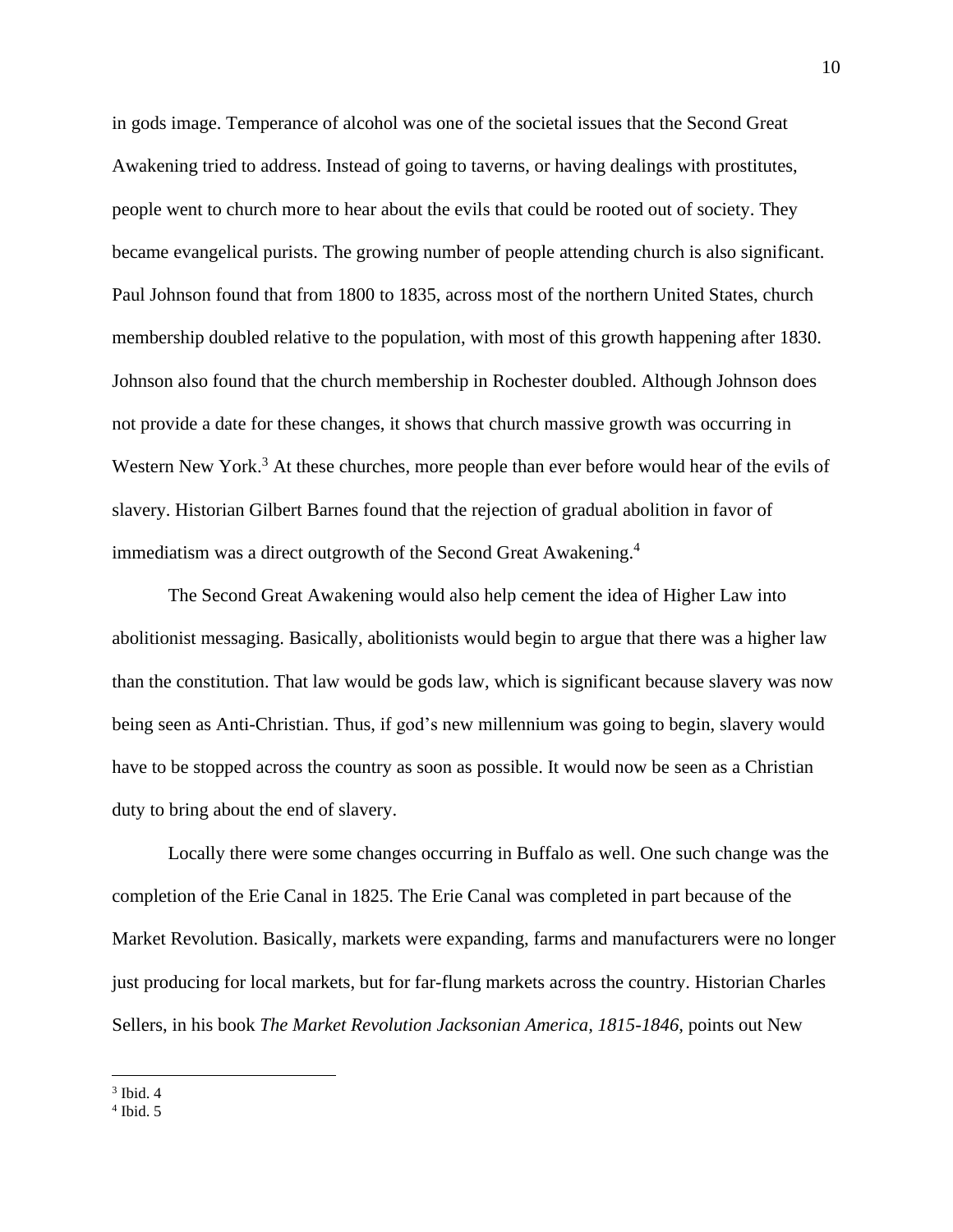in gods image. Temperance of alcohol was one of the societal issues that the Second Great Awakening tried to address. Instead of going to taverns, or having dealings with prostitutes, people went to church more to hear about the evils that could be rooted out of society. They became evangelical purists. The growing number of people attending church is also significant. Paul Johnson found that from 1800 to 1835, across most of the northern United States, church membership doubled relative to the population, with most of this growth happening after 1830. Johnson also found that the church membership in Rochester doubled. Although Johnson does not provide a date for these changes, it shows that church massive growth was occurring in Western New York.[3] At these churches, more people than ever before would hear of the evils of slavery. Historian Gilbert Barnes found that the rejection of gradual abolition in favor of immediatism was a direct outgrowth of the Second Great Awakening.[4]

The Second Great Awakening would also help cement the idea of Higher Law into abolitionist messaging. Basically, abolitionists would begin to argue that there was a higher law than the constitution. That law would be gods law, which is significant because slavery was now being seen as Anti-Christian. Thus, if god's new millennium was going to begin, slavery would have to be stopped across the country as soon as possible. It would now be seen as a Christian duty to bring about the end of slavery.

Locally there were some changes occurring in Buffalo as well. One such change was the completion of the Erie Canal in 1825. The Erie Canal was completed in part because of the Market Revolution. Basically, markets were expanding, farms and manufacturers were no longer just producing for local markets, but for far-flung markets across the country. Historian Charles Sellers, in his book *The Market Revolution Jacksonian America, 1815-1846*, points out New

---

[3] Ibid. 4

[4] Ibid. 5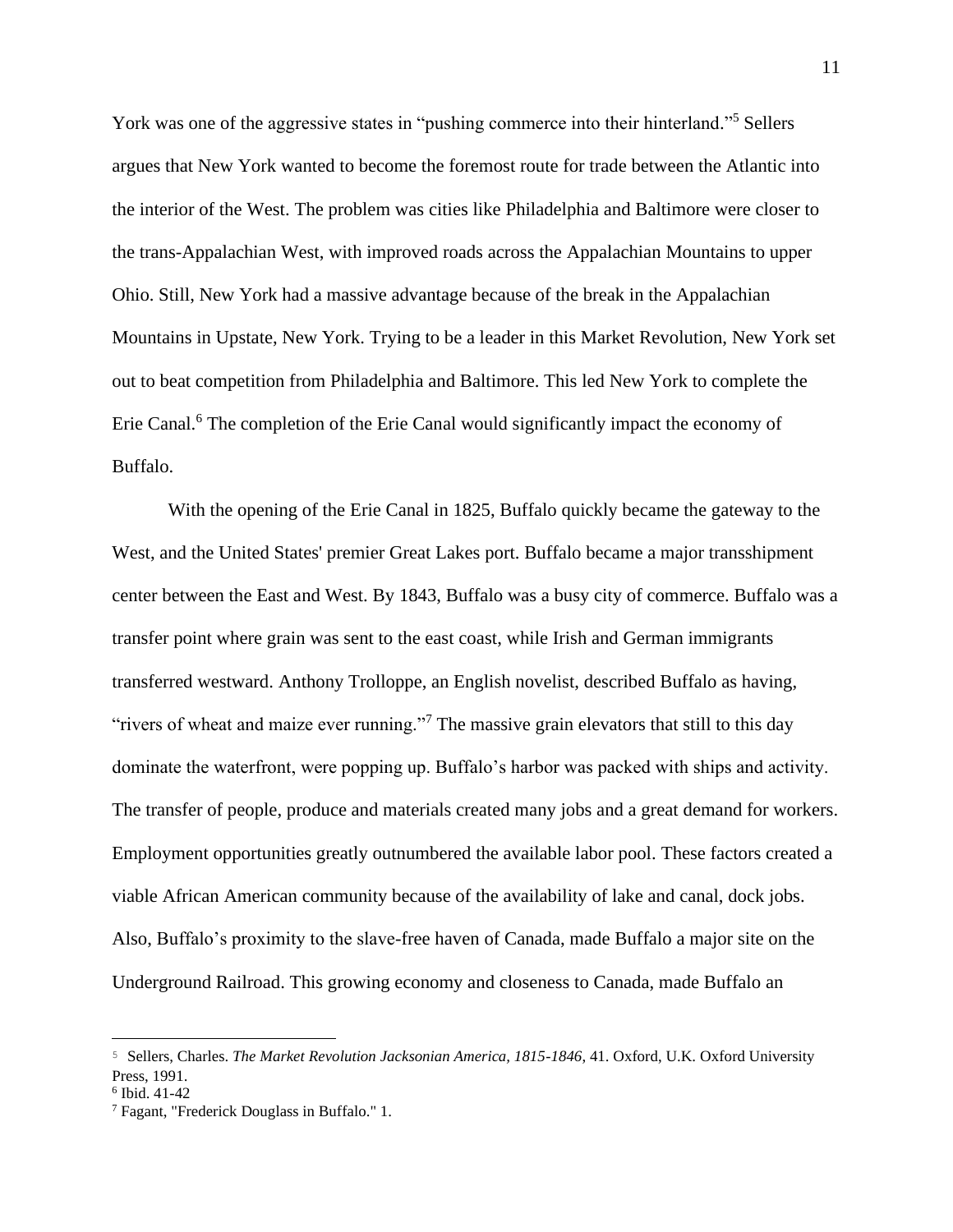York was one of the aggressive states in "pushing commerce into their hinterland."[5] Sellers argues that New York wanted to become the foremost route for trade between the Atlantic into the interior of the West. The problem was cities like Philadelphia and Baltimore were closer to the trans-Appalachian West, with improved roads across the Appalachian Mountains to upper Ohio. Still, New York had a massive advantage because of the break in the Appalachian Mountains in Upstate, New York. Trying to be a leader in this Market Revolution, New York set out to beat competition from Philadelphia and Baltimore. This led New York to complete the Erie Canal.[6] The completion of the Erie Canal would significantly impact the economy of Buffalo.

With the opening of the Erie Canal in 1825, Buffalo quickly became the gateway to the West, and the United States' premier Great Lakes port. Buffalo became a major transshipment center between the East and West. By 1843, Buffalo was a busy city of commerce. Buffalo was a transfer point where grain was sent to the east coast, while Irish and German immigrants transferred westward. Anthony Trolloppe, an English novelist, described Buffalo as having, "rivers of wheat and maize ever running."[7] The massive grain elevators that still to this day dominate the waterfront, were popping up. Buffalo's harbor was packed with ships and activity. The transfer of people, produce and materials created many jobs and a great demand for workers. Employment opportunities greatly outnumbered the available labor pool. These factors created a viable African American community because of the availability of lake and canal, dock jobs. Also, Buffalo's proximity to the slave-free haven of Canada, made Buffalo a major site on the Underground Railroad. This growing economy and closeness to Canada, made Buffalo an

---

[5] Sellers, Charles. *The Market Revolution Jacksonian America, 1815-1846*, 41. Oxford, U.K. Oxford University Press, 1991.

[6] Ibid. 41-42

[7] Fagant, "Frederick Douglass in Buffalo." 1.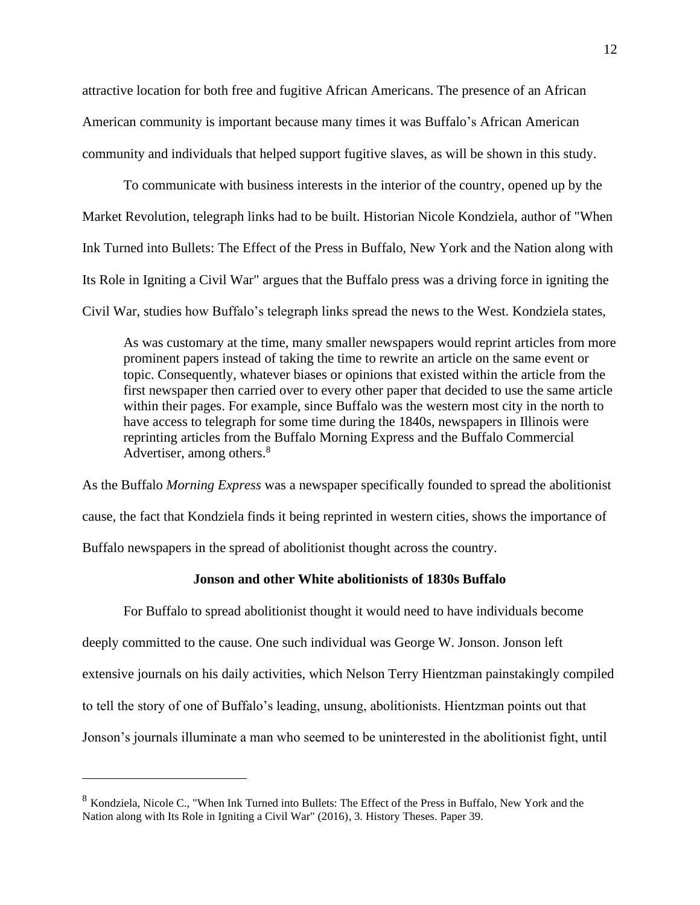attractive location for both free and fugitive African Americans. The presence of an African American community is important because many times it was Buffalo's African American community and individuals that helped support fugitive slaves, as will be shown in this study.

To communicate with business interests in the interior of the country, opened up by the Market Revolution, telegraph links had to be built. Historian Nicole Kondziela, author of "When Ink Turned into Bullets: The Effect of the Press in Buffalo, New York and the Nation along with Its Role in Igniting a Civil War" argues that the Buffalo press was a driving force in igniting the Civil War, studies how Buffalo's telegraph links spread the news to the West. Kondziela states,

> As was customary at the time, many smaller newspapers would reprint articles from more prominent papers instead of taking the time to rewrite an article on the same event or topic. Consequently, whatever biases or opinions that existed within the article from the first newspaper then carried over to every other paper that decided to use the same article within their pages. For example, since Buffalo was the western most city in the north to have access to telegraph for some time during the 1840s, newspapers in Illinois were reprinting articles from the Buffalo Morning Express and the Buffalo Commercial Advertiser, among others.[8]

As the Buffalo *Morning Express* was a newspaper specifically founded to spread the abolitionist cause, the fact that Kondziela finds it being reprinted in western cities, shows the importance of Buffalo newspapers in the spread of abolitionist thought across the country.

### Jonson and other White abolitionists of 1830s Buffalo

For Buffalo to spread abolitionist thought it would need to have individuals become deeply committed to the cause. One such individual was George W. Jonson. Jonson left extensive journals on his daily activities, which Nelson Terry Hientzman painstakingly compiled to tell the story of one of Buffalo's leading, unsung, abolitionists. Hientzman points out that Jonson's journals illuminate a man who seemed to be uninterested in the abolitionist fight, until

---

[8] Kondziela, Nicole C., "When Ink Turned into Bullets: The Effect of the Press in Buffalo, New York and the Nation along with Its Role in Igniting a Civil War" (2016), 3. History Theses. Paper 39.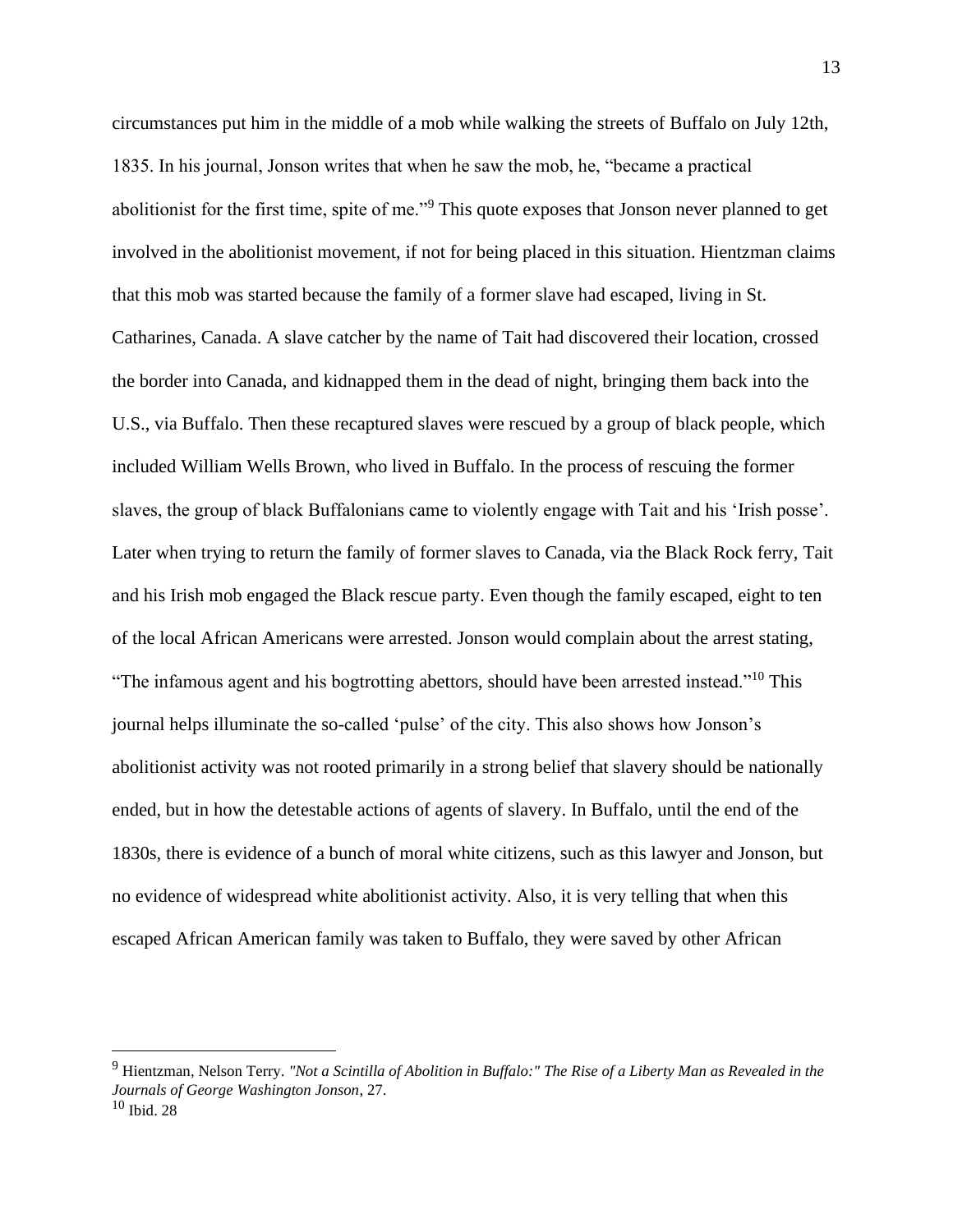circumstances put him in the middle of a mob while walking the streets of Buffalo on July 12th, 1835. In his journal, Jonson writes that when he saw the mob, he, "became a practical abolitionist for the first time, spite of me."[9] This quote exposes that Jonson never planned to get involved in the abolitionist movement, if not for being placed in this situation. Hientzman claims that this mob was started because the family of a former slave had escaped, living in St. Catharines, Canada. A slave catcher by the name of Tait had discovered their location, crossed the border into Canada, and kidnapped them in the dead of night, bringing them back into the U.S., via Buffalo. Then these recaptured slaves were rescued by a group of black people, which included William Wells Brown, who lived in Buffalo. In the process of rescuing the former slaves, the group of black Buffalonians came to violently engage with Tait and his 'Irish posse'. Later when trying to return the family of former slaves to Canada, via the Black Rock ferry, Tait and his Irish mob engaged the Black rescue party. Even though the family escaped, eight to ten of the local African Americans were arrested. Jonson would complain about the arrest stating, "The infamous agent and his bogtrotting abettors, should have been arrested instead."[10] This journal helps illuminate the so-called 'pulse' of the city. This also shows how Jonson's abolitionist activity was not rooted primarily in a strong belief that slavery should be nationally ended, but in how the detestable actions of agents of slavery. In Buffalo, until the end of the 1830s, there is evidence of a bunch of moral white citizens, such as this lawyer and Jonson, but no evidence of widespread white abolitionist activity. Also, it is very telling that when this escaped African American family was taken to Buffalo, they were saved by other African

---

[9] Hientzman, Nelson Terry. *"Not a Scintilla of Abolition in Buffalo:" The Rise of a Liberty Man as Revealed in the Journals of George Washington Jonson,* 27.

[10] Ibid. 28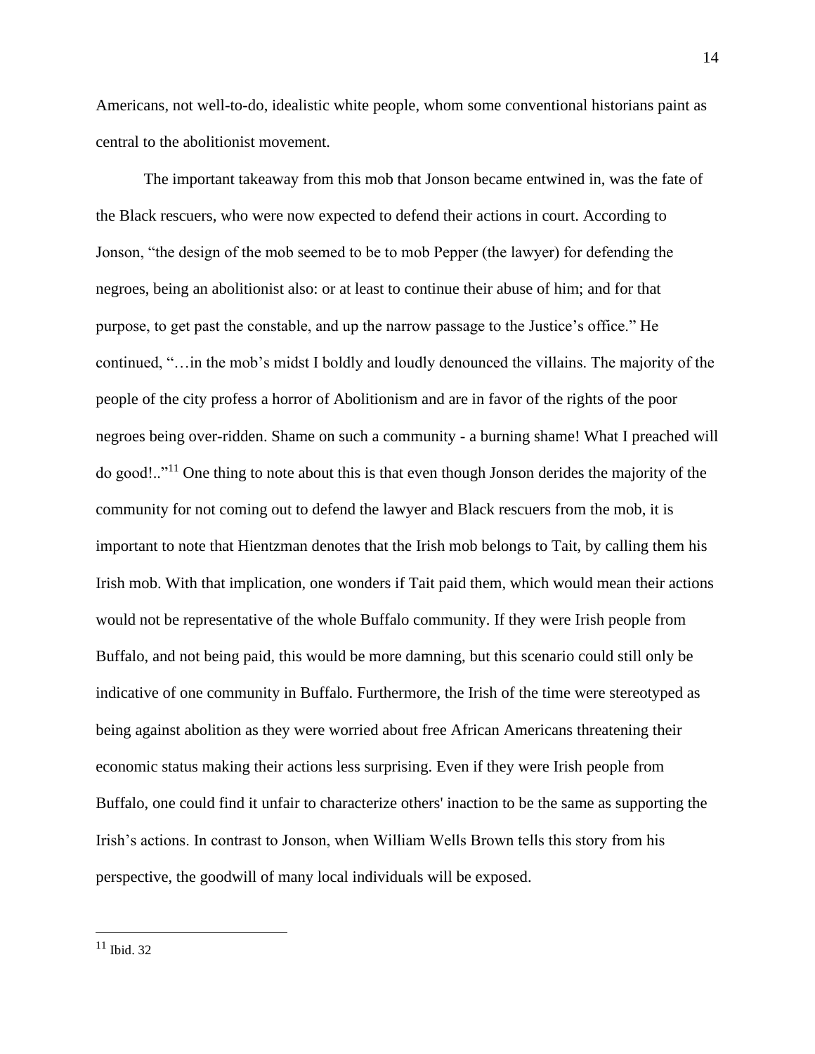Americans, not well-to-do, idealistic white people, whom some conventional historians paint as central to the abolitionist movement.

The important takeaway from this mob that Jonson became entwined in, was the fate of the Black rescuers, who were now expected to defend their actions in court. According to Jonson, "the design of the mob seemed to be to mob Pepper (the lawyer) for defending the negroes, being an abolitionist also: or at least to continue their abuse of him; and for that purpose, to get past the constable, and up the narrow passage to the Justice's office." He continued, "…in the mob's midst I boldly and loudly denounced the villains. The majority of the people of the city profess a horror of Abolitionism and are in favor of the rights of the poor negroes being over-ridden. Shame on such a community - a burning shame! What I preached will do good!.."[11] One thing to note about this is that even though Jonson derides the majority of the community for not coming out to defend the lawyer and Black rescuers from the mob, it is important to note that Hientzman denotes that the Irish mob belongs to Tait, by calling them his Irish mob. With that implication, one wonders if Tait paid them, which would mean their actions would not be representative of the whole Buffalo community. If they were Irish people from Buffalo, and not being paid, this would be more damning, but this scenario could still only be indicative of one community in Buffalo. Furthermore, the Irish of the time were stereotyped as being against abolition as they were worried about free African Americans threatening their economic status making their actions less surprising. Even if they were Irish people from Buffalo, one could find it unfair to characterize others' inaction to be the same as supporting the Irish's actions. In contrast to Jonson, when William Wells Brown tells this story from his perspective, the goodwill of many local individuals will be exposed.

---

[11] Ibid. 32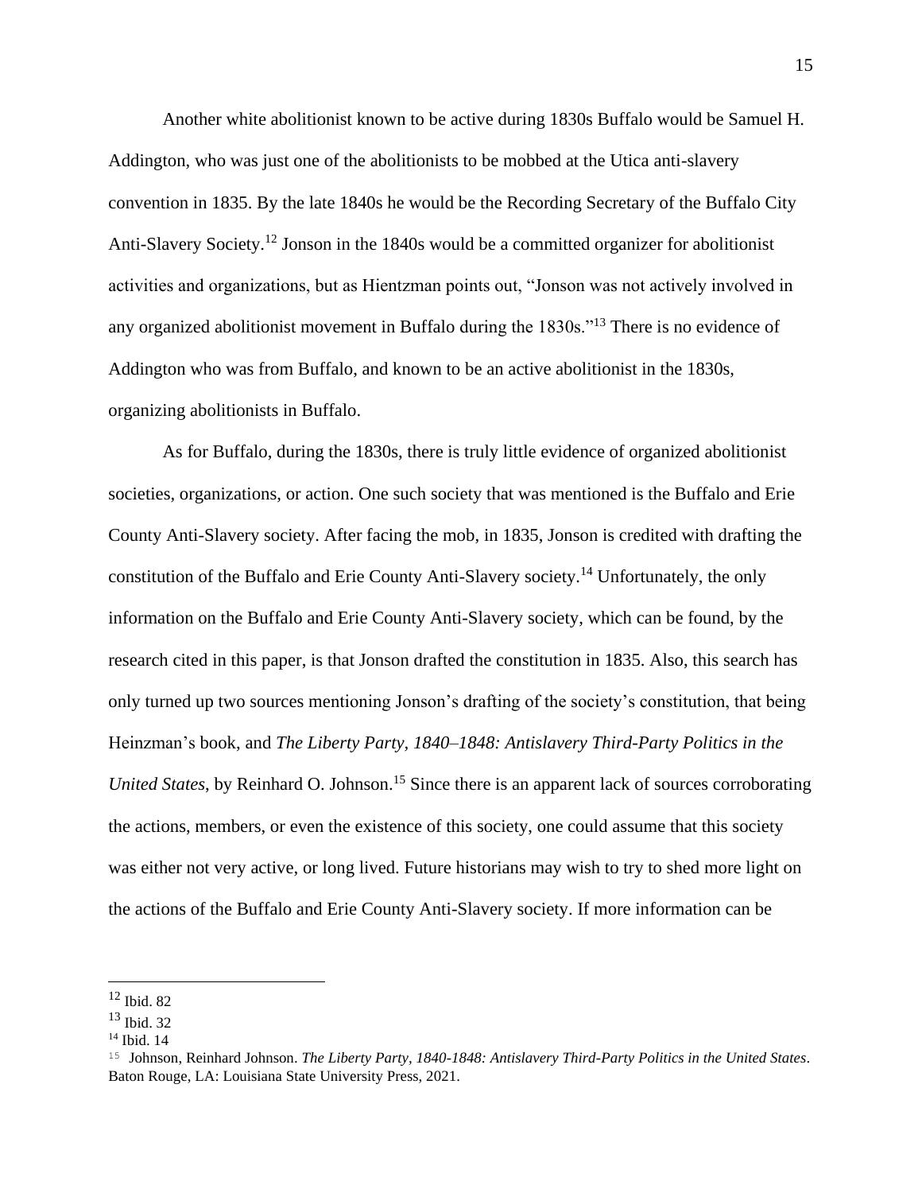Another white abolitionist known to be active during 1830s Buffalo would be Samuel H. Addington, who was just one of the abolitionists to be mobbed at the Utica anti-slavery convention in 1835. By the late 1840s he would be the Recording Secretary of the Buffalo City Anti-Slavery Society.[12] Jonson in the 1840s would be a committed organizer for abolitionist activities and organizations, but as Hientzman points out, "Jonson was not actively involved in any organized abolitionist movement in Buffalo during the 1830s."[13] There is no evidence of Addington who was from Buffalo, and known to be an active abolitionist in the 1830s, organizing abolitionists in Buffalo.

As for Buffalo, during the 1830s, there is truly little evidence of organized abolitionist societies, organizations, or action. One such society that was mentioned is the Buffalo and Erie County Anti-Slavery society. After facing the mob, in 1835, Jonson is credited with drafting the constitution of the Buffalo and Erie County Anti-Slavery society.[14] Unfortunately, the only information on the Buffalo and Erie County Anti-Slavery society, which can be found, by the research cited in this paper, is that Jonson drafted the constitution in 1835. Also, this search has only turned up two sources mentioning Jonson's drafting of the society's constitution, that being Heinzman's book, and *The Liberty Party, 1840–1848: Antislavery Third-Party Politics in the United States*, by Reinhard O. Johnson.[15] Since there is an apparent lack of sources corroborating the actions, members, or even the existence of this society, one could assume that this society was either not very active, or long lived. Future historians may wish to try to shed more light on the actions of the Buffalo and Erie County Anti-Slavery society. If more information can be

---

[12] Ibid. 82

[13] Ibid. 32

[14] Ibid. 14

[15] Johnson, Reinhard Johnson. *The Liberty Party, 1840-1848: Antislavery Third-Party Politics in the United States*. Baton Rouge, LA: Louisiana State University Press, 2021.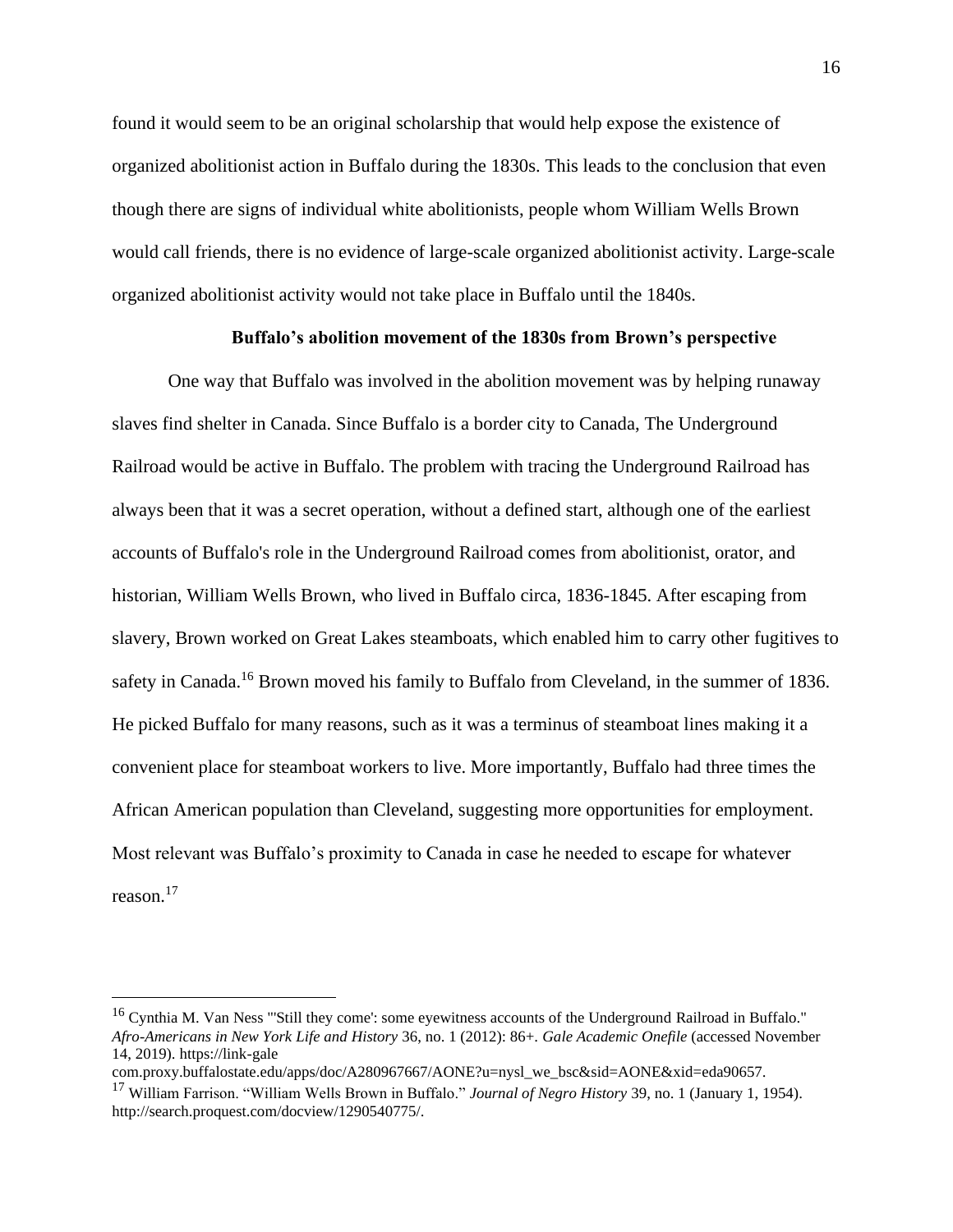found it would seem to be an original scholarship that would help expose the existence of organized abolitionist action in Buffalo during the 1830s. This leads to the conclusion that even though there are signs of individual white abolitionists, people whom William Wells Brown would call friends, there is no evidence of large-scale organized abolitionist activity. Large-scale organized abolitionist activity would not take place in Buffalo until the 1840s.

### Buffalo's abolition movement of the 1830s from Brown's perspective

One way that Buffalo was involved in the abolition movement was by helping runaway slaves find shelter in Canada. Since Buffalo is a border city to Canada, The Underground Railroad would be active in Buffalo. The problem with tracing the Underground Railroad has always been that it was a secret operation, without a defined start, although one of the earliest accounts of Buffalo's role in the Underground Railroad comes from abolitionist, orator, and historian, William Wells Brown, who lived in Buffalo circa, 1836-1845. After escaping from slavery, Brown worked on Great Lakes steamboats, which enabled him to carry other fugitives to safety in Canada.[16] Brown moved his family to Buffalo from Cleveland, in the summer of 1836. He picked Buffalo for many reasons, such as it was a terminus of steamboat lines making it a convenient place for steamboat workers to live. More importantly, Buffalo had three times the African American population than Cleveland, suggesting more opportunities for employment. Most relevant was Buffalo's proximity to Canada in case he needed to escape for whatever reason.[17]

---

[16] Cynthia M. Van Ness "'Still they come': some eyewitness accounts of the Underground Railroad in Buffalo." *Afro-Americans in New York Life and History* 36, no. 1 (2012): 86+. *Gale Academic Onefile* (accessed November 14, 2019). https://link-gale com.proxy.buffalostate.edu/apps/doc/A280967667/AONE?u=nysl_we_bsc&sid=AONE&xid=eda90657.

[17] William Farrison. "William Wells Brown in Buffalo." *Journal of Negro History* 39, no. 1 (January 1, 1954). http://search.proquest.com/docview/1290540775/.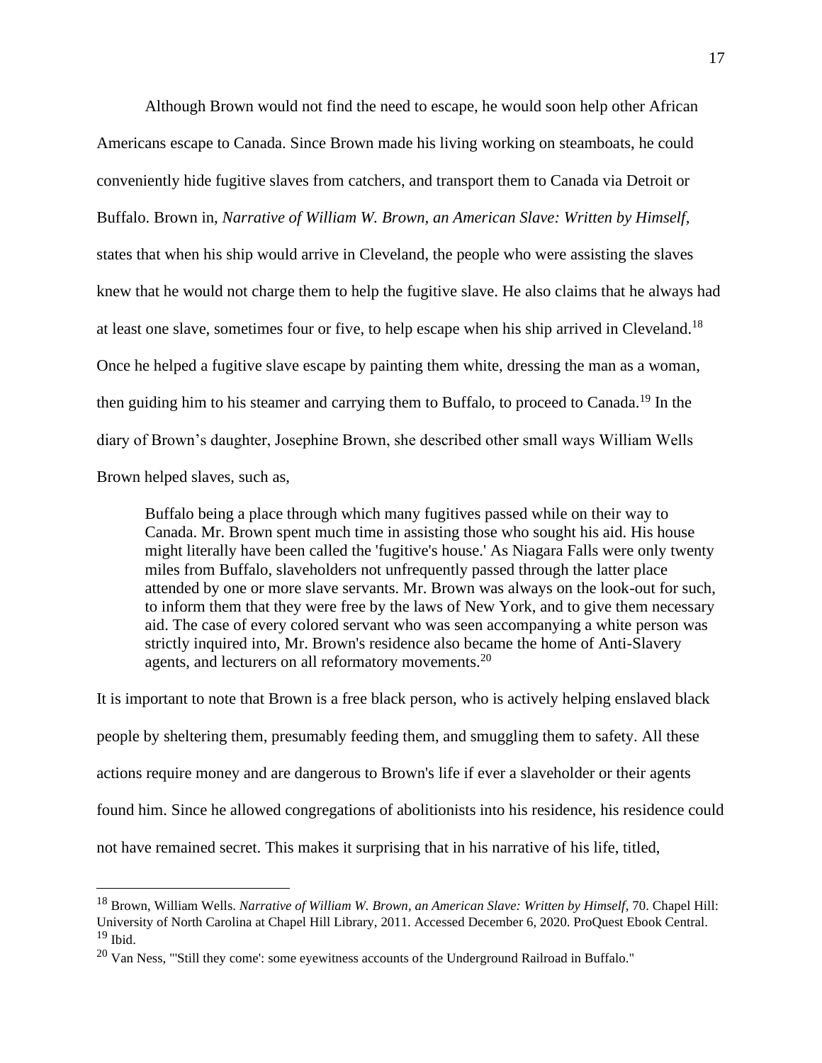Although Brown would not find the need to escape, he would soon help other African Americans escape to Canada. Since Brown made his living working on steamboats, he could conveniently hide fugitive slaves from catchers, and transport them to Canada via Detroit or Buffalo. Brown in, *Narrative of William W. Brown, an American Slave: Written by Himself,* states that when his ship would arrive in Cleveland, the people who were assisting the slaves knew that he would not charge them to help the fugitive slave. He also claims that he always had at least one slave, sometimes four or five, to help escape when his ship arrived in Cleveland.[18] Once he helped a fugitive slave escape by painting them white, dressing the man as a woman, then guiding him to his steamer and carrying them to Buffalo, to proceed to Canada.[19] In the diary of Brown's daughter, Josephine Brown, she described other small ways William Wells Brown helped slaves, such as,

> Buffalo being a place through which many fugitives passed while on their way to Canada. Mr. Brown spent much time in assisting those who sought his aid. His house might literally have been called the 'fugitive's house.' As Niagara Falls were only twenty miles from Buffalo, slaveholders not unfrequently passed through the latter place attended by one or more slave servants. Mr. Brown was always on the look-out for such, to inform them that they were free by the laws of New York, and to give them necessary aid. The case of every colored servant who was seen accompanying a white person was strictly inquired into, Mr. Brown's residence also became the home of Anti-Slavery agents, and lecturers on all reformatory movements.[20]

It is important to note that Brown is a free black person, who is actively helping enslaved black people by sheltering them, presumably feeding them, and smuggling them to safety. All these actions require money and are dangerous to Brown's life if ever a slaveholder or their agents found him. Since he allowed congregations of abolitionists into his residence, his residence could not have remained secret. This makes it surprising that in his narrative of his life, titled,

---

[18] Brown, William Wells. *Narrative of William W. Brown, an American Slave: Written by Himself*, 70. Chapel Hill: University of North Carolina at Chapel Hill Library, 2011. Accessed December 6, 2020. ProQuest Ebook Central.

[19] Ibid.

[20] Van Ness, "'Still they come': some eyewitness accounts of the Underground Railroad in Buffalo."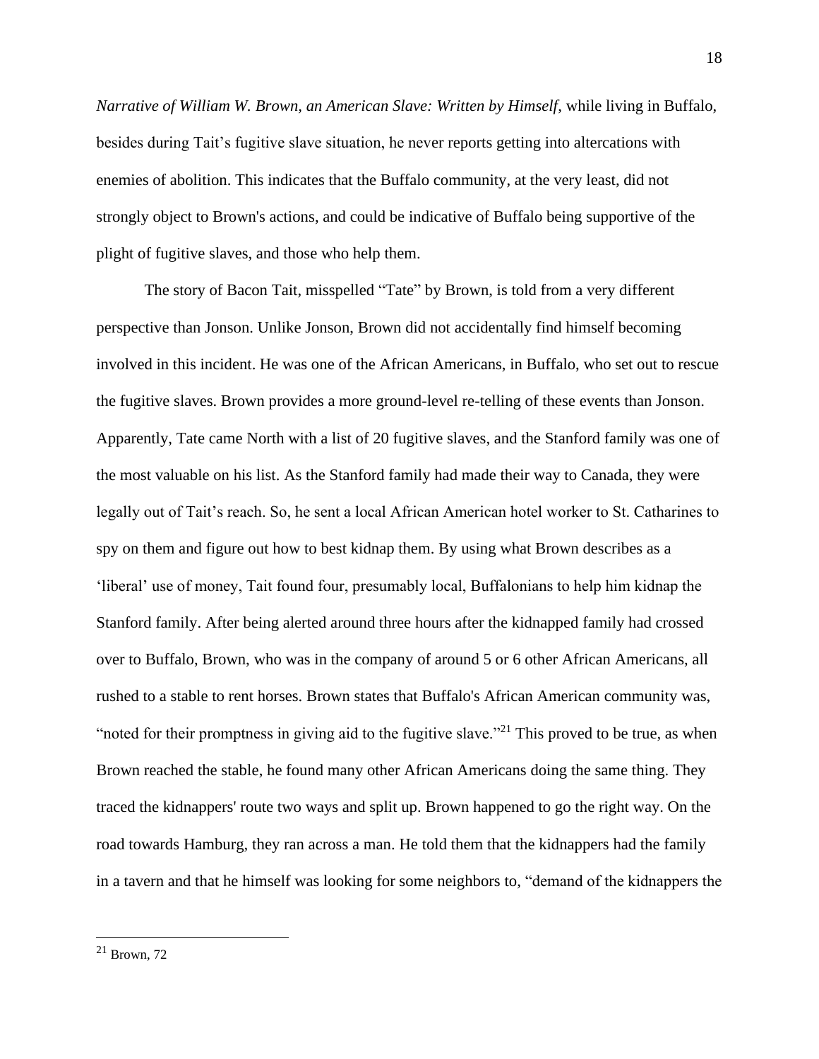*Narrative of William W. Brown, an American Slave: Written by Himself*, while living in Buffalo, besides during Tait's fugitive slave situation, he never reports getting into altercations with enemies of abolition. This indicates that the Buffalo community, at the very least, did not strongly object to Brown's actions, and could be indicative of Buffalo being supportive of the plight of fugitive slaves, and those who help them.

The story of Bacon Tait, misspelled "Tate" by Brown, is told from a very different perspective than Jonson. Unlike Jonson, Brown did not accidentally find himself becoming involved in this incident. He was one of the African Americans, in Buffalo, who set out to rescue the fugitive slaves. Brown provides a more ground-level re-telling of these events than Jonson. Apparently, Tate came North with a list of 20 fugitive slaves, and the Stanford family was one of the most valuable on his list. As the Stanford family had made their way to Canada, they were legally out of Tait's reach. So, he sent a local African American hotel worker to St. Catharines to spy on them and figure out how to best kidnap them. By using what Brown describes as a 'liberal' use of money, Tait found four, presumably local, Buffalonians to help him kidnap the Stanford family. After being alerted around three hours after the kidnapped family had crossed over to Buffalo, Brown, who was in the company of around 5 or 6 other African Americans, all rushed to a stable to rent horses. Brown states that Buffalo's African American community was, "noted for their promptness in giving aid to the fugitive slave."[21] This proved to be true, as when Brown reached the stable, he found many other African Americans doing the same thing. They traced the kidnappers' route two ways and split up. Brown happened to go the right way. On the road towards Hamburg, they ran across a man. He told them that the kidnappers had the family in a tavern and that he himself was looking for some neighbors to, "demand of the kidnappers the

[21] Brown, 72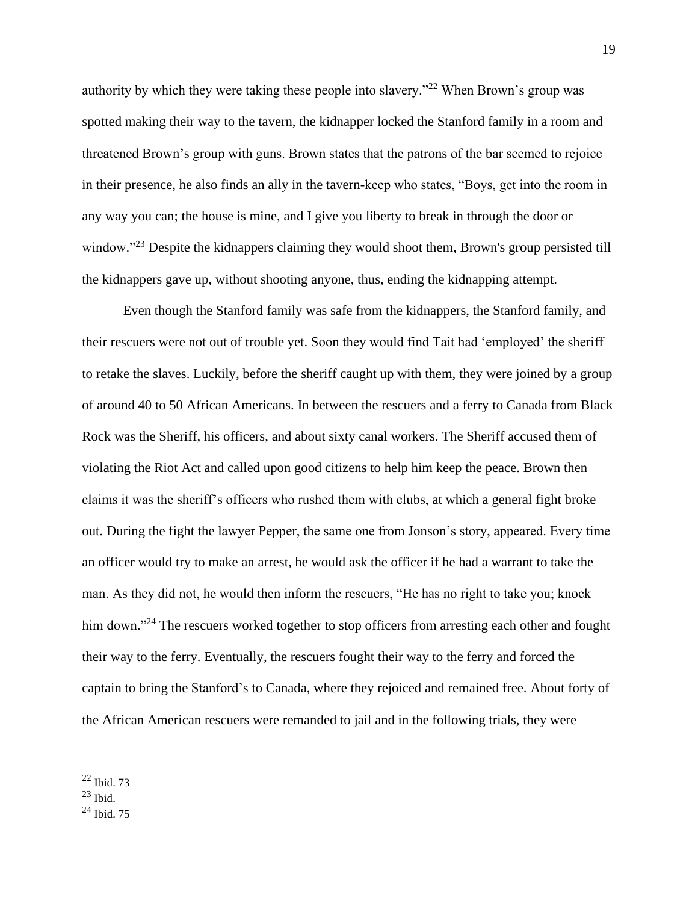authority by which they were taking these people into slavery."[22] When Brown's group was spotted making their way to the tavern, the kidnapper locked the Stanford family in a room and threatened Brown's group with guns. Brown states that the patrons of the bar seemed to rejoice in their presence, he also finds an ally in the tavern-keep who states, "Boys, get into the room in any way you can; the house is mine, and I give you liberty to break in through the door or window."[23] Despite the kidnappers claiming they would shoot them, Brown's group persisted till the kidnappers gave up, without shooting anyone, thus, ending the kidnapping attempt.

Even though the Stanford family was safe from the kidnappers, the Stanford family, and their rescuers were not out of trouble yet. Soon they would find Tait had 'employed' the sheriff to retake the slaves. Luckily, before the sheriff caught up with them, they were joined by a group of around 40 to 50 African Americans. In between the rescuers and a ferry to Canada from Black Rock was the Sheriff, his officers, and about sixty canal workers. The Sheriff accused them of violating the Riot Act and called upon good citizens to help him keep the peace. Brown then claims it was the sheriff's officers who rushed them with clubs, at which a general fight broke out. During the fight the lawyer Pepper, the same one from Jonson's story, appeared. Every time an officer would try to make an arrest, he would ask the officer if he had a warrant to take the man. As they did not, he would then inform the rescuers, "He has no right to take you; knock him down."[24] The rescuers worked together to stop officers from arresting each other and fought their way to the ferry. Eventually, the rescuers fought their way to the ferry and forced the captain to bring the Stanford's to Canada, where they rejoiced and remained free. About forty of the African American rescuers were remanded to jail and in the following trials, they were

---

[22] Ibid. 73

[23] Ibid.

[24] Ibid. 75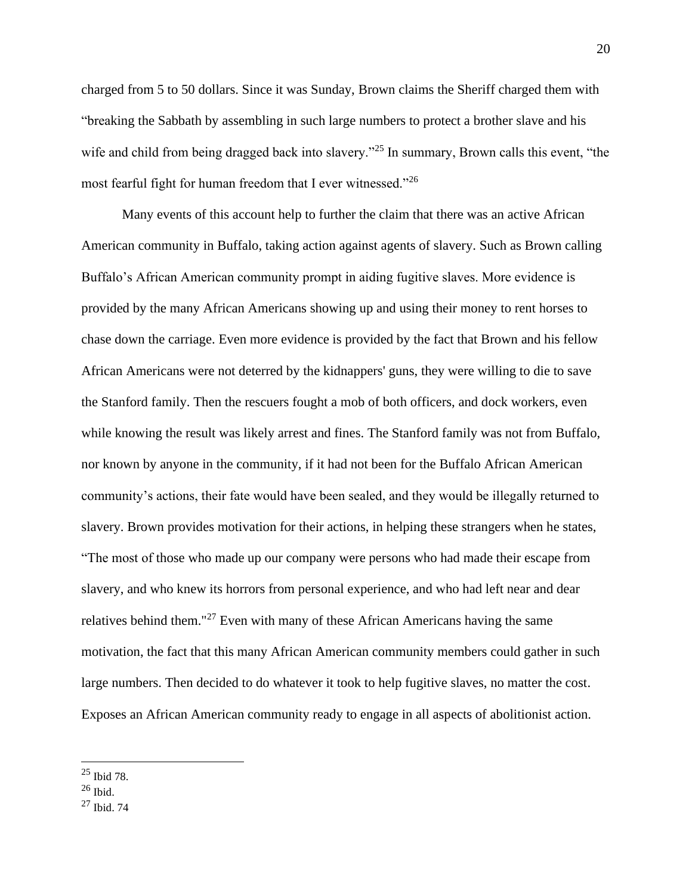charged from 5 to 50 dollars. Since it was Sunday, Brown claims the Sheriff charged them with "breaking the Sabbath by assembling in such large numbers to protect a brother slave and his wife and child from being dragged back into slavery."[25] In summary, Brown calls this event, "the most fearful fight for human freedom that I ever witnessed."[26]

Many events of this account help to further the claim that there was an active African American community in Buffalo, taking action against agents of slavery. Such as Brown calling Buffalo's African American community prompt in aiding fugitive slaves. More evidence is provided by the many African Americans showing up and using their money to rent horses to chase down the carriage. Even more evidence is provided by the fact that Brown and his fellow African Americans were not deterred by the kidnappers' guns, they were willing to die to save the Stanford family. Then the rescuers fought a mob of both officers, and dock workers, even while knowing the result was likely arrest and fines. The Stanford family was not from Buffalo, nor known by anyone in the community, if it had not been for the Buffalo African American community's actions, their fate would have been sealed, and they would be illegally returned to slavery. Brown provides motivation for their actions, in helping these strangers when he states, "The most of those who made up our company were persons who had made their escape from slavery, and who knew its horrors from personal experience, and who had left near and dear relatives behind them."[27] Even with many of these African Americans having the same motivation, the fact that this many African American community members could gather in such large numbers. Then decided to do whatever it took to help fugitive slaves, no matter the cost. Exposes an African American community ready to engage in all aspects of abolitionist action.

---

[25] Ibid 78.

[26] Ibid.

[27] Ibid. 74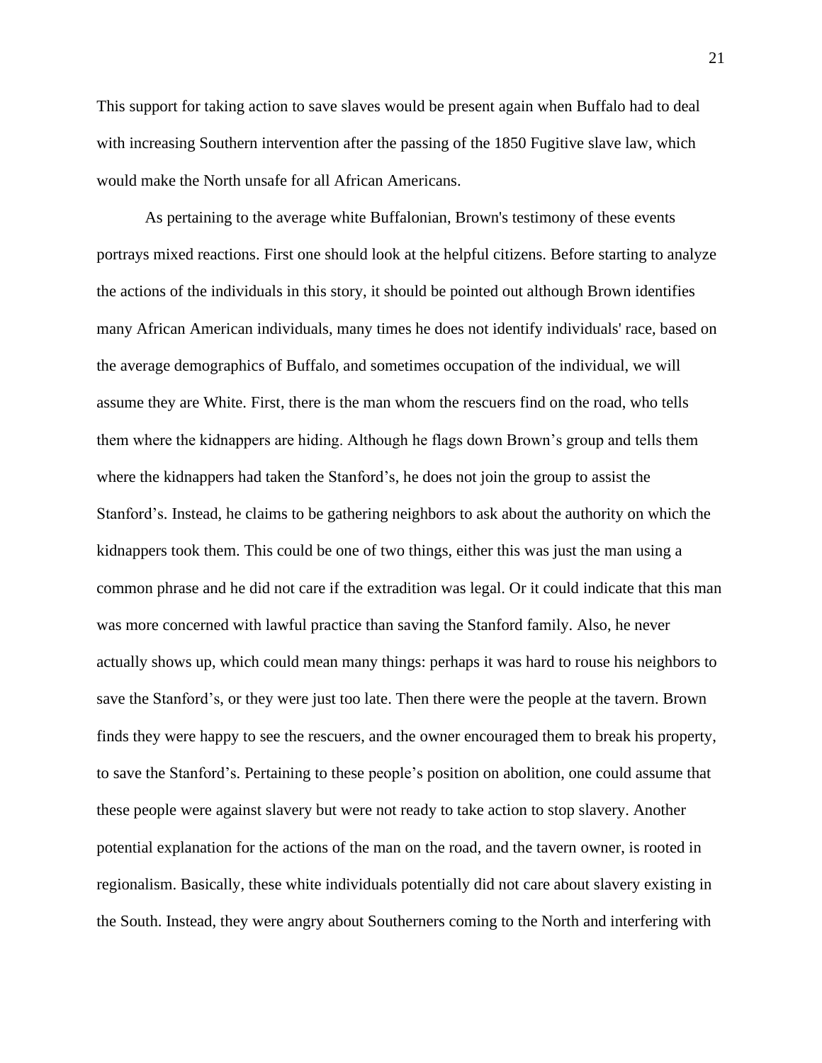This support for taking action to save slaves would be present again when Buffalo had to deal with increasing Southern intervention after the passing of the 1850 Fugitive slave law, which would make the North unsafe for all African Americans.

As pertaining to the average white Buffalonian, Brown's testimony of these events portrays mixed reactions. First one should look at the helpful citizens. Before starting to analyze the actions of the individuals in this story, it should be pointed out although Brown identifies many African American individuals, many times he does not identify individuals' race, based on the average demographics of Buffalo, and sometimes occupation of the individual, we will assume they are White. First, there is the man whom the rescuers find on the road, who tells them where the kidnappers are hiding. Although he flags down Brown's group and tells them where the kidnappers had taken the Stanford's, he does not join the group to assist the Stanford's. Instead, he claims to be gathering neighbors to ask about the authority on which the kidnappers took them. This could be one of two things, either this was just the man using a common phrase and he did not care if the extradition was legal. Or it could indicate that this man was more concerned with lawful practice than saving the Stanford family. Also, he never actually shows up, which could mean many things: perhaps it was hard to rouse his neighbors to save the Stanford's, or they were just too late. Then there were the people at the tavern. Brown finds they were happy to see the rescuers, and the owner encouraged them to break his property, to save the Stanford's. Pertaining to these people's position on abolition, one could assume that these people were against slavery but were not ready to take action to stop slavery. Another potential explanation for the actions of the man on the road, and the tavern owner, is rooted in regionalism. Basically, these white individuals potentially did not care about slavery existing in the South. Instead, they were angry about Southerners coming to the North and interfering with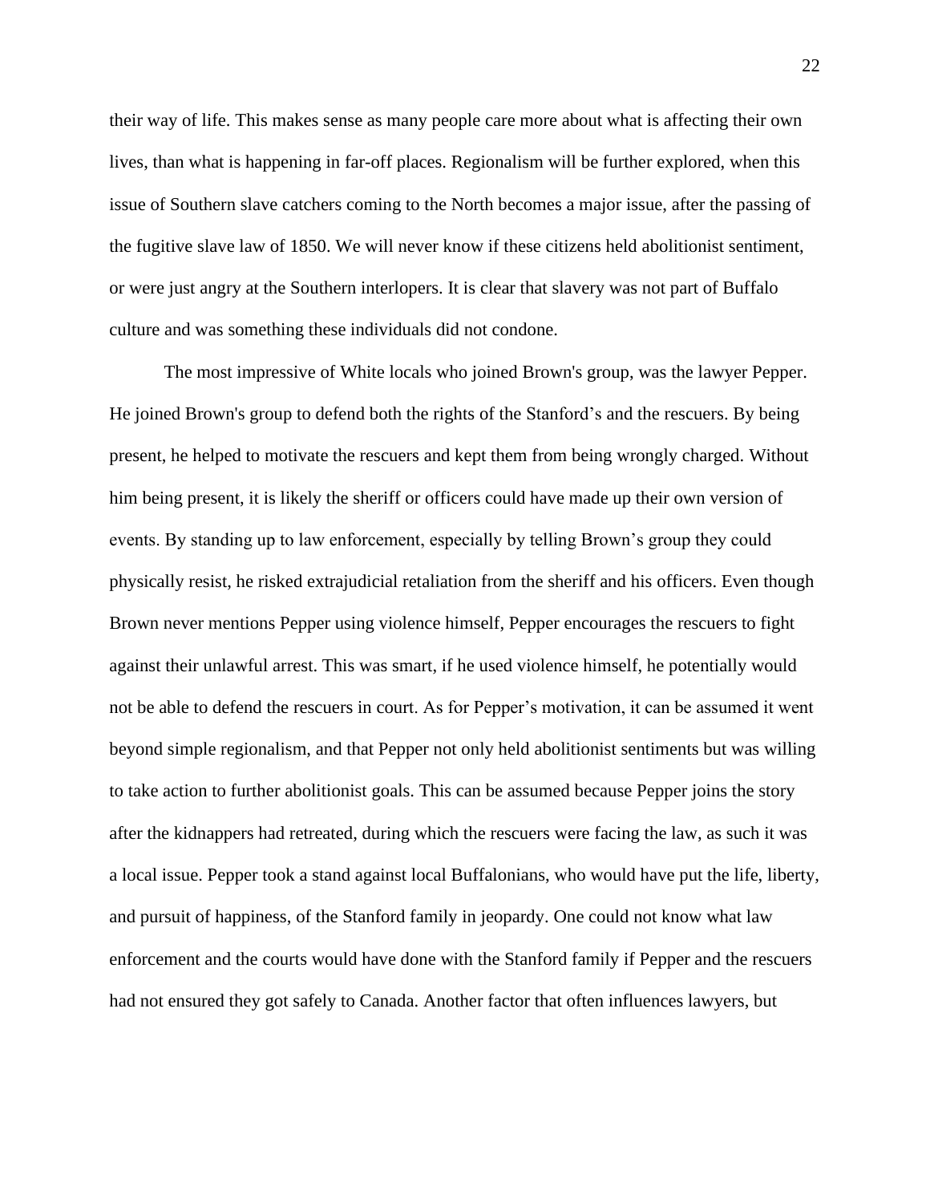their way of life. This makes sense as many people care more about what is affecting their own lives, than what is happening in far-off places. Regionalism will be further explored, when this issue of Southern slave catchers coming to the North becomes a major issue, after the passing of the fugitive slave law of 1850. We will never know if these citizens held abolitionist sentiment, or were just angry at the Southern interlopers. It is clear that slavery was not part of Buffalo culture and was something these individuals did not condone.

The most impressive of White locals who joined Brown's group, was the lawyer Pepper. He joined Brown's group to defend both the rights of the Stanford's and the rescuers. By being present, he helped to motivate the rescuers and kept them from being wrongly charged. Without him being present, it is likely the sheriff or officers could have made up their own version of events. By standing up to law enforcement, especially by telling Brown's group they could physically resist, he risked extrajudicial retaliation from the sheriff and his officers. Even though Brown never mentions Pepper using violence himself, Pepper encourages the rescuers to fight against their unlawful arrest. This was smart, if he used violence himself, he potentially would not be able to defend the rescuers in court. As for Pepper's motivation, it can be assumed it went beyond simple regionalism, and that Pepper not only held abolitionist sentiments but was willing to take action to further abolitionist goals. This can be assumed because Pepper joins the story after the kidnappers had retreated, during which the rescuers were facing the law, as such it was a local issue. Pepper took a stand against local Buffalonians, who would have put the life, liberty, and pursuit of happiness, of the Stanford family in jeopardy. One could not know what law enforcement and the courts would have done with the Stanford family if Pepper and the rescuers had not ensured they got safely to Canada. Another factor that often influences lawyers, but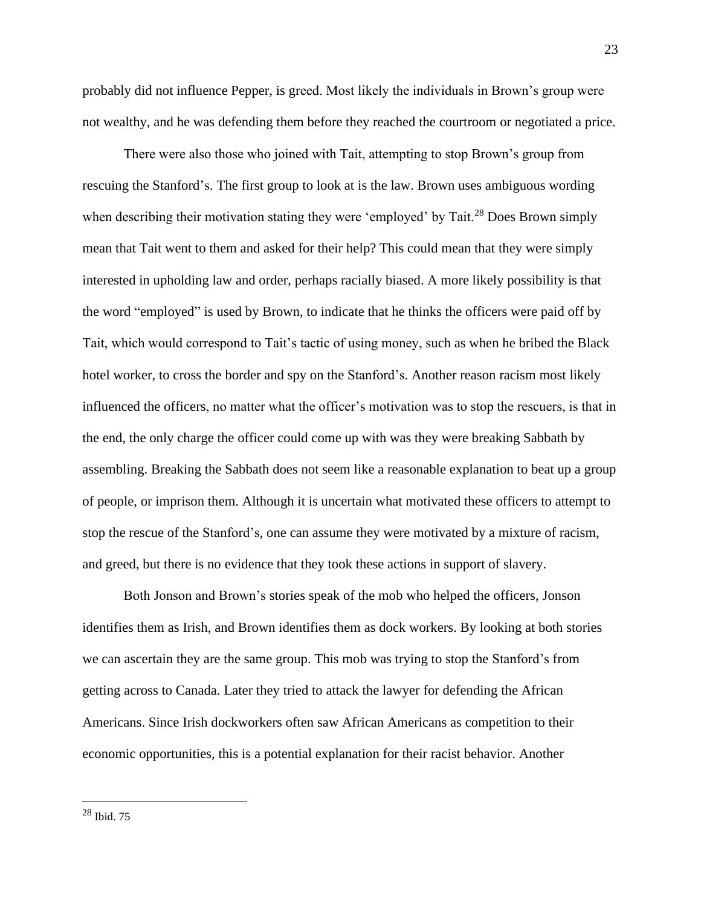probably did not influence Pepper, is greed. Most likely the individuals in Brown's group were not wealthy, and he was defending them before they reached the courtroom or negotiated a price.

There were also those who joined with Tait, attempting to stop Brown's group from rescuing the Stanford's. The first group to look at is the law. Brown uses ambiguous wording when describing their motivation stating they were 'employed' by Tait.[28] Does Brown simply mean that Tait went to them and asked for their help? This could mean that they were simply interested in upholding law and order, perhaps racially biased. A more likely possibility is that the word "employed" is used by Brown, to indicate that he thinks the officers were paid off by Tait, which would correspond to Tait's tactic of using money, such as when he bribed the Black hotel worker, to cross the border and spy on the Stanford's. Another reason racism most likely influenced the officers, no matter what the officer's motivation was to stop the rescuers, is that in the end, the only charge the officer could come up with was they were breaking Sabbath by assembling. Breaking the Sabbath does not seem like a reasonable explanation to beat up a group of people, or imprison them. Although it is uncertain what motivated these officers to attempt to stop the rescue of the Stanford's, one can assume they were motivated by a mixture of racism, and greed, but there is no evidence that they took these actions in support of slavery.

Both Jonson and Brown's stories speak of the mob who helped the officers, Jonson identifies them as Irish, and Brown identifies them as dock workers. By looking at both stories we can ascertain they are the same group. This mob was trying to stop the Stanford's from getting across to Canada. Later they tried to attack the lawyer for defending the African Americans. Since Irish dockworkers often saw African Americans as competition to their economic opportunities, this is a potential explanation for their racist behavior. Another

[28] Ibid. 75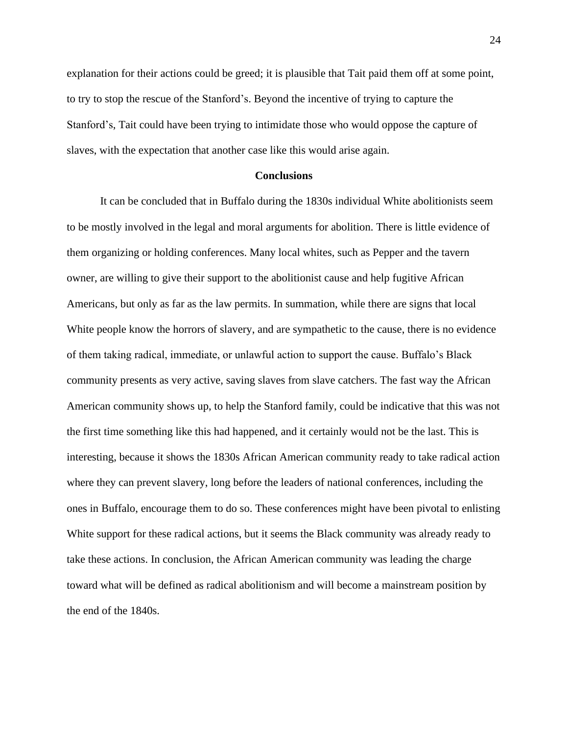explanation for their actions could be greed; it is plausible that Tait paid them off at some point, to try to stop the rescue of the Stanford's. Beyond the incentive of trying to capture the Stanford's, Tait could have been trying to intimidate those who would oppose the capture of slaves, with the expectation that another case like this would arise again.

## Conclusions

It can be concluded that in Buffalo during the 1830s individual White abolitionists seem to be mostly involved in the legal and moral arguments for abolition. There is little evidence of them organizing or holding conferences. Many local whites, such as Pepper and the tavern owner, are willing to give their support to the abolitionist cause and help fugitive African Americans, but only as far as the law permits. In summation, while there are signs that local White people know the horrors of slavery, and are sympathetic to the cause, there is no evidence of them taking radical, immediate, or unlawful action to support the cause. Buffalo's Black community presents as very active, saving slaves from slave catchers. The fast way the African American community shows up, to help the Stanford family, could be indicative that this was not the first time something like this had happened, and it certainly would not be the last. This is interesting, because it shows the 1830s African American community ready to take radical action where they can prevent slavery, long before the leaders of national conferences, including the ones in Buffalo, encourage them to do so. These conferences might have been pivotal to enlisting White support for these radical actions, but it seems the Black community was already ready to take these actions. In conclusion, the African American community was leading the charge toward what will be defined as radical abolitionism and will become a mainstream position by the end of the 1840s.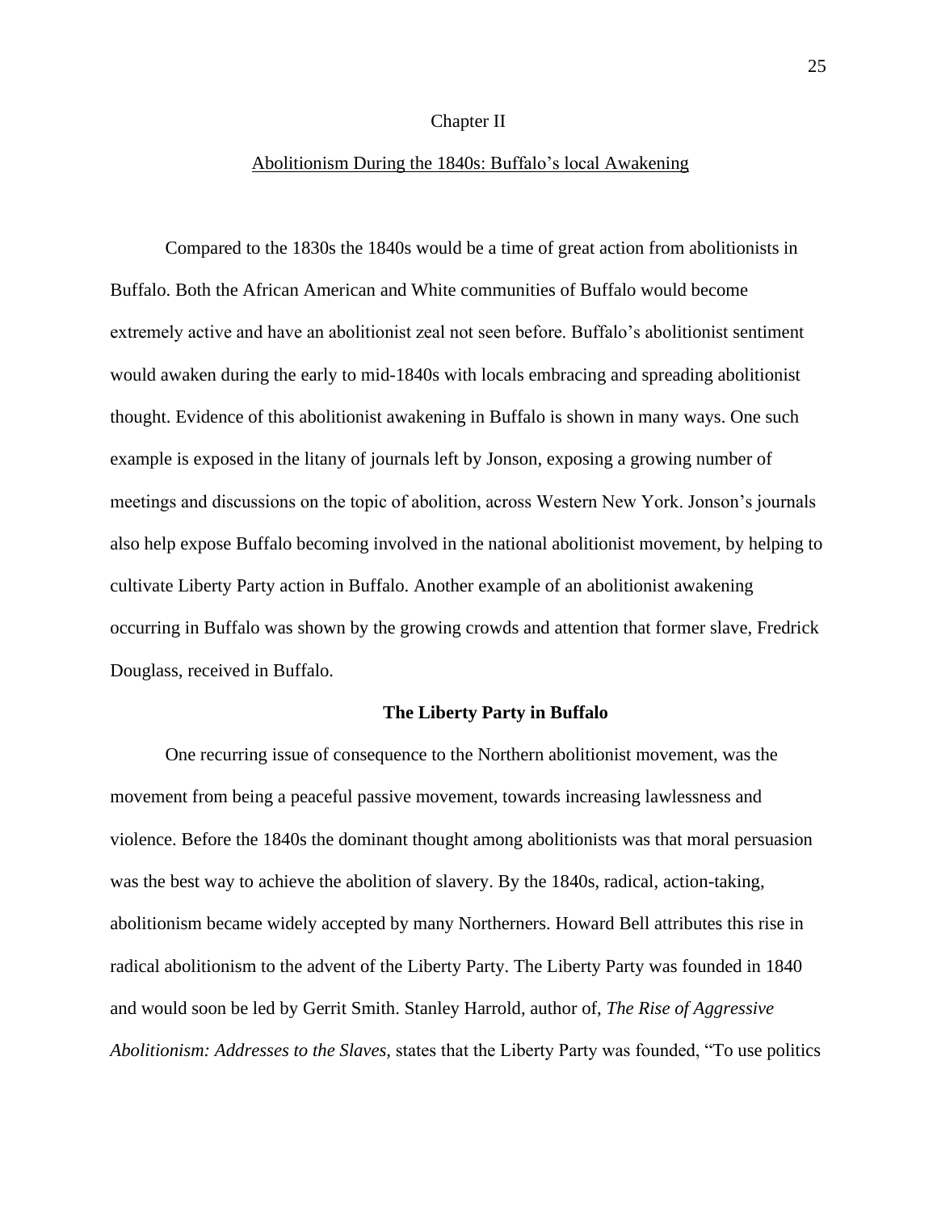# Chapter II

## Abolitionism During the 1840s: Buffalo's local Awakening

Compared to the 1830s the 1840s would be a time of great action from abolitionists in Buffalo. Both the African American and White communities of Buffalo would become extremely active and have an abolitionist zeal not seen before. Buffalo's abolitionist sentiment would awaken during the early to mid-1840s with locals embracing and spreading abolitionist thought. Evidence of this abolitionist awakening in Buffalo is shown in many ways. One such example is exposed in the litany of journals left by Jonson, exposing a growing number of meetings and discussions on the topic of abolition, across Western New York. Jonson's journals also help expose Buffalo becoming involved in the national abolitionist movement, by helping to cultivate Liberty Party action in Buffalo. Another example of an abolitionist awakening occurring in Buffalo was shown by the growing crowds and attention that former slave, Fredrick Douglass, received in Buffalo.

### The Liberty Party in Buffalo

One recurring issue of consequence to the Northern abolitionist movement, was the movement from being a peaceful passive movement, towards increasing lawlessness and violence. Before the 1840s the dominant thought among abolitionists was that moral persuasion was the best way to achieve the abolition of slavery. By the 1840s, radical, action-taking, abolitionism became widely accepted by many Northerners. Howard Bell attributes this rise in radical abolitionism to the advent of the Liberty Party. The Liberty Party was founded in 1840 and would soon be led by Gerrit Smith. Stanley Harrold, author of, *The Rise of Aggressive Abolitionism: Addresses to the Slaves,* states that the Liberty Party was founded, "To use politics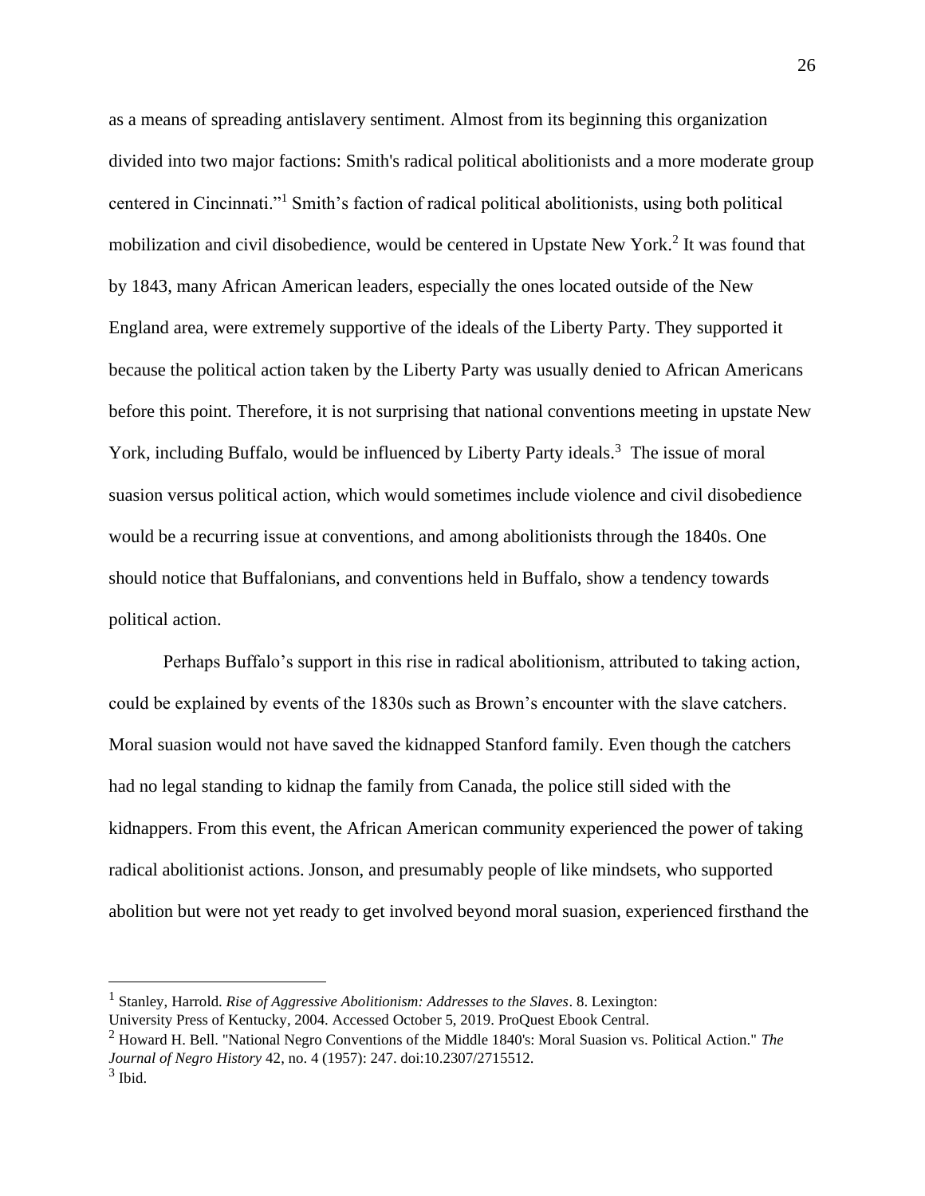as a means of spreading antislavery sentiment. Almost from its beginning this organization divided into two major factions: Smith's radical political abolitionists and a more moderate group centered in Cincinnati."[1] Smith's faction of radical political abolitionists, using both political mobilization and civil disobedience, would be centered in Upstate New York.[2] It was found that by 1843, many African American leaders, especially the ones located outside of the New England area, were extremely supportive of the ideals of the Liberty Party. They supported it because the political action taken by the Liberty Party was usually denied to African Americans before this point. Therefore, it is not surprising that national conventions meeting in upstate New York, including Buffalo, would be influenced by Liberty Party ideals.[3] The issue of moral suasion versus political action, which would sometimes include violence and civil disobedience would be a recurring issue at conventions, and among abolitionists through the 1840s. One should notice that Buffalonians, and conventions held in Buffalo, show a tendency towards political action.

Perhaps Buffalo's support in this rise in radical abolitionism, attributed to taking action, could be explained by events of the 1830s such as Brown's encounter with the slave catchers. Moral suasion would not have saved the kidnapped Stanford family. Even though the catchers had no legal standing to kidnap the family from Canada, the police still sided with the kidnappers. From this event, the African American community experienced the power of taking radical abolitionist actions. Jonson, and presumably people of like mindsets, who supported abolition but were not yet ready to get involved beyond moral suasion, experienced firsthand the

---

[1] Stanley, Harrold. *Rise of Aggressive Abolitionism: Addresses to the Slaves*. 8. Lexington: University Press of Kentucky, 2004. Accessed October 5, 2019. ProQuest Ebook Central.

[2] Howard H. Bell. "National Negro Conventions of the Middle 1840's: Moral Suasion vs. Political Action." *The Journal of Negro History* 42, no. 4 (1957): 247. doi:10.2307/2715512.

[3] Ibid.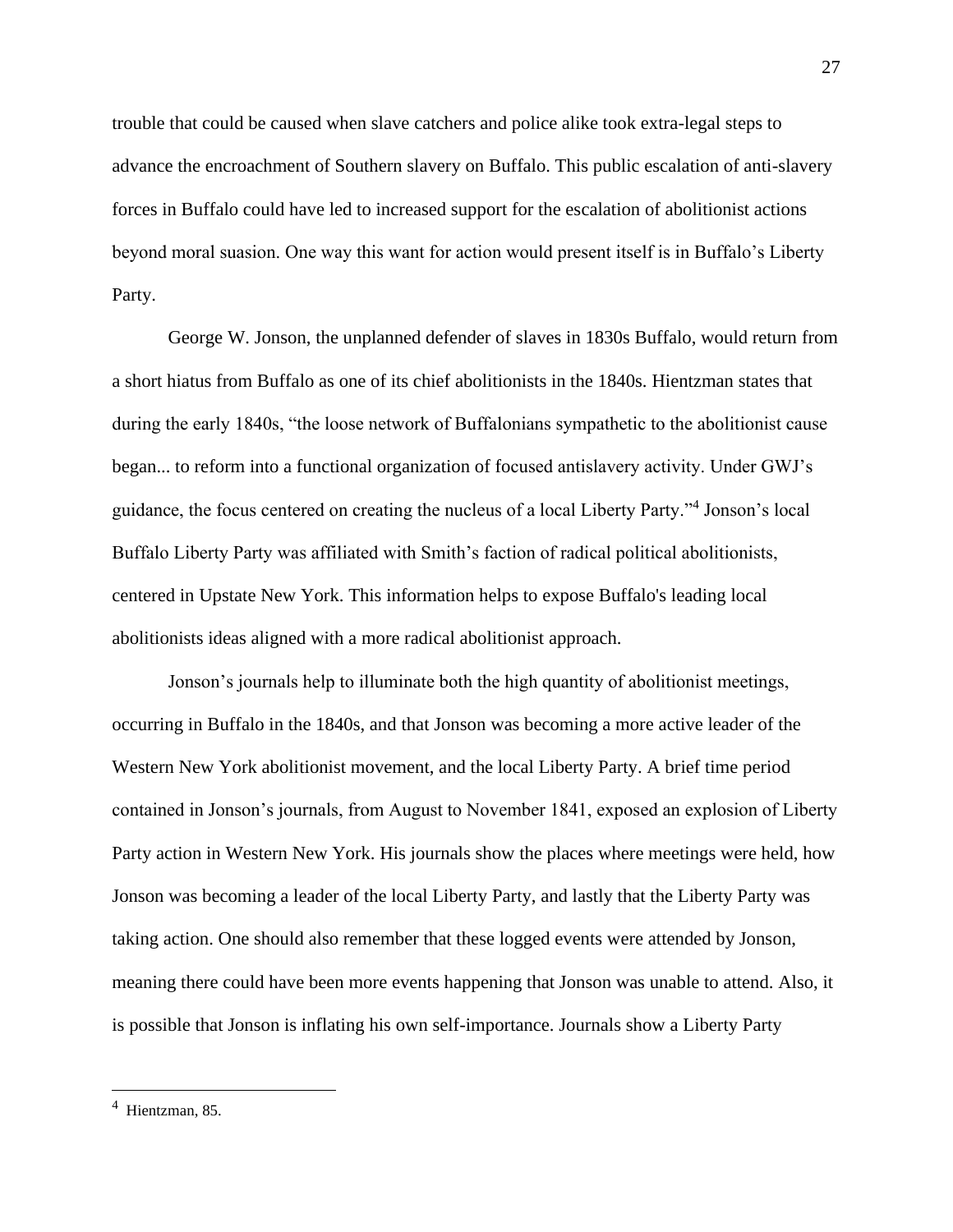trouble that could be caused when slave catchers and police alike took extra-legal steps to advance the encroachment of Southern slavery on Buffalo. This public escalation of anti-slavery forces in Buffalo could have led to increased support for the escalation of abolitionist actions beyond moral suasion. One way this want for action would present itself is in Buffalo's Liberty Party.

George W. Jonson, the unplanned defender of slaves in 1830s Buffalo, would return from a short hiatus from Buffalo as one of its chief abolitionists in the 1840s. Hientzman states that during the early 1840s, "the loose network of Buffalonians sympathetic to the abolitionist cause began... to reform into a functional organization of focused antislavery activity. Under GWJ's guidance, the focus centered on creating the nucleus of a local Liberty Party."[4] Jonson's local Buffalo Liberty Party was affiliated with Smith's faction of radical political abolitionists, centered in Upstate New York. This information helps to expose Buffalo's leading local abolitionists ideas aligned with a more radical abolitionist approach.

Jonson's journals help to illuminate both the high quantity of abolitionist meetings, occurring in Buffalo in the 1840s, and that Jonson was becoming a more active leader of the Western New York abolitionist movement, and the local Liberty Party. A brief time period contained in Jonson's journals, from August to November 1841, exposed an explosion of Liberty Party action in Western New York. His journals show the places where meetings were held, how Jonson was becoming a leader of the local Liberty Party, and lastly that the Liberty Party was taking action. One should also remember that these logged events were attended by Jonson, meaning there could have been more events happening that Jonson was unable to attend. Also, it is possible that Jonson is inflating his own self-importance. Journals show a Liberty Party

---

[4] Hientzman, 85.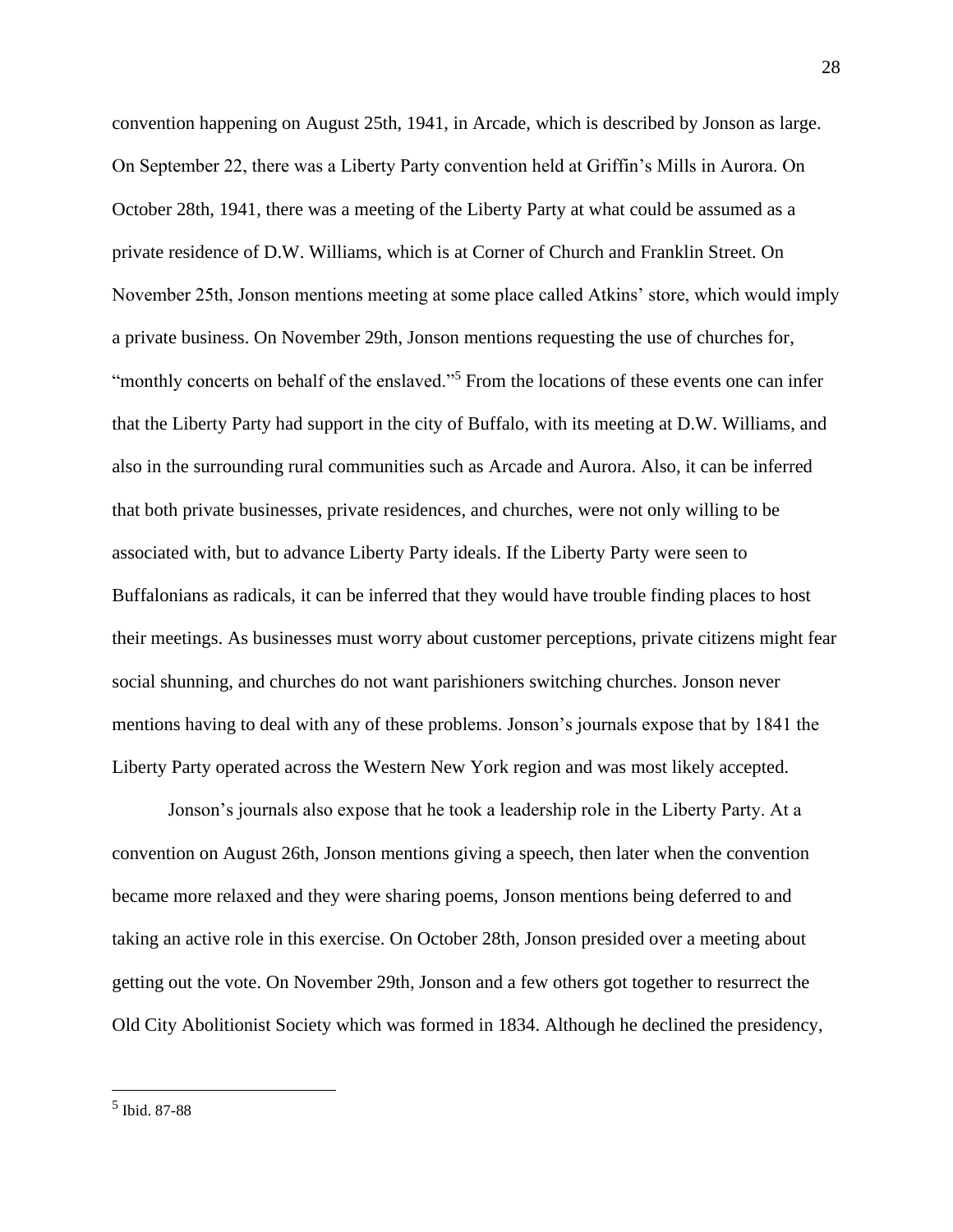convention happening on August 25th, 1941, in Arcade, which is described by Jonson as large. On September 22, there was a Liberty Party convention held at Griffin's Mills in Aurora. On October 28th, 1941, there was a meeting of the Liberty Party at what could be assumed as a private residence of D.W. Williams, which is at Corner of Church and Franklin Street. On November 25th, Jonson mentions meeting at some place called Atkins' store, which would imply a private business. On November 29th, Jonson mentions requesting the use of churches for, "monthly concerts on behalf of the enslaved."[5] From the locations of these events one can infer that the Liberty Party had support in the city of Buffalo, with its meeting at D.W. Williams, and also in the surrounding rural communities such as Arcade and Aurora. Also, it can be inferred that both private businesses, private residences, and churches, were not only willing to be associated with, but to advance Liberty Party ideals. If the Liberty Party were seen to Buffalonians as radicals, it can be inferred that they would have trouble finding places to host their meetings. As businesses must worry about customer perceptions, private citizens might fear social shunning, and churches do not want parishioners switching churches. Jonson never mentions having to deal with any of these problems. Jonson's journals expose that by 1841 the Liberty Party operated across the Western New York region and was most likely accepted.

Jonson's journals also expose that he took a leadership role in the Liberty Party. At a convention on August 26th, Jonson mentions giving a speech, then later when the convention became more relaxed and they were sharing poems, Jonson mentions being deferred to and taking an active role in this exercise. On October 28th, Jonson presided over a meeting about getting out the vote. On November 29th, Jonson and a few others got together to resurrect the Old City Abolitionist Society which was formed in 1834. Although he declined the presidency,

[5] Ibid. 87-88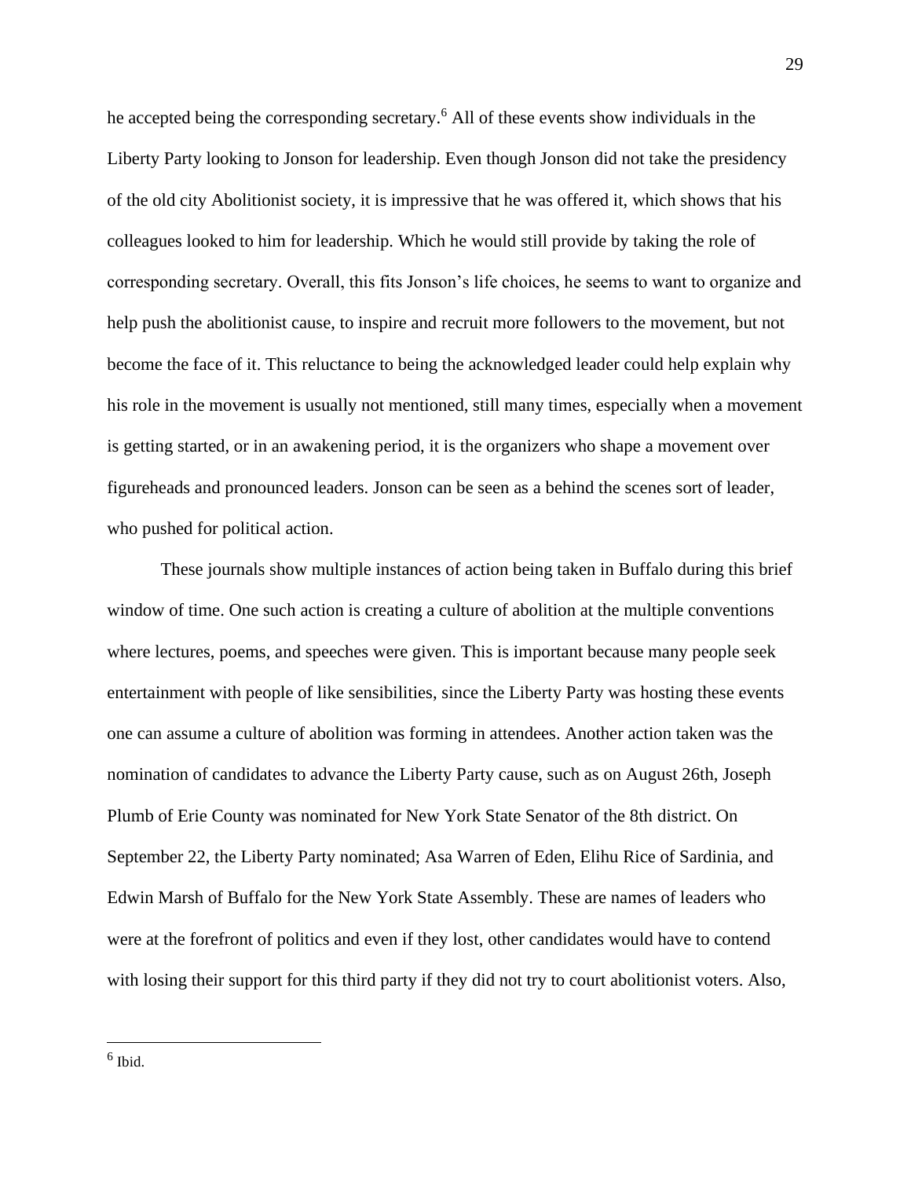he accepted being the corresponding secretary.[6] All of these events show individuals in the Liberty Party looking to Jonson for leadership. Even though Jonson did not take the presidency of the old city Abolitionist society, it is impressive that he was offered it, which shows that his colleagues looked to him for leadership. Which he would still provide by taking the role of corresponding secretary. Overall, this fits Jonson's life choices, he seems to want to organize and help push the abolitionist cause, to inspire and recruit more followers to the movement, but not become the face of it. This reluctance to being the acknowledged leader could help explain why his role in the movement is usually not mentioned, still many times, especially when a movement is getting started, or in an awakening period, it is the organizers who shape a movement over figureheads and pronounced leaders. Jonson can be seen as a behind the scenes sort of leader, who pushed for political action.

These journals show multiple instances of action being taken in Buffalo during this brief window of time. One such action is creating a culture of abolition at the multiple conventions where lectures, poems, and speeches were given. This is important because many people seek entertainment with people of like sensibilities, since the Liberty Party was hosting these events one can assume a culture of abolition was forming in attendees. Another action taken was the nomination of candidates to advance the Liberty Party cause, such as on August 26th, Joseph Plumb of Erie County was nominated for New York State Senator of the 8th district. On September 22, the Liberty Party nominated; Asa Warren of Eden, Elihu Rice of Sardinia, and Edwin Marsh of Buffalo for the New York State Assembly. These are names of leaders who were at the forefront of politics and even if they lost, other candidates would have to contend with losing their support for this third party if they did not try to court abolitionist voters. Also,

---

[6] Ibid.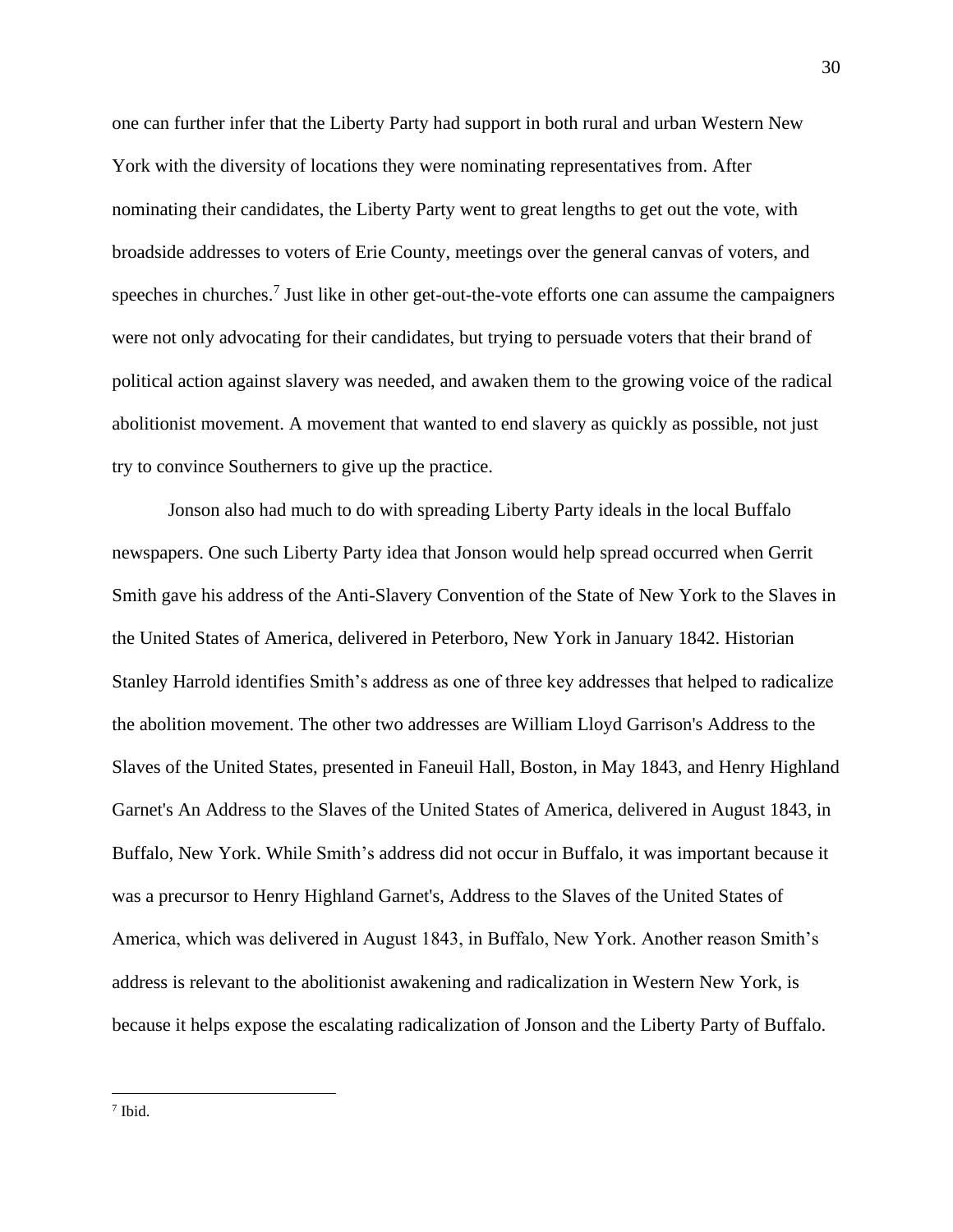one can further infer that the Liberty Party had support in both rural and urban Western New York with the diversity of locations they were nominating representatives from. After nominating their candidates, the Liberty Party went to great lengths to get out the vote, with broadside addresses to voters of Erie County, meetings over the general canvas of voters, and speeches in churches.[7] Just like in other get-out-the-vote efforts one can assume the campaigners were not only advocating for their candidates, but trying to persuade voters that their brand of political action against slavery was needed, and awaken them to the growing voice of the radical abolitionist movement. A movement that wanted to end slavery as quickly as possible, not just try to convince Southerners to give up the practice.

Jonson also had much to do with spreading Liberty Party ideals in the local Buffalo newspapers. One such Liberty Party idea that Jonson would help spread occurred when Gerrit Smith gave his address of the Anti-Slavery Convention of the State of New York to the Slaves in the United States of America, delivered in Peterboro, New York in January 1842. Historian Stanley Harrold identifies Smith's address as one of three key addresses that helped to radicalize the abolition movement. The other two addresses are William Lloyd Garrison's Address to the Slaves of the United States, presented in Faneuil Hall, Boston, in May 1843, and Henry Highland Garnet's An Address to the Slaves of the United States of America, delivered in August 1843, in Buffalo, New York. While Smith's address did not occur in Buffalo, it was important because it was a precursor to Henry Highland Garnet's, Address to the Slaves of the United States of America, which was delivered in August 1843, in Buffalo, New York. Another reason Smith's address is relevant to the abolitionist awakening and radicalization in Western New York, is because it helps expose the escalating radicalization of Jonson and the Liberty Party of Buffalo.

---

[7] Ibid.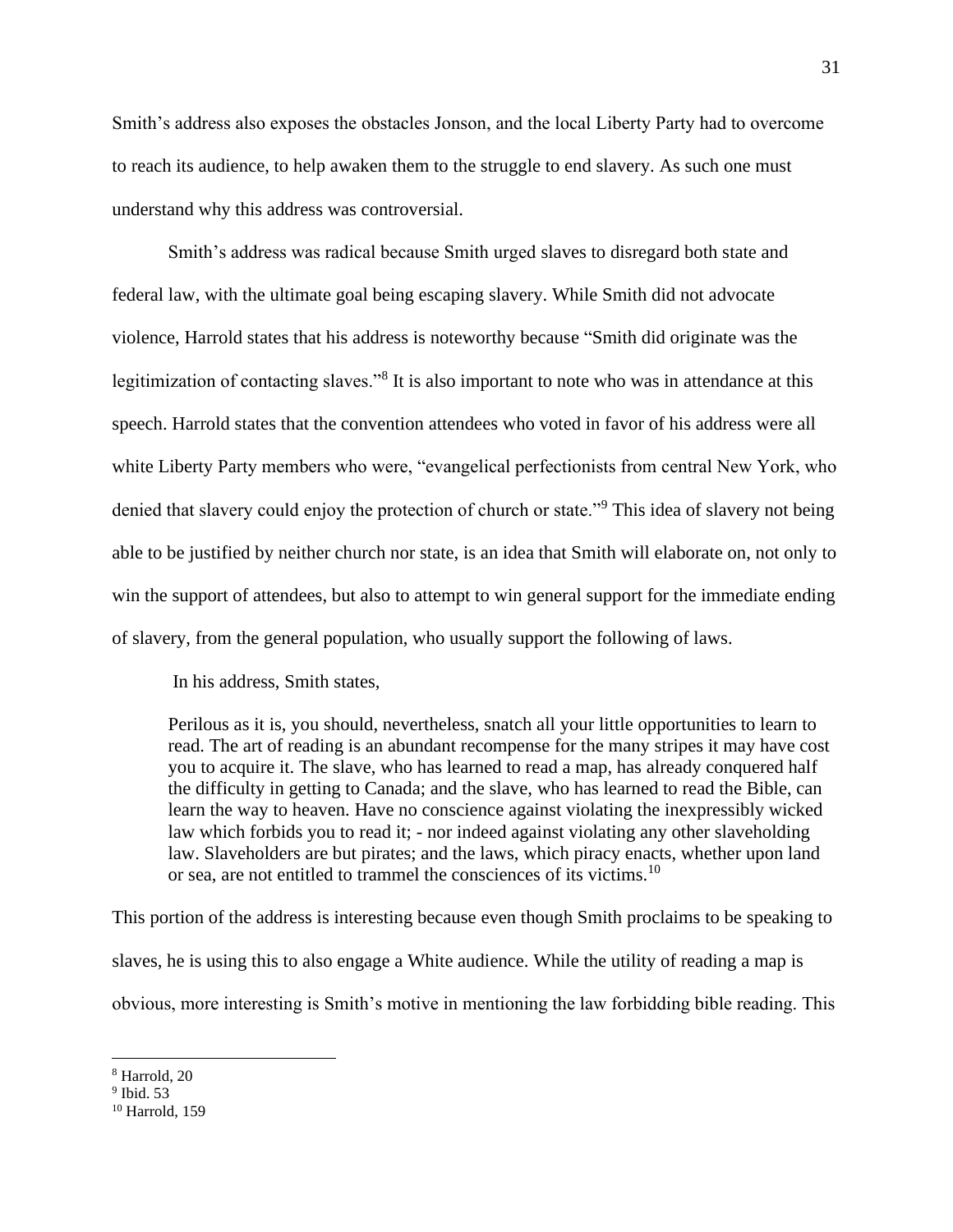Smith's address also exposes the obstacles Jonson, and the local Liberty Party had to overcome to reach its audience, to help awaken them to the struggle to end slavery. As such one must understand why this address was controversial.

Smith's address was radical because Smith urged slaves to disregard both state and federal law, with the ultimate goal being escaping slavery. While Smith did not advocate violence, Harrold states that his address is noteworthy because "Smith did originate was the legitimization of contacting slaves."[8] It is also important to note who was in attendance at this speech. Harrold states that the convention attendees who voted in favor of his address were all white Liberty Party members who were, "evangelical perfectionists from central New York, who denied that slavery could enjoy the protection of church or state."[9] This idea of slavery not being able to be justified by neither church nor state, is an idea that Smith will elaborate on, not only to win the support of attendees, but also to attempt to win general support for the immediate ending of slavery, from the general population, who usually support the following of laws.

In his address, Smith states,

> Perilous as it is, you should, nevertheless, snatch all your little opportunities to learn to read. The art of reading is an abundant recompense for the many stripes it may have cost you to acquire it. The slave, who has learned to read a map, has already conquered half the difficulty in getting to Canada; and the slave, who has learned to read the Bible, can learn the way to heaven. Have no conscience against violating the inexpressibly wicked law which forbids you to read it; - nor indeed against violating any other slaveholding law. Slaveholders are but pirates; and the laws, which piracy enacts, whether upon land or sea, are not entitled to trammel the consciences of its victims.[10]

This portion of the address is interesting because even though Smith proclaims to be speaking to slaves, he is using this to also engage a White audience. While the utility of reading a map is obvious, more interesting is Smith's motive in mentioning the law forbidding bible reading. This

---

[8] Harrold, 20

[9] Ibid. 53

[10] Harrold, 159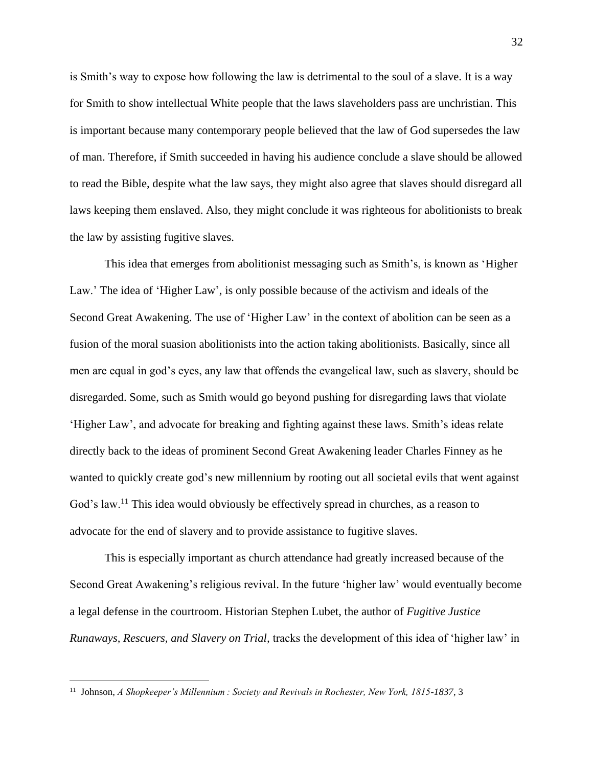is Smith's way to expose how following the law is detrimental to the soul of a slave. It is a way for Smith to show intellectual White people that the laws slaveholders pass are unchristian. This is important because many contemporary people believed that the law of God supersedes the law of man. Therefore, if Smith succeeded in having his audience conclude a slave should be allowed to read the Bible, despite what the law says, they might also agree that slaves should disregard all laws keeping them enslaved. Also, they might conclude it was righteous for abolitionists to break the law by assisting fugitive slaves.

This idea that emerges from abolitionist messaging such as Smith's, is known as 'Higher Law.' The idea of 'Higher Law', is only possible because of the activism and ideals of the Second Great Awakening. The use of 'Higher Law' in the context of abolition can be seen as a fusion of the moral suasion abolitionists into the action taking abolitionists. Basically, since all men are equal in god's eyes, any law that offends the evangelical law, such as slavery, should be disregarded. Some, such as Smith would go beyond pushing for disregarding laws that violate 'Higher Law', and advocate for breaking and fighting against these laws. Smith's ideas relate directly back to the ideas of prominent Second Great Awakening leader Charles Finney as he wanted to quickly create god's new millennium by rooting out all societal evils that went against God's law.[11] This idea would obviously be effectively spread in churches, as a reason to advocate for the end of slavery and to provide assistance to fugitive slaves.

This is especially important as church attendance had greatly increased because of the Second Great Awakening's religious revival. In the future 'higher law' would eventually become a legal defense in the courtroom. Historian Stephen Lubet, the author of *Fugitive Justice Runaways, Rescuers, and Slavery on Trial,* tracks the development of this idea of 'higher law' in

[11] Johnson, *A Shopkeeper's Millennium : Society and Revivals in Rochester, New York, 1815-1837*, 3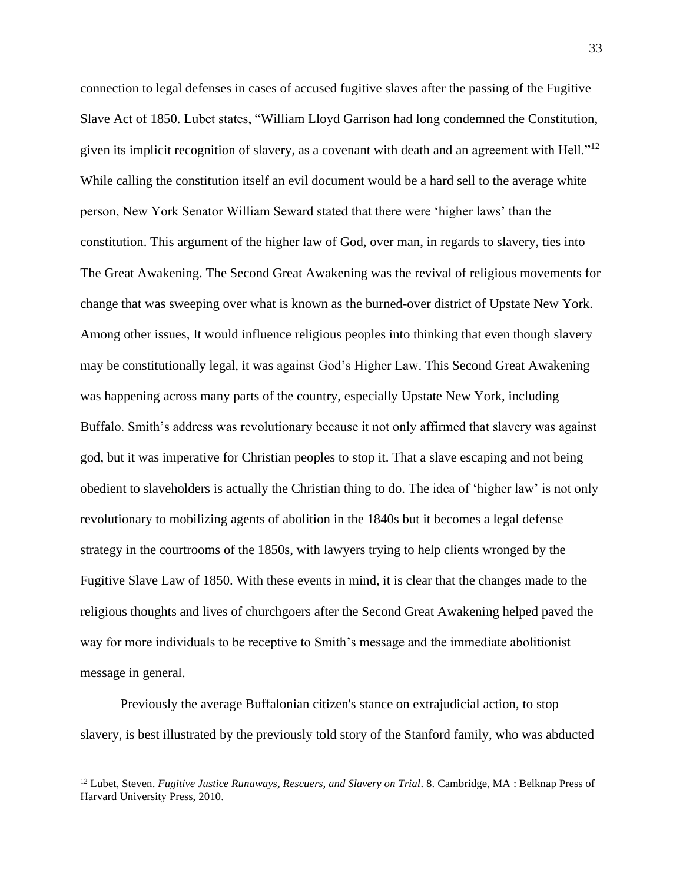connection to legal defenses in cases of accused fugitive slaves after the passing of the Fugitive Slave Act of 1850. Lubet states, "William Lloyd Garrison had long condemned the Constitution, given its implicit recognition of slavery, as a covenant with death and an agreement with Hell."[12] While calling the constitution itself an evil document would be a hard sell to the average white person, New York Senator William Seward stated that there were 'higher laws' than the constitution. This argument of the higher law of God, over man, in regards to slavery, ties into The Great Awakening. The Second Great Awakening was the revival of religious movements for change that was sweeping over what is known as the burned-over district of Upstate New York. Among other issues, It would influence religious peoples into thinking that even though slavery may be constitutionally legal, it was against God's Higher Law. This Second Great Awakening was happening across many parts of the country, especially Upstate New York, including Buffalo. Smith's address was revolutionary because it not only affirmed that slavery was against god, but it was imperative for Christian peoples to stop it. That a slave escaping and not being obedient to slaveholders is actually the Christian thing to do. The idea of 'higher law' is not only revolutionary to mobilizing agents of abolition in the 1840s but it becomes a legal defense strategy in the courtrooms of the 1850s, with lawyers trying to help clients wronged by the Fugitive Slave Law of 1850. With these events in mind, it is clear that the changes made to the religious thoughts and lives of churchgoers after the Second Great Awakening helped paved the way for more individuals to be receptive to Smith's message and the immediate abolitionist message in general.

Previously the average Buffalonian citizen's stance on extrajudicial action, to stop slavery, is best illustrated by the previously told story of the Stanford family, who was abducted

---

[12] Lubet, Steven. *Fugitive Justice Runaways, Rescuers, and Slavery on Trial*. 8. Cambridge, MA : Belknap Press of Harvard University Press, 2010.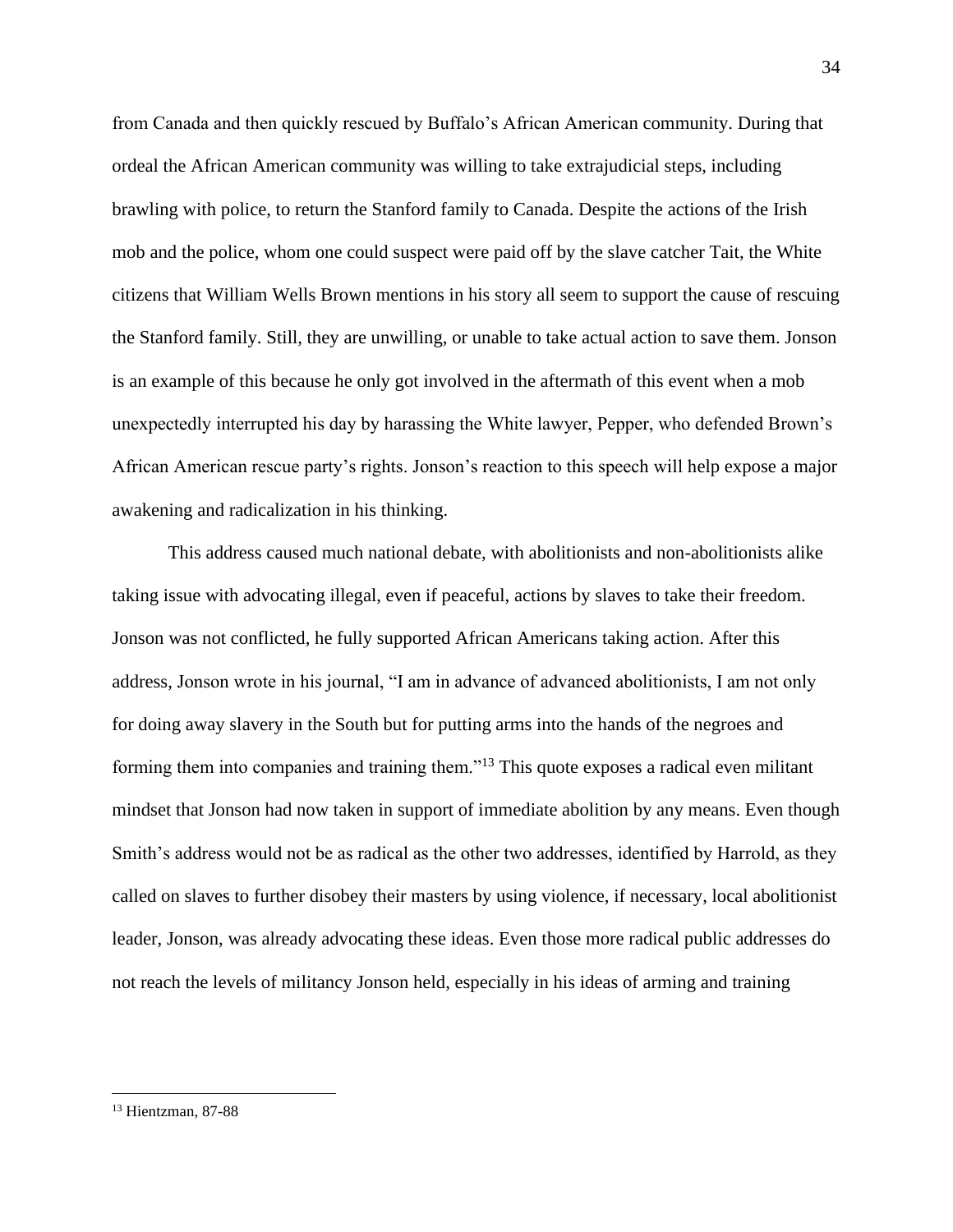from Canada and then quickly rescued by Buffalo's African American community. During that ordeal the African American community was willing to take extrajudicial steps, including brawling with police, to return the Stanford family to Canada. Despite the actions of the Irish mob and the police, whom one could suspect were paid off by the slave catcher Tait, the White citizens that William Wells Brown mentions in his story all seem to support the cause of rescuing the Stanford family. Still, they are unwilling, or unable to take actual action to save them. Jonson is an example of this because he only got involved in the aftermath of this event when a mob unexpectedly interrupted his day by harassing the White lawyer, Pepper, who defended Brown's African American rescue party's rights. Jonson's reaction to this speech will help expose a major awakening and radicalization in his thinking.

This address caused much national debate, with abolitionists and non-abolitionists alike taking issue with advocating illegal, even if peaceful, actions by slaves to take their freedom. Jonson was not conflicted, he fully supported African Americans taking action. After this address, Jonson wrote in his journal, "I am in advance of advanced abolitionists, I am not only for doing away slavery in the South but for putting arms into the hands of the negroes and forming them into companies and training them."[13] This quote exposes a radical even militant mindset that Jonson had now taken in support of immediate abolition by any means. Even though Smith's address would not be as radical as the other two addresses, identified by Harrold, as they called on slaves to further disobey their masters by using violence, if necessary, local abolitionist leader, Jonson, was already advocating these ideas. Even those more radical public addresses do not reach the levels of militancy Jonson held, especially in his ideas of arming and training

---

[13] Hientzman, 87-88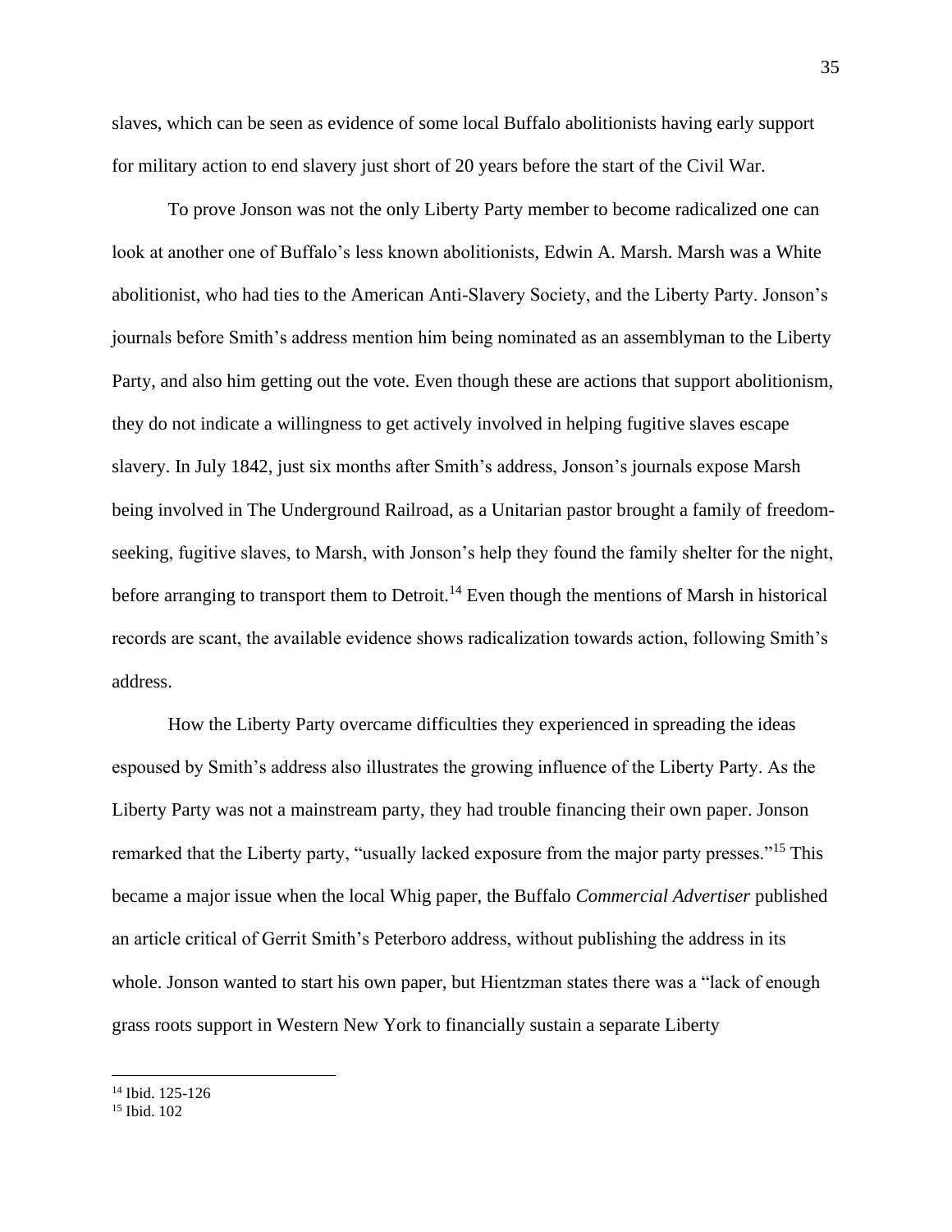slaves, which can be seen as evidence of some local Buffalo abolitionists having early support for military action to end slavery just short of 20 years before the start of the Civil War.

To prove Jonson was not the only Liberty Party member to become radicalized one can look at another one of Buffalo's less known abolitionists, Edwin A. Marsh. Marsh was a White abolitionist, who had ties to the American Anti-Slavery Society, and the Liberty Party. Jonson's journals before Smith's address mention him being nominated as an assemblyman to the Liberty Party, and also him getting out the vote. Even though these are actions that support abolitionism, they do not indicate a willingness to get actively involved in helping fugitive slaves escape slavery. In July 1842, just six months after Smith's address, Jonson's journals expose Marsh being involved in The Underground Railroad, as a Unitarian pastor brought a family of freedom-seeking, fugitive slaves, to Marsh, with Jonson's help they found the family shelter for the night, before arranging to transport them to Detroit.[14] Even though the mentions of Marsh in historical records are scant, the available evidence shows radicalization towards action, following Smith's address.

How the Liberty Party overcame difficulties they experienced in spreading the ideas espoused by Smith's address also illustrates the growing influence of the Liberty Party. As the Liberty Party was not a mainstream party, they had trouble financing their own paper. Jonson remarked that the Liberty party, "usually lacked exposure from the major party presses."[15] This became a major issue when the local Whig paper, the Buffalo *Commercial Advertiser* published an article critical of Gerrit Smith's Peterboro address, without publishing the address in its whole. Jonson wanted to start his own paper, but Hientzman states there was a "lack of enough grass roots support in Western New York to financially sustain a separate Liberty

---

[14] Ibid. 125-126

[15] Ibid. 102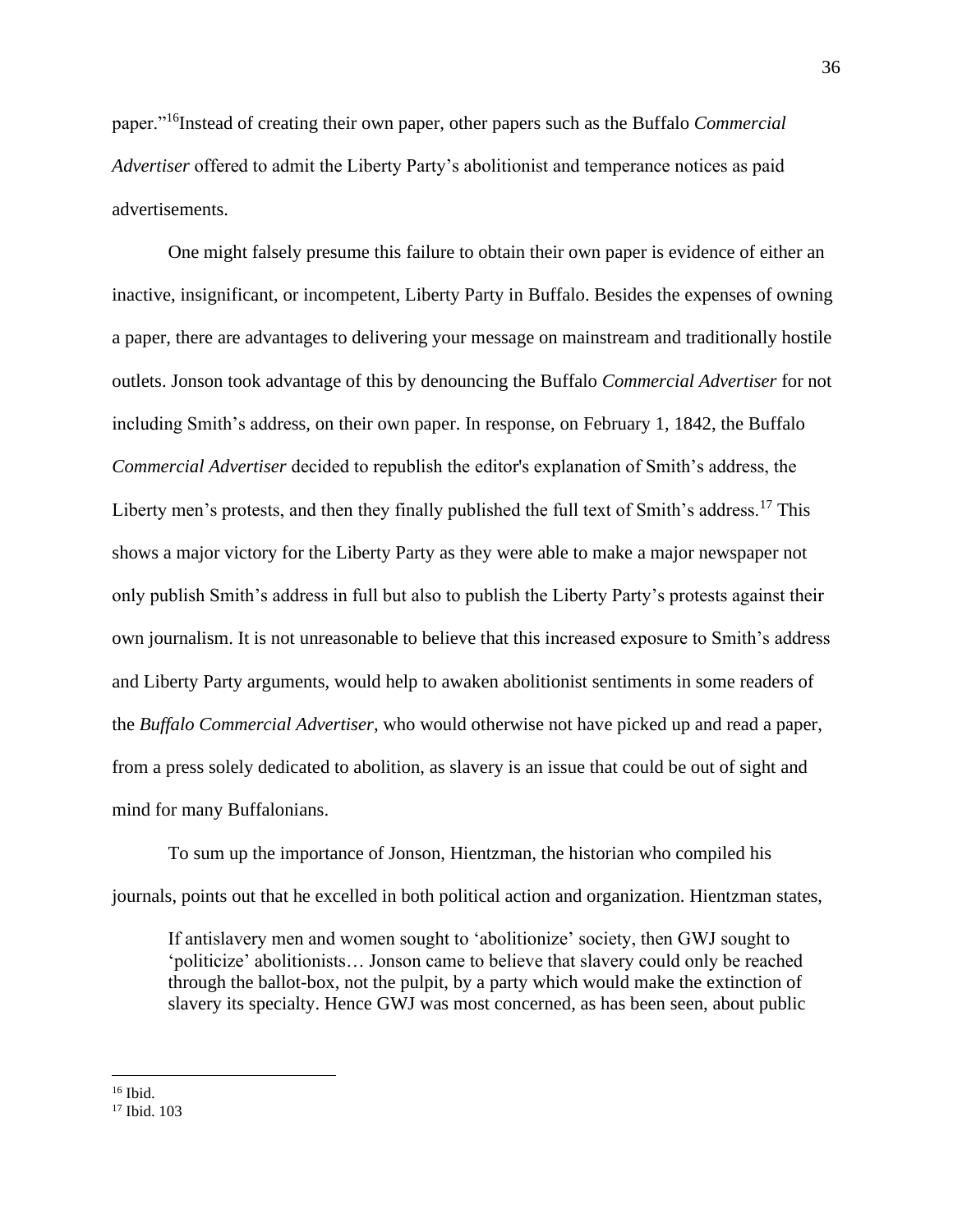paper."[16]Instead of creating their own paper, other papers such as the Buffalo *Commercial Advertiser* offered to admit the Liberty Party's abolitionist and temperance notices as paid advertisements.

One might falsely presume this failure to obtain their own paper is evidence of either an inactive, insignificant, or incompetent, Liberty Party in Buffalo. Besides the expenses of owning a paper, there are advantages to delivering your message on mainstream and traditionally hostile outlets. Jonson took advantage of this by denouncing the Buffalo *Commercial Advertiser* for not including Smith's address, on their own paper. In response, on February 1, 1842, the Buffalo *Commercial Advertiser* decided to republish the editor's explanation of Smith's address, the Liberty men's protests, and then they finally published the full text of Smith's address.[17] This shows a major victory for the Liberty Party as they were able to make a major newspaper not only publish Smith's address in full but also to publish the Liberty Party's protests against their own journalism. It is not unreasonable to believe that this increased exposure to Smith's address and Liberty Party arguments, would help to awaken abolitionist sentiments in some readers of the *Buffalo Commercial Advertiser*, who would otherwise not have picked up and read a paper, from a press solely dedicated to abolition, as slavery is an issue that could be out of sight and mind for many Buffalonians.

To sum up the importance of Jonson, Hientzman, the historian who compiled his journals, points out that he excelled in both political action and organization. Hientzman states,

> If antislavery men and women sought to 'abolitionize' society, then GWJ sought to 'politicize' abolitionists… Jonson came to believe that slavery could only be reached through the ballot-box, not the pulpit, by a party which would make the extinction of slavery its specialty. Hence GWJ was most concerned, as has been seen, about public

---

[16] Ibid.

[17] Ibid. 103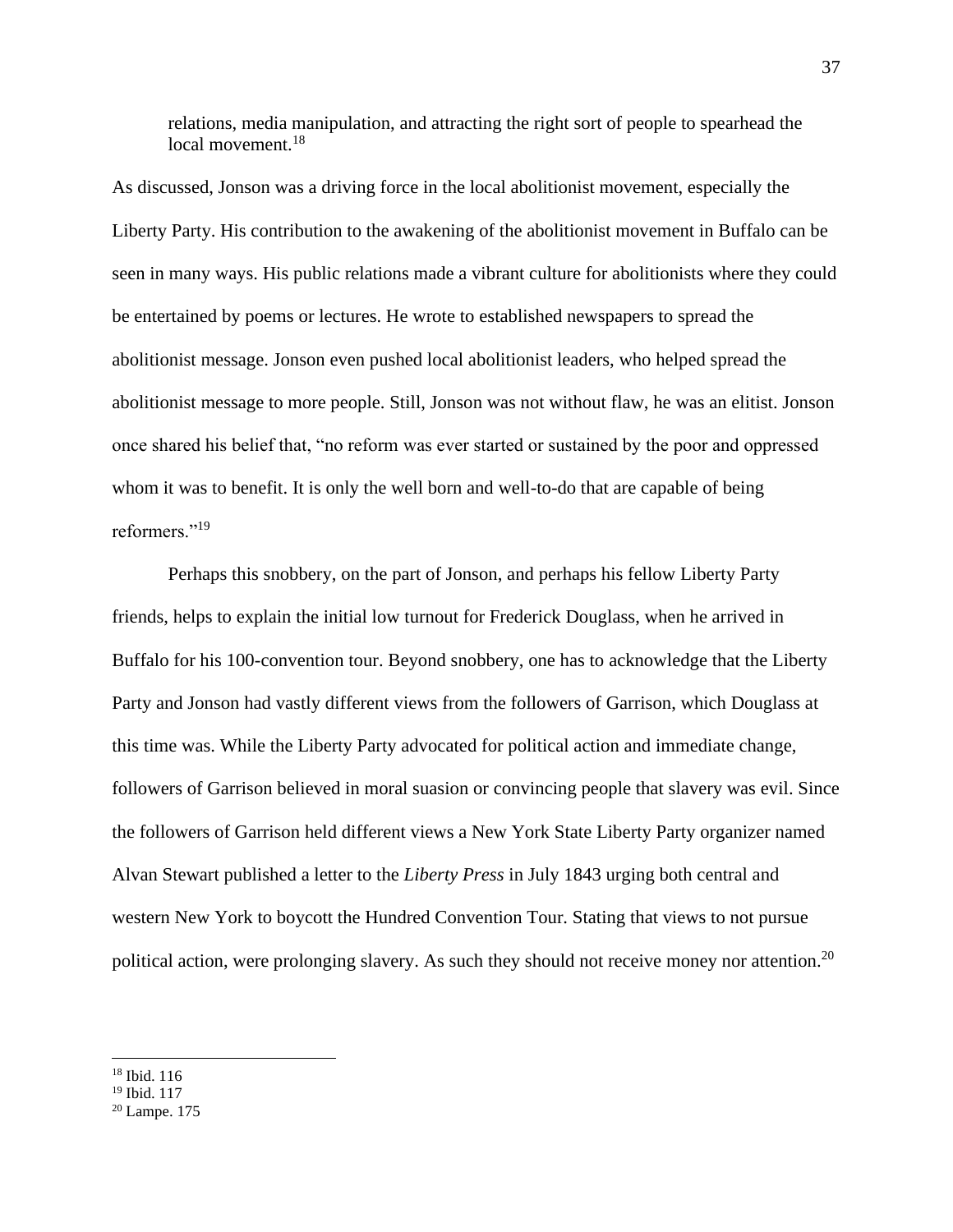relations, media manipulation, and attracting the right sort of people to spearhead the local movement.[18]

As discussed, Jonson was a driving force in the local abolitionist movement, especially the Liberty Party. His contribution to the awakening of the abolitionist movement in Buffalo can be seen in many ways. His public relations made a vibrant culture for abolitionists where they could be entertained by poems or lectures. He wrote to established newspapers to spread the abolitionist message. Jonson even pushed local abolitionist leaders, who helped spread the abolitionist message to more people. Still, Jonson was not without flaw, he was an elitist. Jonson once shared his belief that, "no reform was ever started or sustained by the poor and oppressed whom it was to benefit. It is only the well born and well-to-do that are capable of being reformers."[19]

Perhaps this snobbery, on the part of Jonson, and perhaps his fellow Liberty Party friends, helps to explain the initial low turnout for Frederick Douglass, when he arrived in Buffalo for his 100-convention tour. Beyond snobbery, one has to acknowledge that the Liberty Party and Jonson had vastly different views from the followers of Garrison, which Douglass at this time was. While the Liberty Party advocated for political action and immediate change, followers of Garrison believed in moral suasion or convincing people that slavery was evil. Since the followers of Garrison held different views a New York State Liberty Party organizer named Alvan Stewart published a letter to the *Liberty Press* in July 1843 urging both central and western New York to boycott the Hundred Convention Tour. Stating that views to not pursue political action, were prolonging slavery. As such they should not receive money nor attention.[20]

---

[18] Ibid. 116

[19] Ibid. 117

[20] Lampe. 175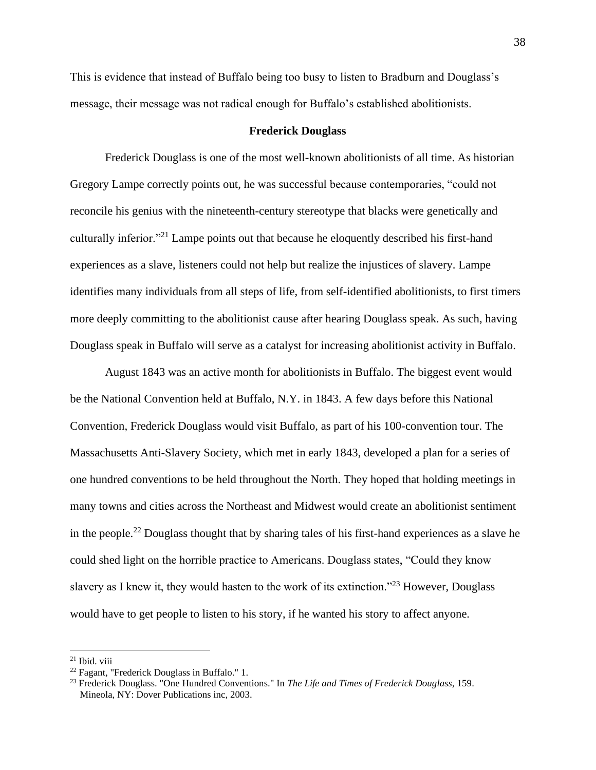This is evidence that instead of Buffalo being too busy to listen to Bradburn and Douglass's message, their message was not radical enough for Buffalo's established abolitionists.

### Frederick Douglass

Frederick Douglass is one of the most well-known abolitionists of all time. As historian Gregory Lampe correctly points out, he was successful because contemporaries, "could not reconcile his genius with the nineteenth-century stereotype that blacks were genetically and culturally inferior."[21] Lampe points out that because he eloquently described his first-hand experiences as a slave, listeners could not help but realize the injustices of slavery. Lampe identifies many individuals from all steps of life, from self-identified abolitionists, to first timers more deeply committing to the abolitionist cause after hearing Douglass speak. As such, having Douglass speak in Buffalo will serve as a catalyst for increasing abolitionist activity in Buffalo.

August 1843 was an active month for abolitionists in Buffalo. The biggest event would be the National Convention held at Buffalo, N.Y. in 1843. A few days before this National Convention, Frederick Douglass would visit Buffalo, as part of his 100-convention tour. The Massachusetts Anti-Slavery Society, which met in early 1843, developed a plan for a series of one hundred conventions to be held throughout the North. They hoped that holding meetings in many towns and cities across the Northeast and Midwest would create an abolitionist sentiment in the people.[22] Douglass thought that by sharing tales of his first-hand experiences as a slave he could shed light on the horrible practice to Americans. Douglass states, "Could they know slavery as I knew it, they would hasten to the work of its extinction."[23] However, Douglass would have to get people to listen to his story, if he wanted his story to affect anyone.

---

[21] Ibid. viii

[22] Fagant, "Frederick Douglass in Buffalo." 1.

[23] Frederick Douglass. "One Hundred Conventions." In *The Life and Times of Frederick Douglass*, 159. Mineola, NY: Dover Publications inc, 2003.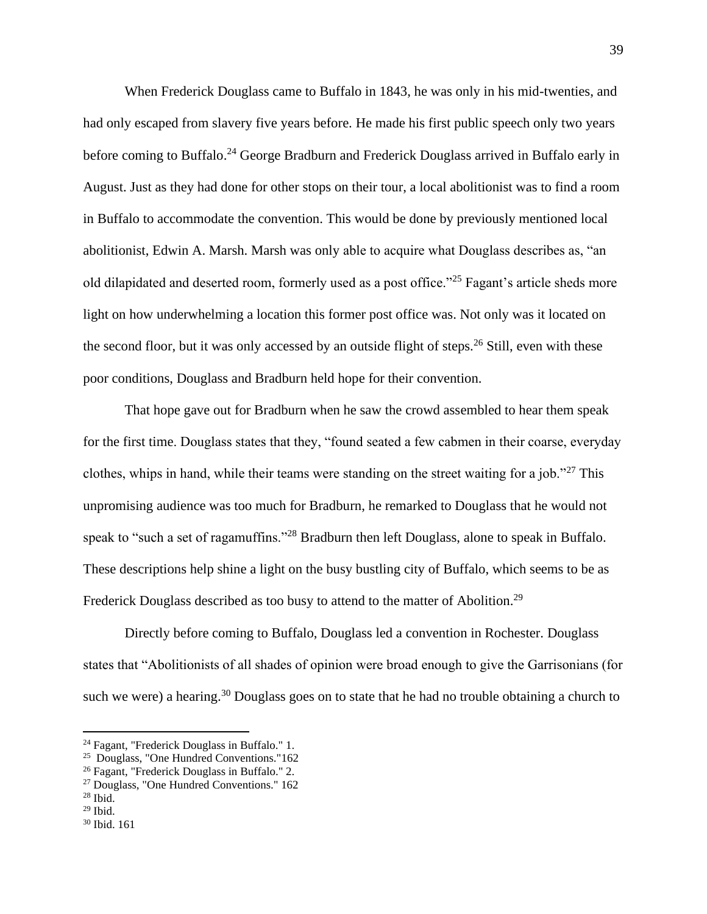When Frederick Douglass came to Buffalo in 1843, he was only in his mid-twenties, and had only escaped from slavery five years before. He made his first public speech only two years before coming to Buffalo.[24] George Bradburn and Frederick Douglass arrived in Buffalo early in August. Just as they had done for other stops on their tour, a local abolitionist was to find a room in Buffalo to accommodate the convention. This would be done by previously mentioned local abolitionist, Edwin A. Marsh. Marsh was only able to acquire what Douglass describes as, "an old dilapidated and deserted room, formerly used as a post office."[25] Fagant's article sheds more light on how underwhelming a location this former post office was. Not only was it located on the second floor, but it was only accessed by an outside flight of steps.[26] Still, even with these poor conditions, Douglass and Bradburn held hope for their convention.

That hope gave out for Bradburn when he saw the crowd assembled to hear them speak for the first time. Douglass states that they, "found seated a few cabmen in their coarse, everyday clothes, whips in hand, while their teams were standing on the street waiting for a job."[27] This unpromising audience was too much for Bradburn, he remarked to Douglass that he would not speak to "such a set of ragamuffins."[28] Bradburn then left Douglass, alone to speak in Buffalo. These descriptions help shine a light on the busy bustling city of Buffalo, which seems to be as Frederick Douglass described as too busy to attend to the matter of Abolition.[29]

Directly before coming to Buffalo, Douglass led a convention in Rochester. Douglass states that "Abolitionists of all shades of opinion were broad enough to give the Garrisonians (for such we were) a hearing.[30] Douglass goes on to state that he had no trouble obtaining a church to

---

[24] Fagant, "Frederick Douglass in Buffalo." 1.

[25] Douglass, "One Hundred Conventions."162

[26] Fagant, "Frederick Douglass in Buffalo." 2.

[27] Douglass, "One Hundred Conventions." 162

[28] Ibid.

[29] Ibid.

[30] Ibid. 161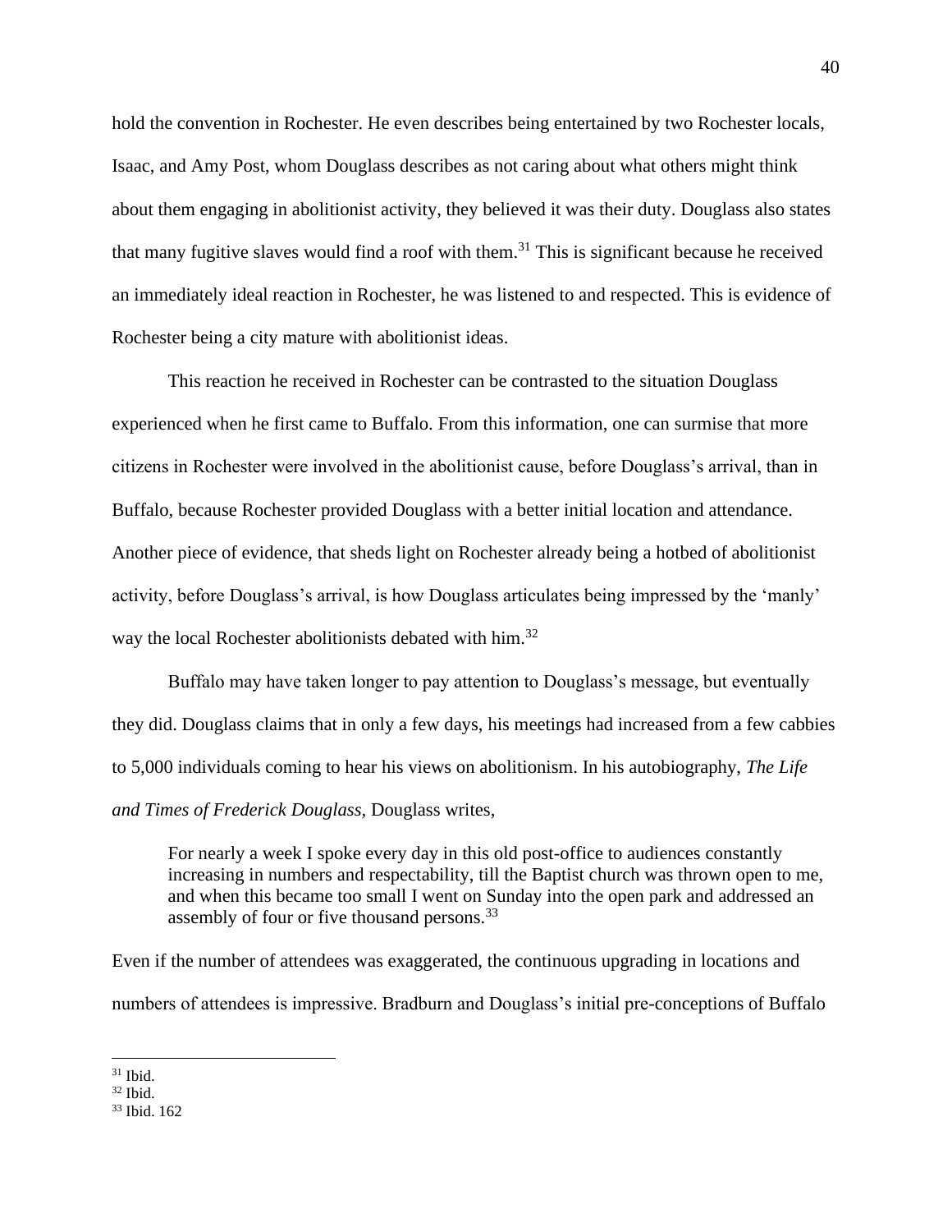hold the convention in Rochester. He even describes being entertained by two Rochester locals, Isaac, and Amy Post, whom Douglass describes as not caring about what others might think about them engaging in abolitionist activity, they believed it was their duty. Douglass also states that many fugitive slaves would find a roof with them.[31] This is significant because he received an immediately ideal reaction in Rochester, he was listened to and respected. This is evidence of Rochester being a city mature with abolitionist ideas.

This reaction he received in Rochester can be contrasted to the situation Douglass experienced when he first came to Buffalo. From this information, one can surmise that more citizens in Rochester were involved in the abolitionist cause, before Douglass's arrival, than in Buffalo, because Rochester provided Douglass with a better initial location and attendance. Another piece of evidence, that sheds light on Rochester already being a hotbed of abolitionist activity, before Douglass's arrival, is how Douglass articulates being impressed by the 'manly' way the local Rochester abolitionists debated with him.[32]

Buffalo may have taken longer to pay attention to Douglass's message, but eventually they did. Douglass claims that in only a few days, his meetings had increased from a few cabbies to 5,000 individuals coming to hear his views on abolitionism. In his autobiography, *The Life and Times of Frederick Douglass*, Douglass writes,

> For nearly a week I spoke every day in this old post-office to audiences constantly increasing in numbers and respectability, till the Baptist church was thrown open to me, and when this became too small I went on Sunday into the open park and addressed an assembly of four or five thousand persons.[33]

Even if the number of attendees was exaggerated, the continuous upgrading in locations and numbers of attendees is impressive. Bradburn and Douglass's initial pre-conceptions of Buffalo

---

[31] Ibid.

[32] Ibid.

[33] Ibid. 162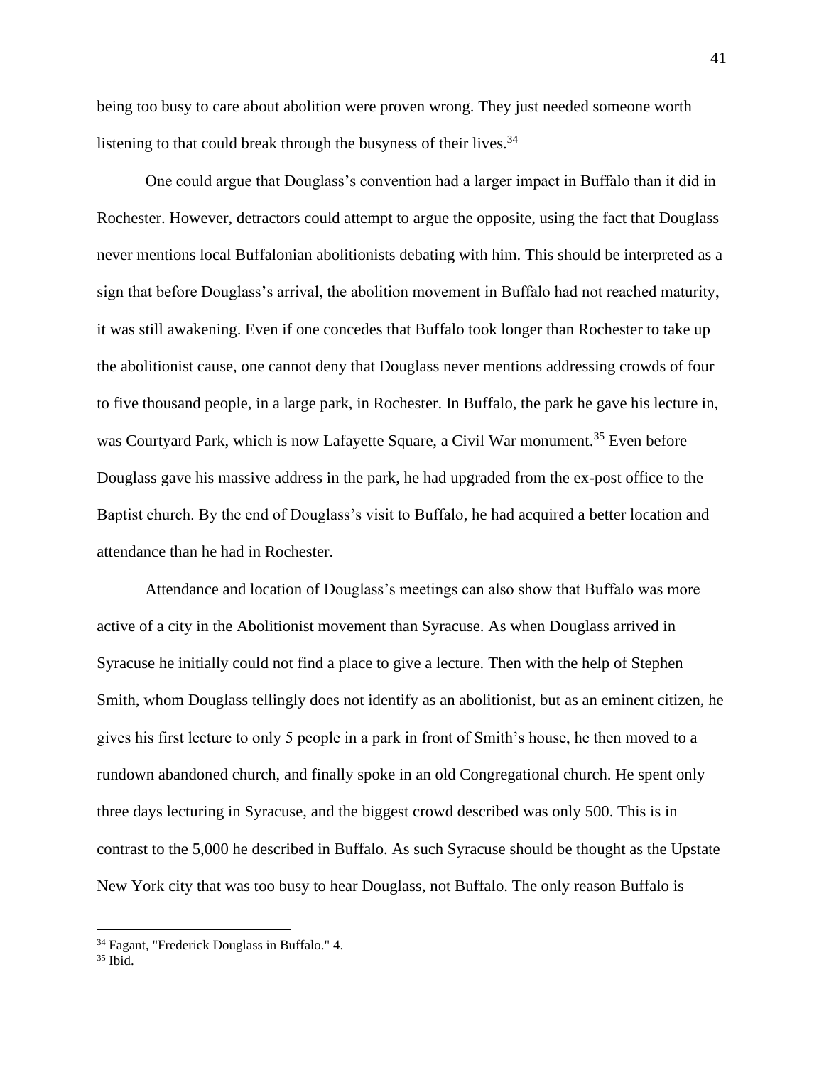being too busy to care about abolition were proven wrong. They just needed someone worth listening to that could break through the busyness of their lives.[34]

One could argue that Douglass's convention had a larger impact in Buffalo than it did in Rochester. However, detractors could attempt to argue the opposite, using the fact that Douglass never mentions local Buffalonian abolitionists debating with him. This should be interpreted as a sign that before Douglass's arrival, the abolition movement in Buffalo had not reached maturity, it was still awakening. Even if one concedes that Buffalo took longer than Rochester to take up the abolitionist cause, one cannot deny that Douglass never mentions addressing crowds of four to five thousand people, in a large park, in Rochester. In Buffalo, the park he gave his lecture in, was Courtyard Park, which is now Lafayette Square, a Civil War monument.[35] Even before Douglass gave his massive address in the park, he had upgraded from the ex-post office to the Baptist church. By the end of Douglass's visit to Buffalo, he had acquired a better location and attendance than he had in Rochester.

Attendance and location of Douglass's meetings can also show that Buffalo was more active of a city in the Abolitionist movement than Syracuse. As when Douglass arrived in Syracuse he initially could not find a place to give a lecture. Then with the help of Stephen Smith, whom Douglass tellingly does not identify as an abolitionist, but as an eminent citizen, he gives his first lecture to only 5 people in a park in front of Smith's house, he then moved to a rundown abandoned church, and finally spoke in an old Congregational church. He spent only three days lecturing in Syracuse, and the biggest crowd described was only 500. This is in contrast to the 5,000 he described in Buffalo. As such Syracuse should be thought as the Upstate New York city that was too busy to hear Douglass, not Buffalo. The only reason Buffalo is

---

[34] Fagant, "Frederick Douglass in Buffalo." 4.

[35] Ibid.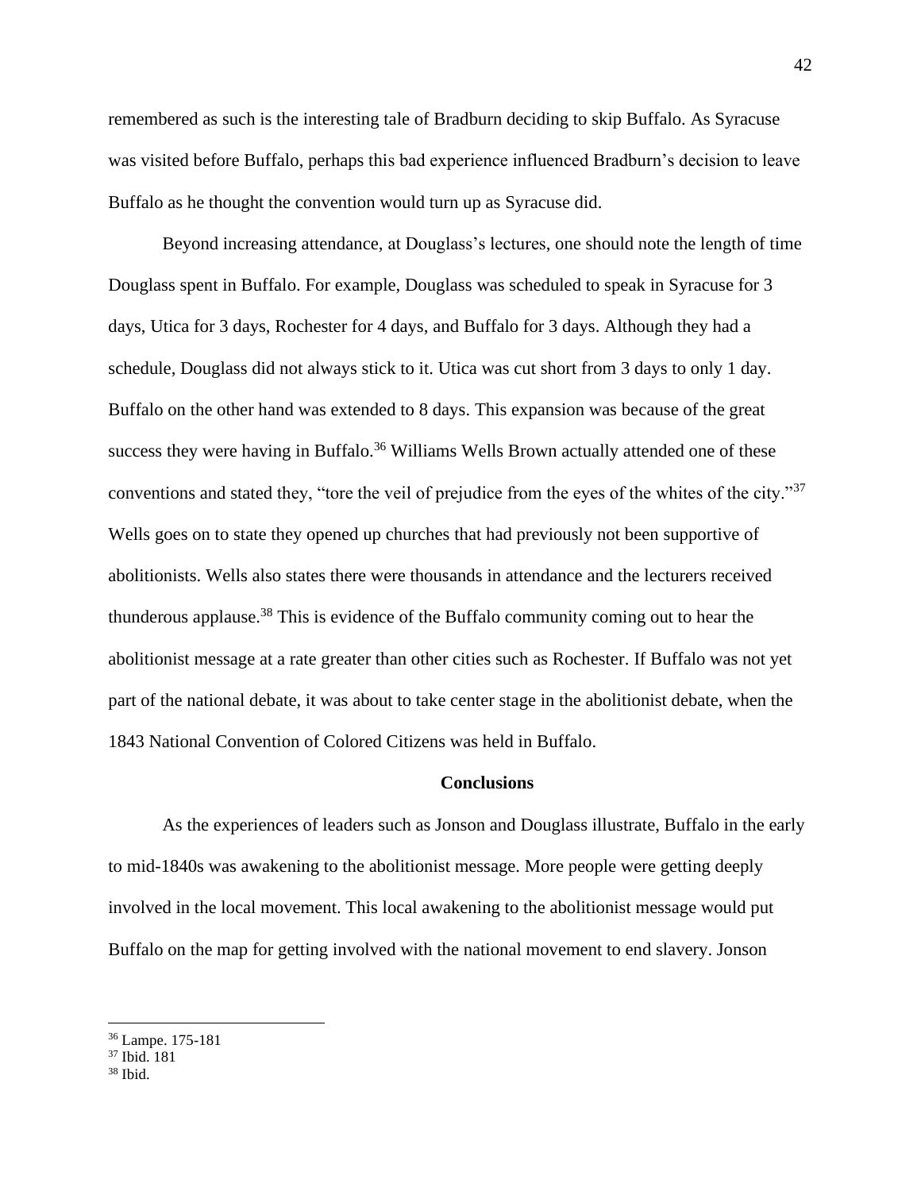remembered as such is the interesting tale of Bradburn deciding to skip Buffalo. As Syracuse was visited before Buffalo, perhaps this bad experience influenced Bradburn's decision to leave Buffalo as he thought the convention would turn up as Syracuse did.

Beyond increasing attendance, at Douglass's lectures, one should note the length of time Douglass spent in Buffalo. For example, Douglass was scheduled to speak in Syracuse for 3 days, Utica for 3 days, Rochester for 4 days, and Buffalo for 3 days. Although they had a schedule, Douglass did not always stick to it. Utica was cut short from 3 days to only 1 day. Buffalo on the other hand was extended to 8 days. This expansion was because of the great success they were having in Buffalo.[36] Williams Wells Brown actually attended one of these conventions and stated they, "tore the veil of prejudice from the eyes of the whites of the city."[37] Wells goes on to state they opened up churches that had previously not been supportive of abolitionists. Wells also states there were thousands in attendance and the lecturers received thunderous applause.[38] This is evidence of the Buffalo community coming out to hear the abolitionist message at a rate greater than other cities such as Rochester. If Buffalo was not yet part of the national debate, it was about to take center stage in the abolitionist debate, when the 1843 National Convention of Colored Citizens was held in Buffalo.

## Conclusions

As the experiences of leaders such as Jonson and Douglass illustrate, Buffalo in the early to mid-1840s was awakening to the abolitionist message. More people were getting deeply involved in the local movement. This local awakening to the abolitionist message would put Buffalo on the map for getting involved with the national movement to end slavery. Jonson

[36] Lampe. 175-181
[37] Ibid. 181
[38] Ibid.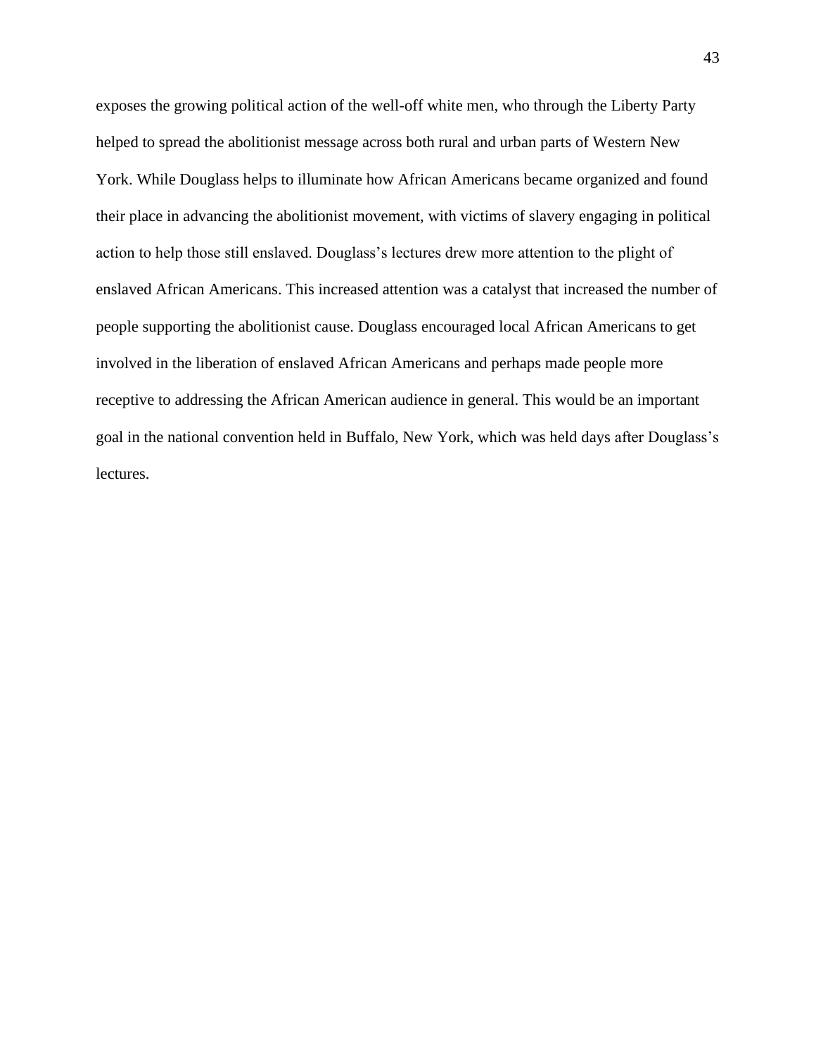exposes the growing political action of the well-off white men, who through the Liberty Party helped to spread the abolitionist message across both rural and urban parts of Western New York. While Douglass helps to illuminate how African Americans became organized and found their place in advancing the abolitionist movement, with victims of slavery engaging in political action to help those still enslaved. Douglass's lectures drew more attention to the plight of enslaved African Americans. This increased attention was a catalyst that increased the number of people supporting the abolitionist cause. Douglass encouraged local African Americans to get involved in the liberation of enslaved African Americans and perhaps made people more receptive to addressing the African American audience in general. This would be an important goal in the national convention held in Buffalo, New York, which was held days after Douglass's lectures.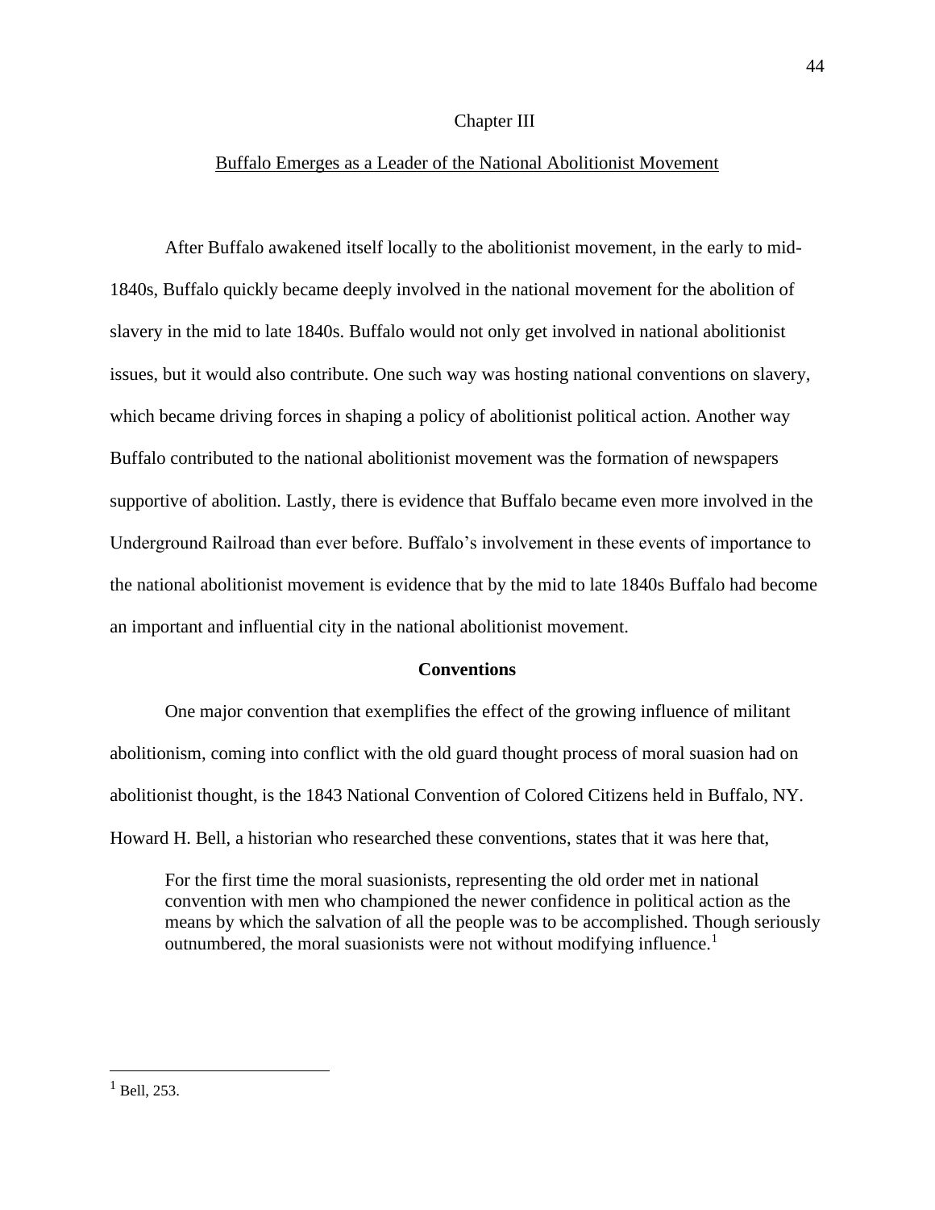# Chapter III

## Buffalo Emerges as a Leader of the National Abolitionist Movement

After Buffalo awakened itself locally to the abolitionist movement, in the early to mid-1840s, Buffalo quickly became deeply involved in the national movement for the abolition of slavery in the mid to late 1840s. Buffalo would not only get involved in national abolitionist issues, but it would also contribute. One such way was hosting national conventions on slavery, which became driving forces in shaping a policy of abolitionist political action. Another way Buffalo contributed to the national abolitionist movement was the formation of newspapers supportive of abolition. Lastly, there is evidence that Buffalo became even more involved in the Underground Railroad than ever before. Buffalo's involvement in these events of importance to the national abolitionist movement is evidence that by the mid to late 1840s Buffalo had become an important and influential city in the national abolitionist movement.

### Conventions

One major convention that exemplifies the effect of the growing influence of militant abolitionism, coming into conflict with the old guard thought process of moral suasion had on abolitionist thought, is the 1843 National Convention of Colored Citizens held in Buffalo, NY. Howard H. Bell, a historian who researched these conventions, states that it was here that,

> For the first time the moral suasionists, representing the old order met in national convention with men who championed the newer confidence in political action as the means by which the salvation of all the people was to be accomplished. Though seriously outnumbered, the moral suasionists were not without modifying influence.[1]

---

[1] Bell, 253.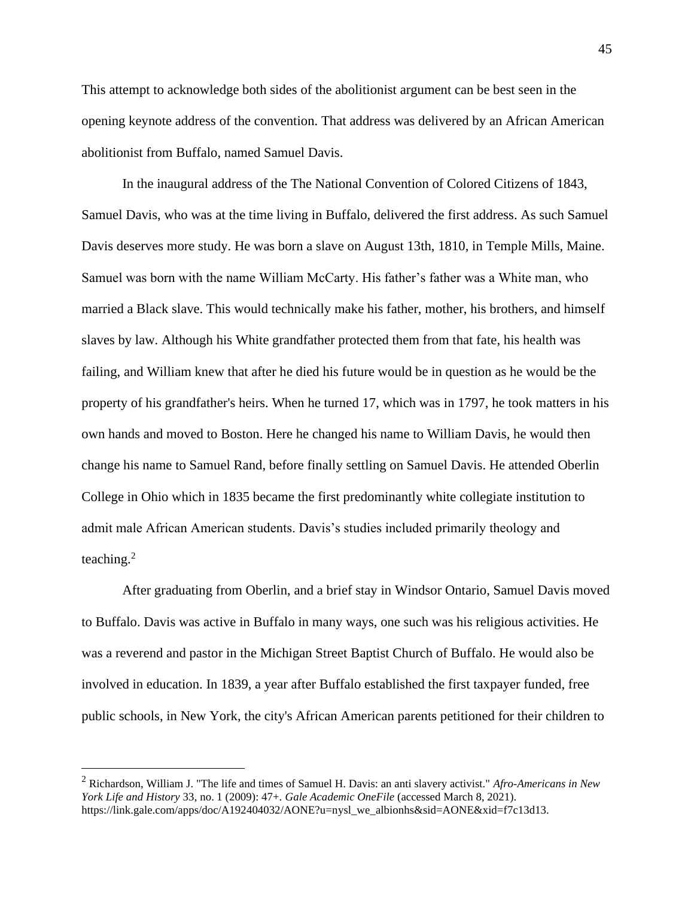This attempt to acknowledge both sides of the abolitionist argument can be best seen in the opening keynote address of the convention. That address was delivered by an African American abolitionist from Buffalo, named Samuel Davis.

In the inaugural address of the The National Convention of Colored Citizens of 1843, Samuel Davis, who was at the time living in Buffalo, delivered the first address. As such Samuel Davis deserves more study. He was born a slave on August 13th, 1810, in Temple Mills, Maine. Samuel was born with the name William McCarty. His father's father was a White man, who married a Black slave. This would technically make his father, mother, his brothers, and himself slaves by law. Although his White grandfather protected them from that fate, his health was failing, and William knew that after he died his future would be in question as he would be the property of his grandfather's heirs. When he turned 17, which was in 1797, he took matters in his own hands and moved to Boston. Here he changed his name to William Davis, he would then change his name to Samuel Rand, before finally settling on Samuel Davis. He attended Oberlin College in Ohio which in 1835 became the first predominantly white collegiate institution to admit male African American students. Davis's studies included primarily theology and teaching.[2]

After graduating from Oberlin, and a brief stay in Windsor Ontario, Samuel Davis moved to Buffalo. Davis was active in Buffalo in many ways, one such was his religious activities. He was a reverend and pastor in the Michigan Street Baptist Church of Buffalo. He would also be involved in education. In 1839, a year after Buffalo established the first taxpayer funded, free public schools, in New York, the city's African American parents petitioned for their children to

---

[2] Richardson, William J. "The life and times of Samuel H. Davis: an anti slavery activist." *Afro-Americans in New York Life and History* 33, no. 1 (2009): 47+. *Gale Academic OneFile* (accessed March 8, 2021). https://link.gale.com/apps/doc/A192404032/AONE?u=nysl_we_albionhs&sid=AONE&xid=f7c13d13.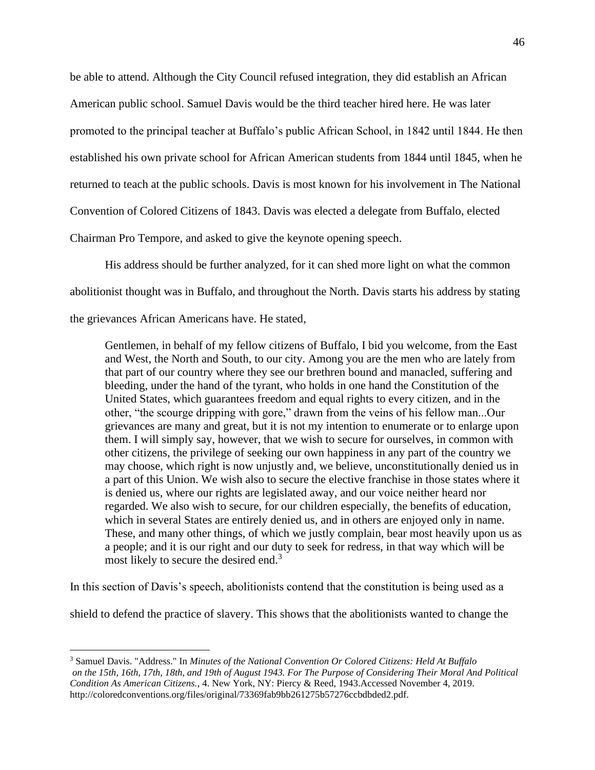be able to attend. Although the City Council refused integration, they did establish an African American public school. Samuel Davis would be the third teacher hired here. He was later promoted to the principal teacher at Buffalo's public African School, in 1842 until 1844. He then established his own private school for African American students from 1844 until 1845, when he returned to teach at the public schools. Davis is most known for his involvement in The National Convention of Colored Citizens of 1843. Davis was elected a delegate from Buffalo, elected Chairman Pro Tempore, and asked to give the keynote opening speech.

His address should be further analyzed, for it can shed more light on what the common abolitionist thought was in Buffalo, and throughout the North. Davis starts his address by stating the grievances African Americans have. He stated,

> Gentlemen, in behalf of my fellow citizens of Buffalo, I bid you welcome, from the East and West, the North and South, to our city. Among you are the men who are lately from that part of our country where they see our brethren bound and manacled, suffering and bleeding, under the hand of the tyrant, who holds in one hand the Constitution of the United States, which guarantees freedom and equal rights to every citizen, and in the other, "the scourge dripping with gore," drawn from the veins of his fellow man...Our grievances are many and great, but it is not my intention to enumerate or to enlarge upon them. I will simply say, however, that we wish to secure for ourselves, in common with other citizens, the privilege of seeking our own happiness in any part of the country we may choose, which right is now unjustly and, we believe, unconstitutionally denied us in a part of this Union. We wish also to secure the elective franchise in those states where it is denied us, where our rights are legislated away, and our voice neither heard nor regarded. We also wish to secure, for our children especially, the benefits of education, which in several States are entirely denied us, and in others are enjoyed only in name. These, and many other things, of which we justly complain, bear most heavily upon us as a people; and it is our right and our duty to seek for redress, in that way which will be most likely to secure the desired end.[3]

In this section of Davis's speech, abolitionists contend that the constitution is being used as a shield to defend the practice of slavery. This shows that the abolitionists wanted to change the

---

[3] Samuel Davis. "Address." In *Minutes of the National Convention Or Colored Citizens: Held At Buffalo on the 15th, 16th, 17th, 18th, and 19th of August 1943. For The Purpose of Considering Their Moral And Political Condition As American Citizens.*, 4. New York, NY: Piercy & Reed, 1943.Accessed November 4, 2019. http://coloredconventions.org/files/original/73369fab9bb261275b57276ccbdbded2.pdf.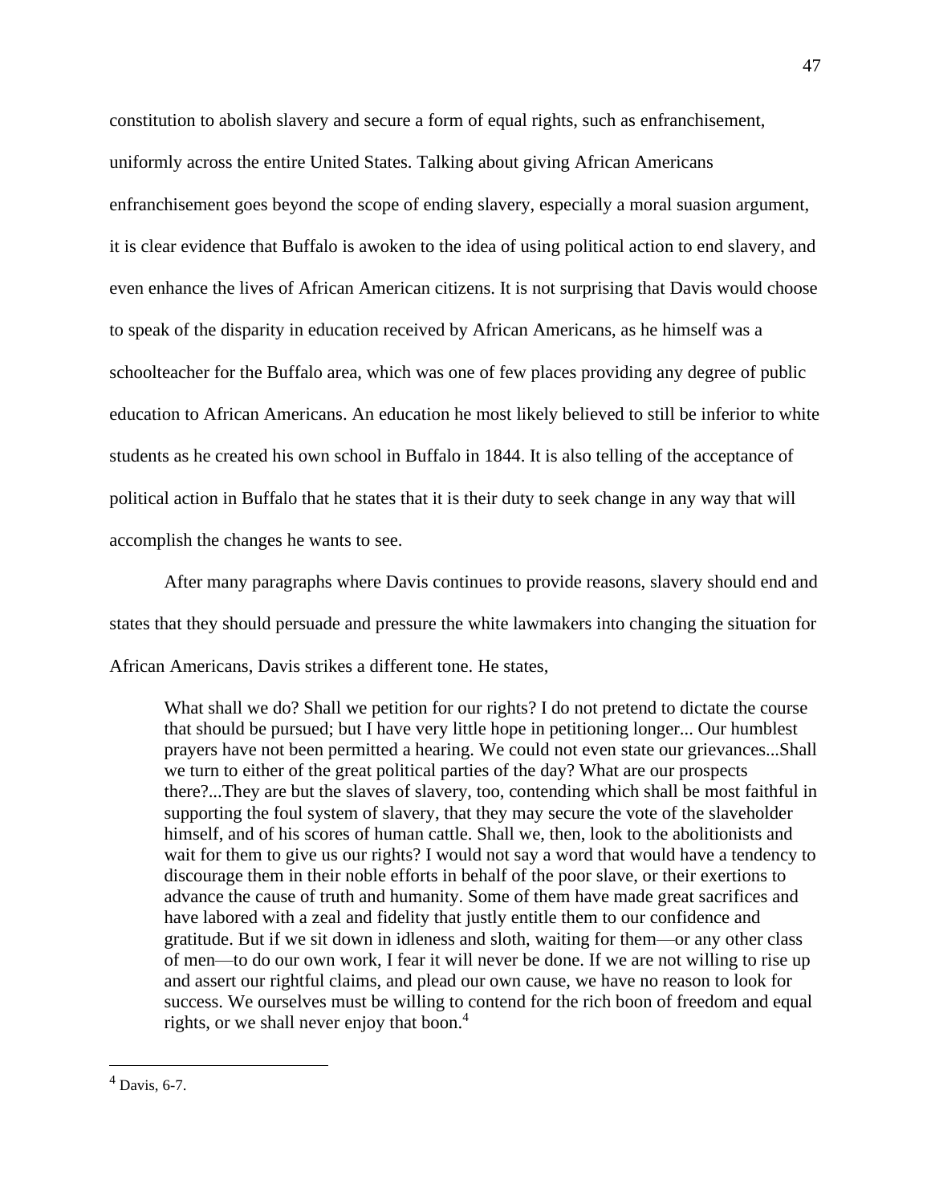constitution to abolish slavery and secure a form of equal rights, such as enfranchisement, uniformly across the entire United States. Talking about giving African Americans enfranchisement goes beyond the scope of ending slavery, especially a moral suasion argument, it is clear evidence that Buffalo is awoken to the idea of using political action to end slavery, and even enhance the lives of African American citizens. It is not surprising that Davis would choose to speak of the disparity in education received by African Americans, as he himself was a schoolteacher for the Buffalo area, which was one of few places providing any degree of public education to African Americans. An education he most likely believed to still be inferior to white students as he created his own school in Buffalo in 1844. It is also telling of the acceptance of political action in Buffalo that he states that it is their duty to seek change in any way that will accomplish the changes he wants to see.

After many paragraphs where Davis continues to provide reasons, slavery should end and states that they should persuade and pressure the white lawmakers into changing the situation for African Americans, Davis strikes a different tone. He states,

> What shall we do? Shall we petition for our rights? I do not pretend to dictate the course that should be pursued; but I have very little hope in petitioning longer... Our humblest prayers have not been permitted a hearing. We could not even state our grievances...Shall we turn to either of the great political parties of the day? What are our prospects there?...They are but the slaves of slavery, too, contending which shall be most faithful in supporting the foul system of slavery, that they may secure the vote of the slaveholder himself, and of his scores of human cattle. Shall we, then, look to the abolitionists and wait for them to give us our rights? I would not say a word that would have a tendency to discourage them in their noble efforts in behalf of the poor slave, or their exertions to advance the cause of truth and humanity. Some of them have made great sacrifices and have labored with a zeal and fidelity that justly entitle them to our confidence and gratitude. But if we sit down in idleness and sloth, waiting for them—or any other class of men—to do our own work, I fear it will never be done. If we are not willing to rise up and assert our rightful claims, and plead our own cause, we have no reason to look for success. We ourselves must be willing to contend for the rich boon of freedom and equal rights, or we shall never enjoy that boon.[4]

[4] Davis, 6-7.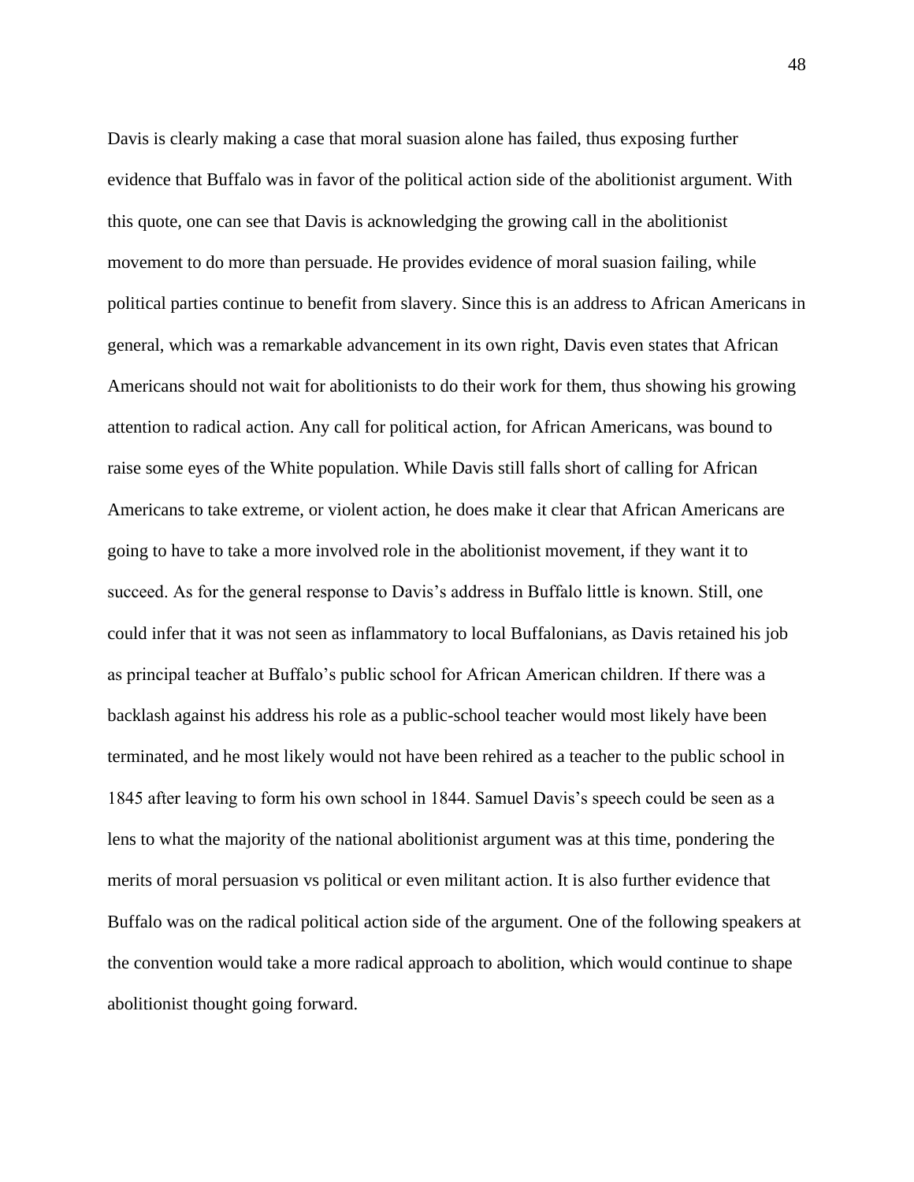Davis is clearly making a case that moral suasion alone has failed, thus exposing further evidence that Buffalo was in favor of the political action side of the abolitionist argument. With this quote, one can see that Davis is acknowledging the growing call in the abolitionist movement to do more than persuade. He provides evidence of moral suasion failing, while political parties continue to benefit from slavery. Since this is an address to African Americans in general, which was a remarkable advancement in its own right, Davis even states that African Americans should not wait for abolitionists to do their work for them, thus showing his growing attention to radical action. Any call for political action, for African Americans, was bound to raise some eyes of the White population. While Davis still falls short of calling for African Americans to take extreme, or violent action, he does make it clear that African Americans are going to have to take a more involved role in the abolitionist movement, if they want it to succeed. As for the general response to Davis's address in Buffalo little is known. Still, one could infer that it was not seen as inflammatory to local Buffalonians, as Davis retained his job as principal teacher at Buffalo's public school for African American children. If there was a backlash against his address his role as a public-school teacher would most likely have been terminated, and he most likely would not have been rehired as a teacher to the public school in 1845 after leaving to form his own school in 1844. Samuel Davis's speech could be seen as a lens to what the majority of the national abolitionist argument was at this time, pondering the merits of moral persuasion vs political or even militant action. It is also further evidence that Buffalo was on the radical political action side of the argument. One of the following speakers at the convention would take a more radical approach to abolition, which would continue to shape abolitionist thought going forward.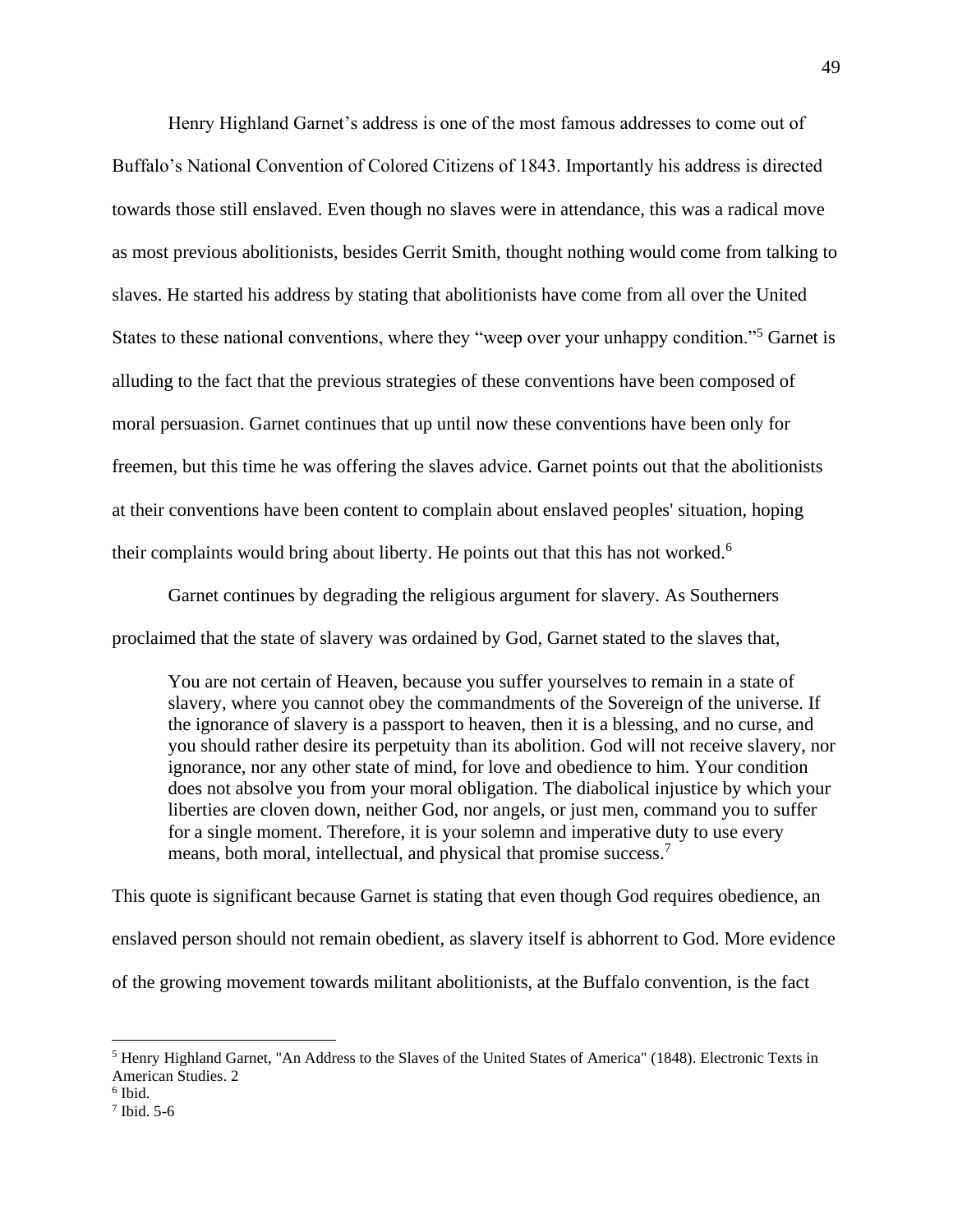Henry Highland Garnet's address is one of the most famous addresses to come out of Buffalo's National Convention of Colored Citizens of 1843. Importantly his address is directed towards those still enslaved. Even though no slaves were in attendance, this was a radical move as most previous abolitionists, besides Gerrit Smith, thought nothing would come from talking to slaves. He started his address by stating that abolitionists have come from all over the United States to these national conventions, where they "weep over your unhappy condition."[5] Garnet is alluding to the fact that the previous strategies of these conventions have been composed of moral persuasion. Garnet continues that up until now these conventions have been only for freemen, but this time he was offering the slaves advice. Garnet points out that the abolitionists at their conventions have been content to complain about enslaved peoples' situation, hoping their complaints would bring about liberty. He points out that this has not worked.[6]

Garnet continues by degrading the religious argument for slavery. As Southerners proclaimed that the state of slavery was ordained by God, Garnet stated to the slaves that,

> You are not certain of Heaven, because you suffer yourselves to remain in a state of slavery, where you cannot obey the commandments of the Sovereign of the universe. If the ignorance of slavery is a passport to heaven, then it is a blessing, and no curse, and you should rather desire its perpetuity than its abolition. God will not receive slavery, nor ignorance, nor any other state of mind, for love and obedience to him. Your condition does not absolve you from your moral obligation. The diabolical injustice by which your liberties are cloven down, neither God, nor angels, or just men, command you to suffer for a single moment. Therefore, it is your solemn and imperative duty to use every means, both moral, intellectual, and physical that promise success.[7]

This quote is significant because Garnet is stating that even though God requires obedience, an enslaved person should not remain obedient, as slavery itself is abhorrent to God. More evidence of the growing movement towards militant abolitionists, at the Buffalo convention, is the fact

---

[5] Henry Highland Garnet, "An Address to the Slaves of the United States of America" (1848). Electronic Texts in American Studies. 2

[6] Ibid.

[7] Ibid. 5-6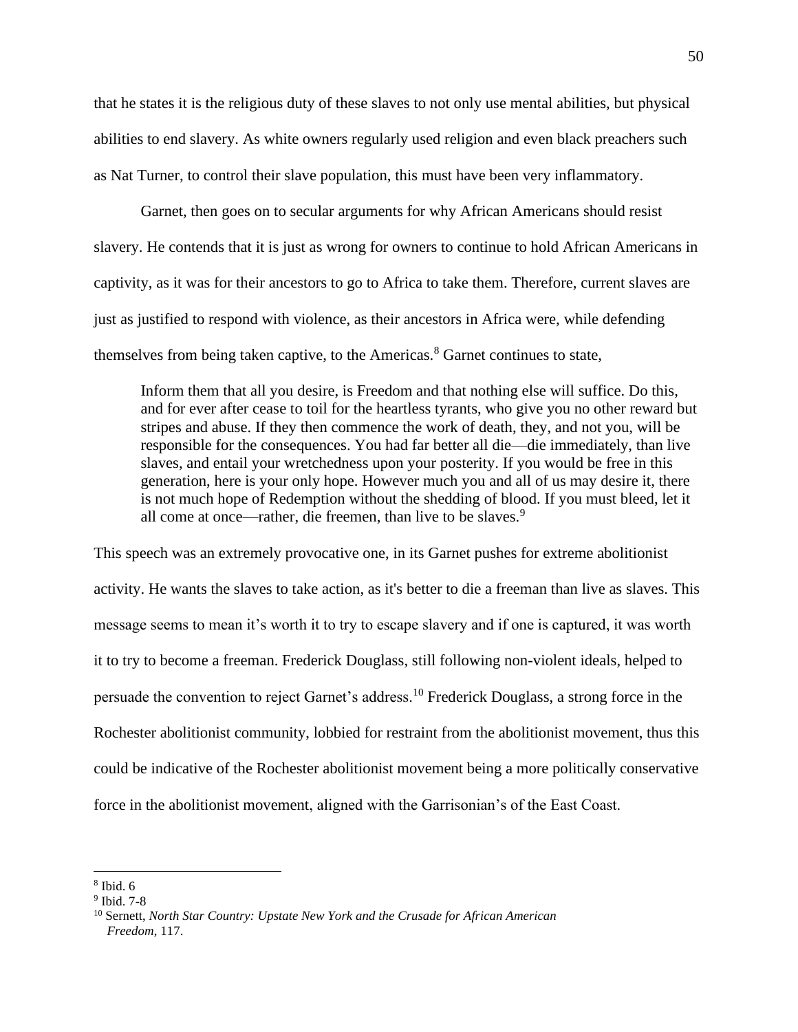that he states it is the religious duty of these slaves to not only use mental abilities, but physical abilities to end slavery. As white owners regularly used religion and even black preachers such as Nat Turner, to control their slave population, this must have been very inflammatory.

Garnet, then goes on to secular arguments for why African Americans should resist slavery. He contends that it is just as wrong for owners to continue to hold African Americans in captivity, as it was for their ancestors to go to Africa to take them. Therefore, current slaves are just as justified to respond with violence, as their ancestors in Africa were, while defending themselves from being taken captive, to the Americas.[8] Garnet continues to state,

> Inform them that all you desire, is Freedom and that nothing else will suffice. Do this, and for ever after cease to toil for the heartless tyrants, who give you no other reward but stripes and abuse. If they then commence the work of death, they, and not you, will be responsible for the consequences. You had far better all die—die immediately, than live slaves, and entail your wretchedness upon your posterity. If you would be free in this generation, here is your only hope. However much you and all of us may desire it, there is not much hope of Redemption without the shedding of blood. If you must bleed, let it all come at once—rather, die freemen, than live to be slaves.[9]

This speech was an extremely provocative one, in its Garnet pushes for extreme abolitionist activity. He wants the slaves to take action, as it's better to die a freeman than live as slaves. This message seems to mean it's worth it to try to escape slavery and if one is captured, it was worth it to try to become a freeman. Frederick Douglass, still following non-violent ideals, helped to persuade the convention to reject Garnet's address.[10] Frederick Douglass, a strong force in the Rochester abolitionist community, lobbied for restraint from the abolitionist movement, thus this could be indicative of the Rochester abolitionist movement being a more politically conservative force in the abolitionist movement, aligned with the Garrisonian's of the East Coast.

---

[8] Ibid. 6

[9] Ibid. 7-8

[10] Sernett, *North Star Country: Upstate New York and the Crusade for African American Freedom*, 117.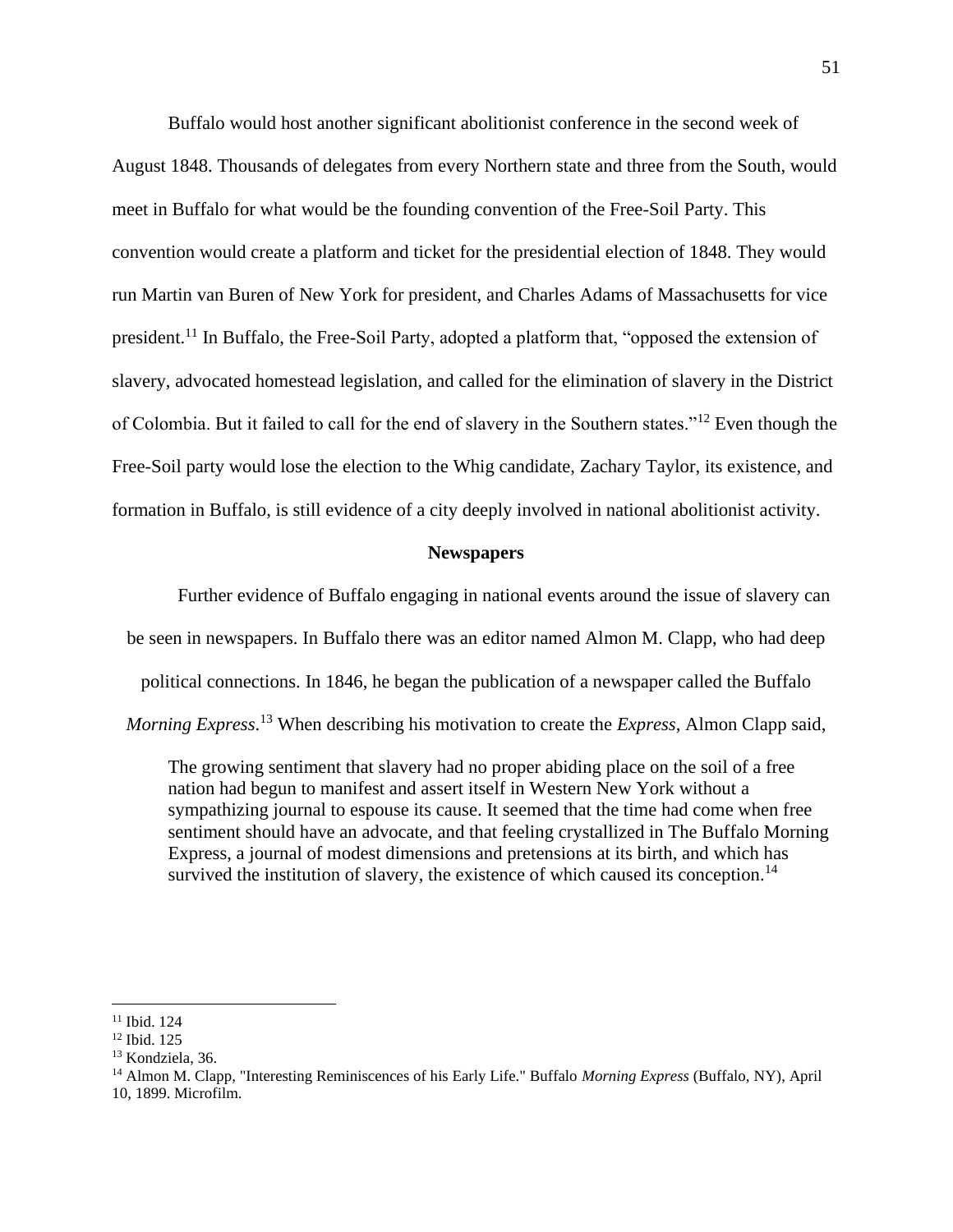Buffalo would host another significant abolitionist conference in the second week of August 1848. Thousands of delegates from every Northern state and three from the South, would meet in Buffalo for what would be the founding convention of the Free-Soil Party. This convention would create a platform and ticket for the presidential election of 1848. They would run Martin van Buren of New York for president, and Charles Adams of Massachusetts for vice president.[11] In Buffalo, the Free-Soil Party, adopted a platform that, "opposed the extension of slavery, advocated homestead legislation, and called for the elimination of slavery in the District of Colombia. But it failed to call for the end of slavery in the Southern states."[12] Even though the Free-Soil party would lose the election to the Whig candidate, Zachary Taylor, its existence, and formation in Buffalo, is still evidence of a city deeply involved in national abolitionist activity.

### Newspapers

Further evidence of Buffalo engaging in national events around the issue of slavery can be seen in newspapers. In Buffalo there was an editor named Almon M. Clapp, who had deep political connections. In 1846, he began the publication of a newspaper called the Buffalo *Morning Express*.[13] When describing his motivation to create the *Express*, Almon Clapp said,

> The growing sentiment that slavery had no proper abiding place on the soil of a free nation had begun to manifest and assert itself in Western New York without a sympathizing journal to espouse its cause. It seemed that the time had come when free sentiment should have an advocate, and that feeling crystallized in The Buffalo Morning Express, a journal of modest dimensions and pretensions at its birth, and which has survived the institution of slavery, the existence of which caused its conception.[14]

---

[11] Ibid. 124

[12] Ibid. 125

[13] Kondziela, 36.

[14] Almon M. Clapp, "Interesting Reminiscences of his Early Life." Buffalo *Morning Express* (Buffalo, NY), April 10, 1899. Microfilm.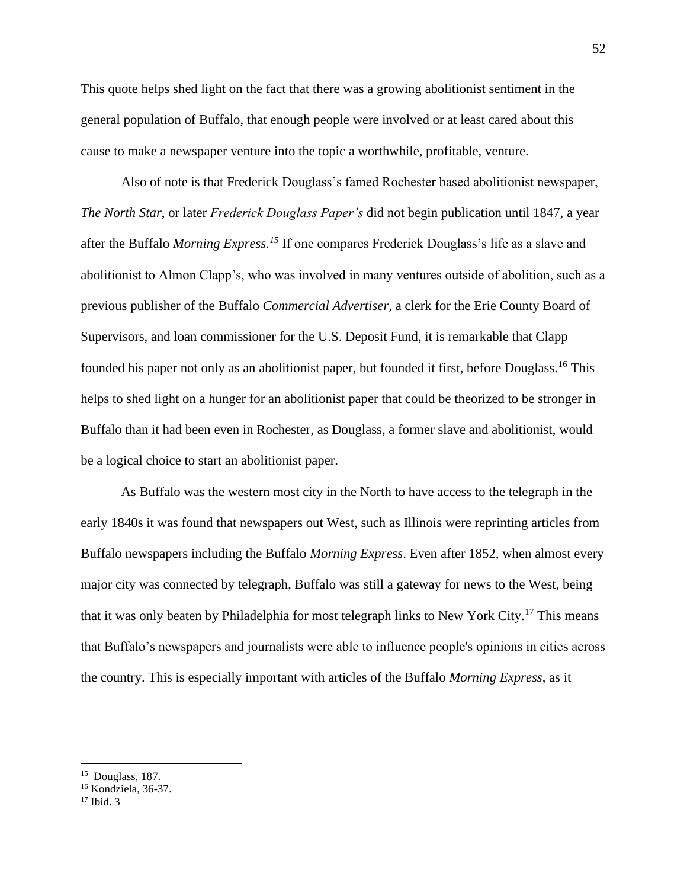This quote helps shed light on the fact that there was a growing abolitionist sentiment in the general population of Buffalo, that enough people were involved or at least cared about this cause to make a newspaper venture into the topic a worthwhile, profitable, venture.

Also of note is that Frederick Douglass's famed Rochester based abolitionist newspaper, *The North Star*, or later *Frederick Douglass Paper's* did not begin publication until 1847, a year after the Buffalo *Morning Express.*[15] If one compares Frederick Douglass's life as a slave and abolitionist to Almon Clapp's, who was involved in many ventures outside of abolition, such as a previous publisher of the Buffalo *Commercial Advertiser,* a clerk for the Erie County Board of Supervisors, and loan commissioner for the U.S. Deposit Fund, it is remarkable that Clapp founded his paper not only as an abolitionist paper, but founded it first, before Douglass.[16] This helps to shed light on a hunger for an abolitionist paper that could be theorized to be stronger in Buffalo than it had been even in Rochester, as Douglass, a former slave and abolitionist, would be a logical choice to start an abolitionist paper.

As Buffalo was the western most city in the North to have access to the telegraph in the early 1840s it was found that newspapers out West, such as Illinois were reprinting articles from Buffalo newspapers including the Buffalo *Morning Express*. Even after 1852, when almost every major city was connected by telegraph, Buffalo was still a gateway for news to the West, being that it was only beaten by Philadelphia for most telegraph links to New York City.[17] This means that Buffalo's newspapers and journalists were able to influence people's opinions in cities across the country. This is especially important with articles of the Buffalo *Morning Express*, as it

---

[15] Douglass, 187.

[16] Kondziela, 36-37.

[17] Ibid. 3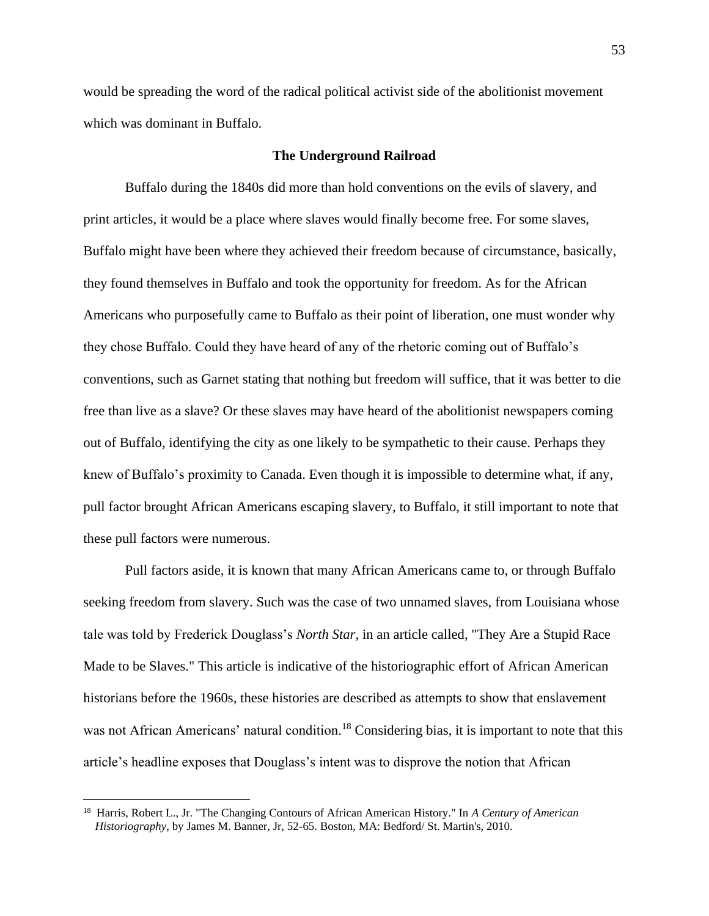would be spreading the word of the radical political activist side of the abolitionist movement which was dominant in Buffalo.

## The Underground Railroad

Buffalo during the 1840s did more than hold conventions on the evils of slavery, and print articles, it would be a place where slaves would finally become free. For some slaves, Buffalo might have been where they achieved their freedom because of circumstance, basically, they found themselves in Buffalo and took the opportunity for freedom. As for the African Americans who purposefully came to Buffalo as their point of liberation, one must wonder why they chose Buffalo. Could they have heard of any of the rhetoric coming out of Buffalo's conventions, such as Garnet stating that nothing but freedom will suffice, that it was better to die free than live as a slave? Or these slaves may have heard of the abolitionist newspapers coming out of Buffalo, identifying the city as one likely to be sympathetic to their cause. Perhaps they knew of Buffalo's proximity to Canada. Even though it is impossible to determine what, if any, pull factor brought African Americans escaping slavery, to Buffalo, it still important to note that these pull factors were numerous.

Pull factors aside, it is known that many African Americans came to, or through Buffalo seeking freedom from slavery. Such was the case of two unnamed slaves, from Louisiana whose tale was told by Frederick Douglass's *North Star*, in an article called, "They Are a Stupid Race Made to be Slaves." This article is indicative of the historiographic effort of African American historians before the 1960s, these histories are described as attempts to show that enslavement was not African Americans' natural condition.[18] Considering bias, it is important to note that this article's headline exposes that Douglass's intent was to disprove the notion that African

---

[18] Harris, Robert L., Jr. "The Changing Contours of African American History." In *A Century of American Historiography*, by James M. Banner, Jr, 52-65. Boston, MA: Bedford/ St. Martin's, 2010.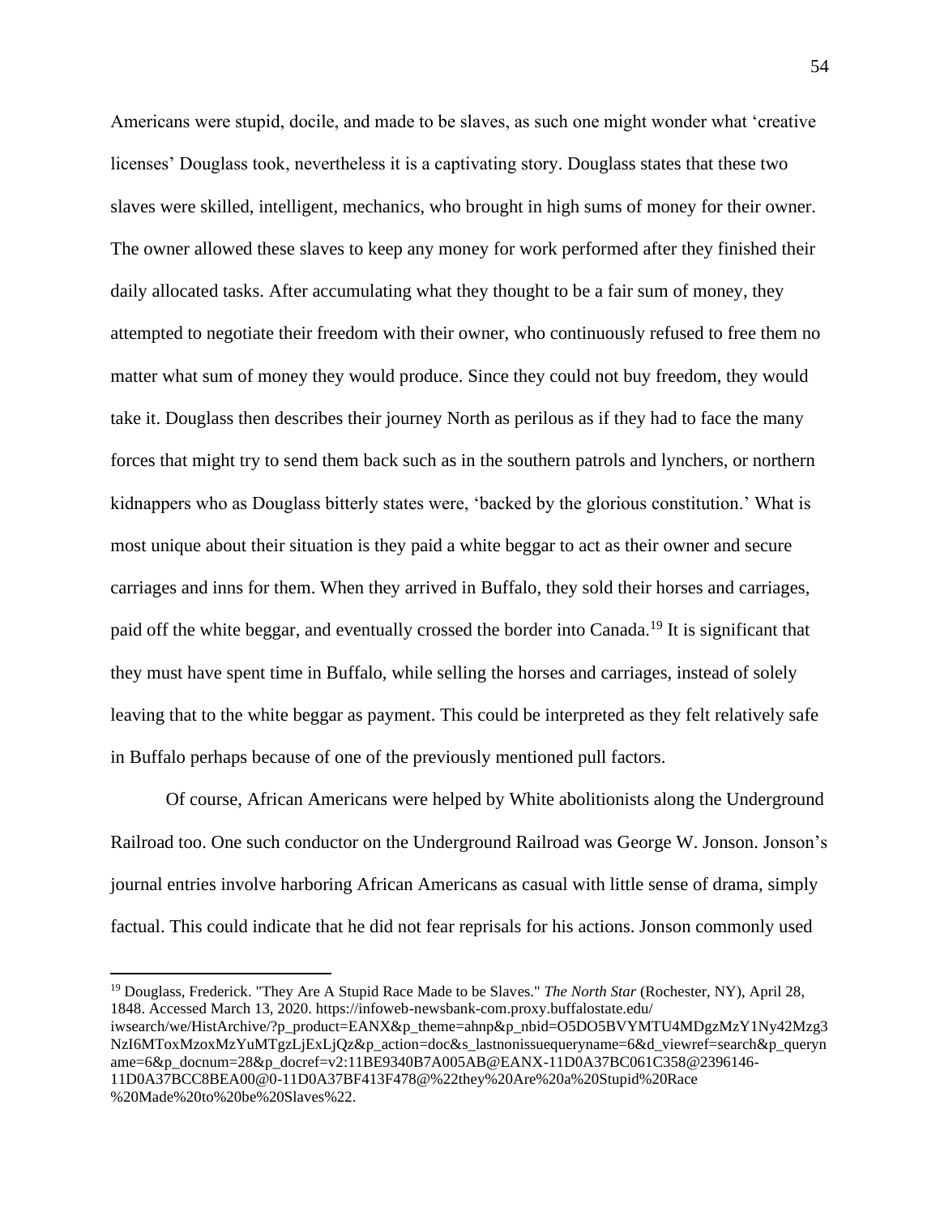Americans were stupid, docile, and made to be slaves, as such one might wonder what 'creative licenses' Douglass took, nevertheless it is a captivating story. Douglass states that these two slaves were skilled, intelligent, mechanics, who brought in high sums of money for their owner. The owner allowed these slaves to keep any money for work performed after they finished their daily allocated tasks. After accumulating what they thought to be a fair sum of money, they attempted to negotiate their freedom with their owner, who continuously refused to free them no matter what sum of money they would produce. Since they could not buy freedom, they would take it. Douglass then describes their journey North as perilous as if they had to face the many forces that might try to send them back such as in the southern patrols and lynchers, or northern kidnappers who as Douglass bitterly states were, 'backed by the glorious constitution.' What is most unique about their situation is they paid a white beggar to act as their owner and secure carriages and inns for them. When they arrived in Buffalo, they sold their horses and carriages, paid off the white beggar, and eventually crossed the border into Canada.[19] It is significant that they must have spent time in Buffalo, while selling the horses and carriages, instead of solely leaving that to the white beggar as payment. This could be interpreted as they felt relatively safe in Buffalo perhaps because of one of the previously mentioned pull factors.

Of course, African Americans were helped by White abolitionists along the Underground Railroad too. One such conductor on the Underground Railroad was George W. Jonson. Jonson's journal entries involve harboring African Americans as casual with little sense of drama, simply factual. This could indicate that he did not fear reprisals for his actions. Jonson commonly used

---

[19] Douglass, Frederick. "They Are A Stupid Race Made to be Slaves." *The North Star* (Rochester, NY), April 28, 1848. Accessed March 13, 2020. https://infoweb-newsbank-com.proxy.buffalostate.edu/iwsearch/we/HistArchive/?p_product=EANX&p_theme=ahnp&p_nbid=O5DO5BVYMTU4MDgzMzY1Ny42Mzg3NzI6MToxMzoxMzYuMTgzLjExLjQz&p_action=doc&s_lastnonissuequeryname=6&d_viewref=search&p_queryname=6&p_docnum=28&p_docref=v2:11BE9340B7A005AB@EANX-11D0A37BC061C358@2396146-11D0A37BCC8BEA00@0-11D0A37BF413F478@%22they%20Are%20a%20Stupid%20Race%20Made%20to%20be%20Slaves%22.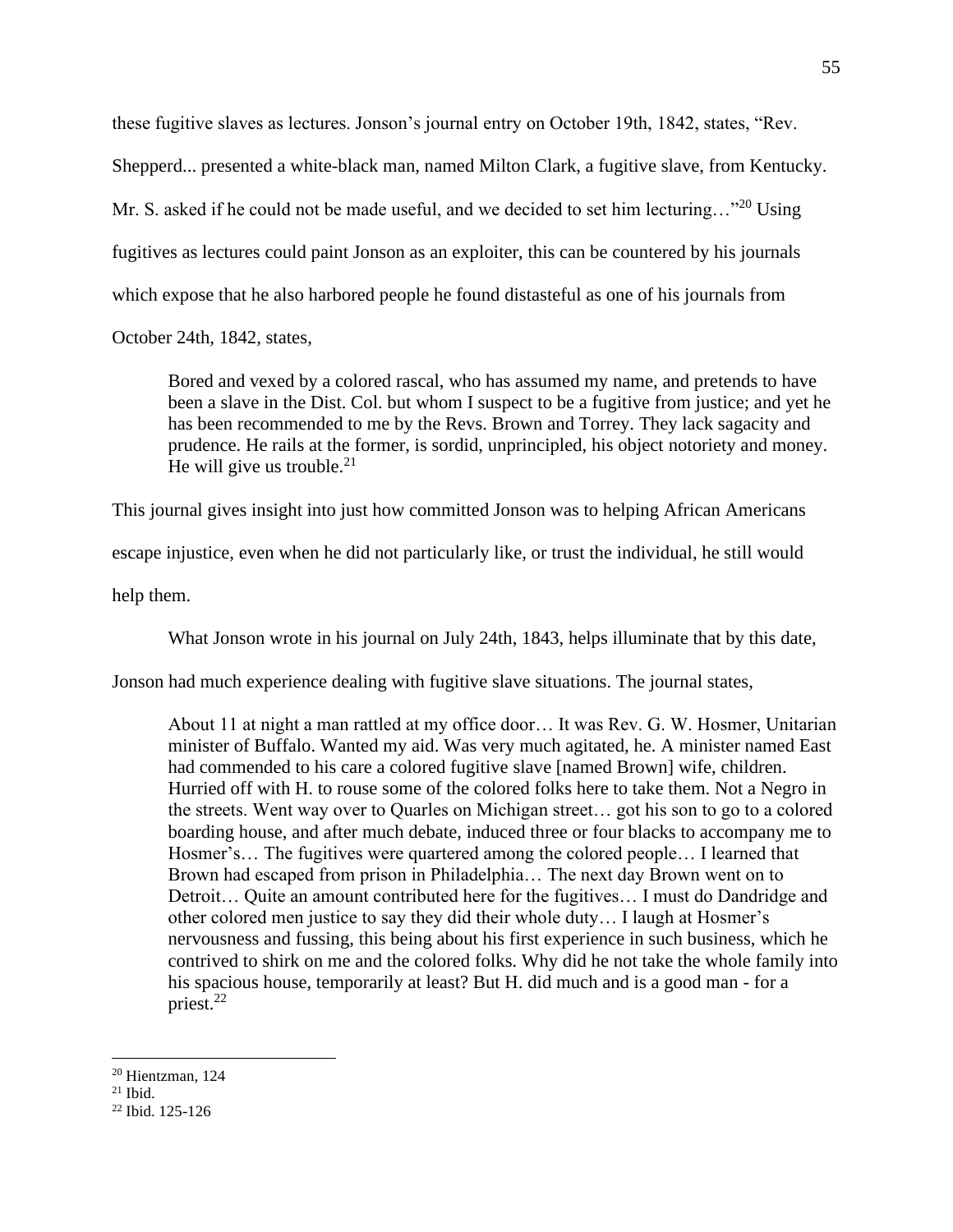these fugitive slaves as lectures. Jonson's journal entry on October 19th, 1842, states, "Rev. Shepperd... presented a white-black man, named Milton Clark, a fugitive slave, from Kentucky. Mr. S. asked if he could not be made useful, and we decided to set him lecturing…"[20] Using fugitives as lectures could paint Jonson as an exploiter, this can be countered by his journals which expose that he also harbored people he found distasteful as one of his journals from October 24th, 1842, states,

> Bored and vexed by a colored rascal, who has assumed my name, and pretends to have been a slave in the Dist. Col. but whom I suspect to be a fugitive from justice; and yet he has been recommended to me by the Revs. Brown and Torrey. They lack sagacity and prudence. He rails at the former, is sordid, unprincipled, his object notoriety and money. He will give us trouble.[21]

This journal gives insight into just how committed Jonson was to helping African Americans escape injustice, even when he did not particularly like, or trust the individual, he still would help them.

What Jonson wrote in his journal on July 24th, 1843, helps illuminate that by this date, Jonson had much experience dealing with fugitive slave situations. The journal states,

> About 11 at night a man rattled at my office door… It was Rev. G. W. Hosmer, Unitarian minister of Buffalo. Wanted my aid. Was very much agitated, he. A minister named East had commended to his care a colored fugitive slave [named Brown] wife, children. Hurried off with H. to rouse some of the colored folks here to take them. Not a Negro in the streets. Went way over to Quarles on Michigan street… got his son to go to a colored boarding house, and after much debate, induced three or four blacks to accompany me to Hosmer's… The fugitives were quartered among the colored people… I learned that Brown had escaped from prison in Philadelphia… The next day Brown went on to Detroit… Quite an amount contributed here for the fugitives… I must do Dandridge and other colored men justice to say they did their whole duty… I laugh at Hosmer's nervousness and fussing, this being about his first experience in such business, which he contrived to shirk on me and the colored folks. Why did he not take the whole family into his spacious house, temporarily at least? But H. did much and is a good man - for a priest.[22]

---

[20] Hientzman, 124

[21] Ibid.

[22] Ibid. 125-126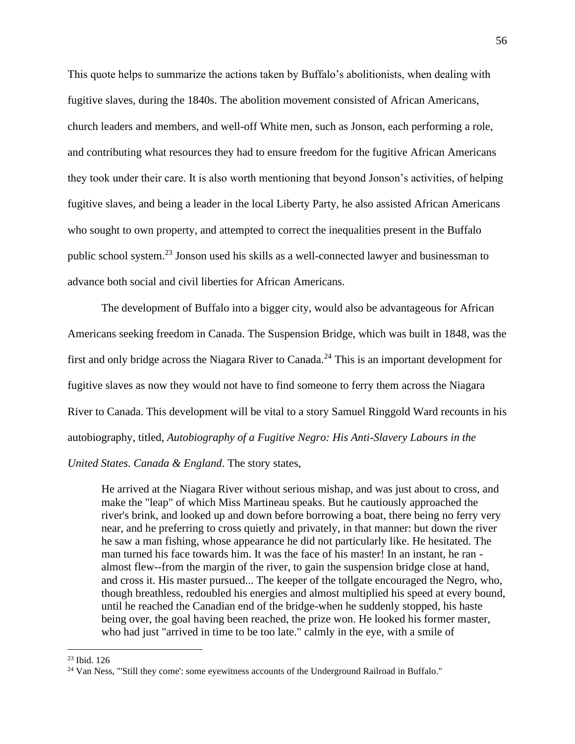This quote helps to summarize the actions taken by Buffalo's abolitionists, when dealing with fugitive slaves, during the 1840s. The abolition movement consisted of African Americans, church leaders and members, and well-off White men, such as Jonson, each performing a role, and contributing what resources they had to ensure freedom for the fugitive African Americans they took under their care. It is also worth mentioning that beyond Jonson's activities, of helping fugitive slaves, and being a leader in the local Liberty Party, he also assisted African Americans who sought to own property, and attempted to correct the inequalities present in the Buffalo public school system.[23] Jonson used his skills as a well-connected lawyer and businessman to advance both social and civil liberties for African Americans.

The development of Buffalo into a bigger city, would also be advantageous for African Americans seeking freedom in Canada. The Suspension Bridge, which was built in 1848, was the first and only bridge across the Niagara River to Canada.[24] This is an important development for fugitive slaves as now they would not have to find someone to ferry them across the Niagara River to Canada. This development will be vital to a story Samuel Ringgold Ward recounts in his autobiography, titled, *Autobiography of a Fugitive Negro: His Anti-Slavery Labours in the United States. Canada & England*. The story states,

> He arrived at the Niagara River without serious mishap, and was just about to cross, and make the "leap" of which Miss Martineau speaks. But he cautiously approached the river's brink, and looked up and down before borrowing a boat, there being no ferry very near, and he preferring to cross quietly and privately, in that manner: but down the river he saw a man fishing, whose appearance he did not particularly like. He hesitated. The man turned his face towards him. It was the face of his master! In an instant, he ran - almost flew--from the margin of the river, to gain the suspension bridge close at hand, and cross it. His master pursued... The keeper of the tollgate encouraged the Negro, who, though breathless, redoubled his energies and almost multiplied his speed at every bound, until he reached the Canadian end of the bridge-when he suddenly stopped, his haste being over, the goal having been reached, the prize won. He looked his former master, who had just "arrived in time to be too late." calmly in the eye, with a smile of

[23] Ibid. 126

[24] Van Ness, "'Still they come': some eyewitness accounts of the Underground Railroad in Buffalo."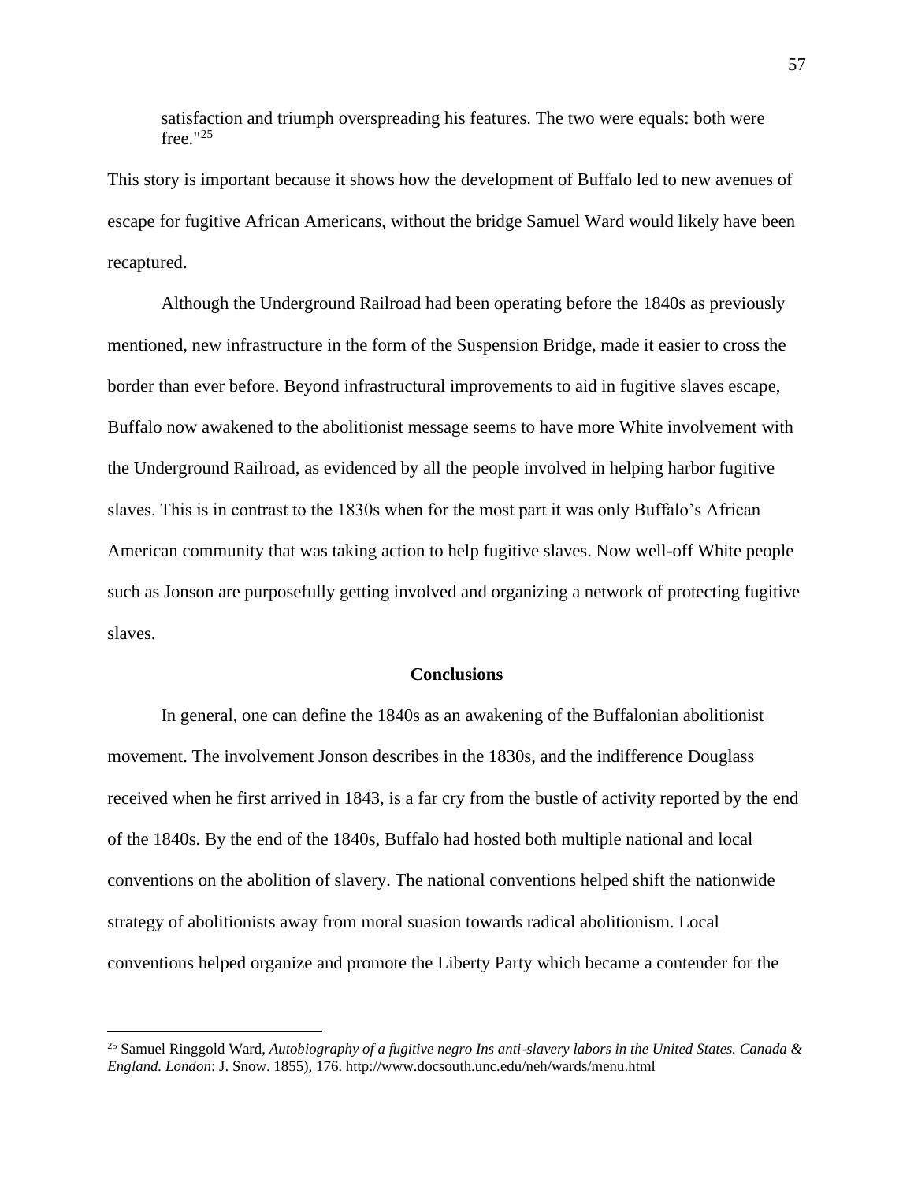satisfaction and triumph overspreading his features. The two were equals: both were free."[25]

This story is important because it shows how the development of Buffalo led to new avenues of escape for fugitive African Americans, without the bridge Samuel Ward would likely have been recaptured.

Although the Underground Railroad had been operating before the 1840s as previously mentioned, new infrastructure in the form of the Suspension Bridge, made it easier to cross the border than ever before. Beyond infrastructural improvements to aid in fugitive slaves escape, Buffalo now awakened to the abolitionist message seems to have more White involvement with the Underground Railroad, as evidenced by all the people involved in helping harbor fugitive slaves. This is in contrast to the 1830s when for the most part it was only Buffalo's African American community that was taking action to help fugitive slaves. Now well-off White people such as Jonson are purposefully getting involved and organizing a network of protecting fugitive slaves.

## Conclusions

In general, one can define the 1840s as an awakening of the Buffalonian abolitionist movement. The involvement Jonson describes in the 1830s, and the indifference Douglass received when he first arrived in 1843, is a far cry from the bustle of activity reported by the end of the 1840s. By the end of the 1840s, Buffalo had hosted both multiple national and local conventions on the abolition of slavery. The national conventions helped shift the nationwide strategy of abolitionists away from moral suasion towards radical abolitionism. Local conventions helped organize and promote the Liberty Party which became a contender for the

---

[25] Samuel Ringgold Ward, *Autobiography of a fugitive negro Ins anti-slavery labors in the United States. Canada & England. London*: J. Snow. 1855), 176. http://www.docsouth.unc.edu/neh/wards/menu.html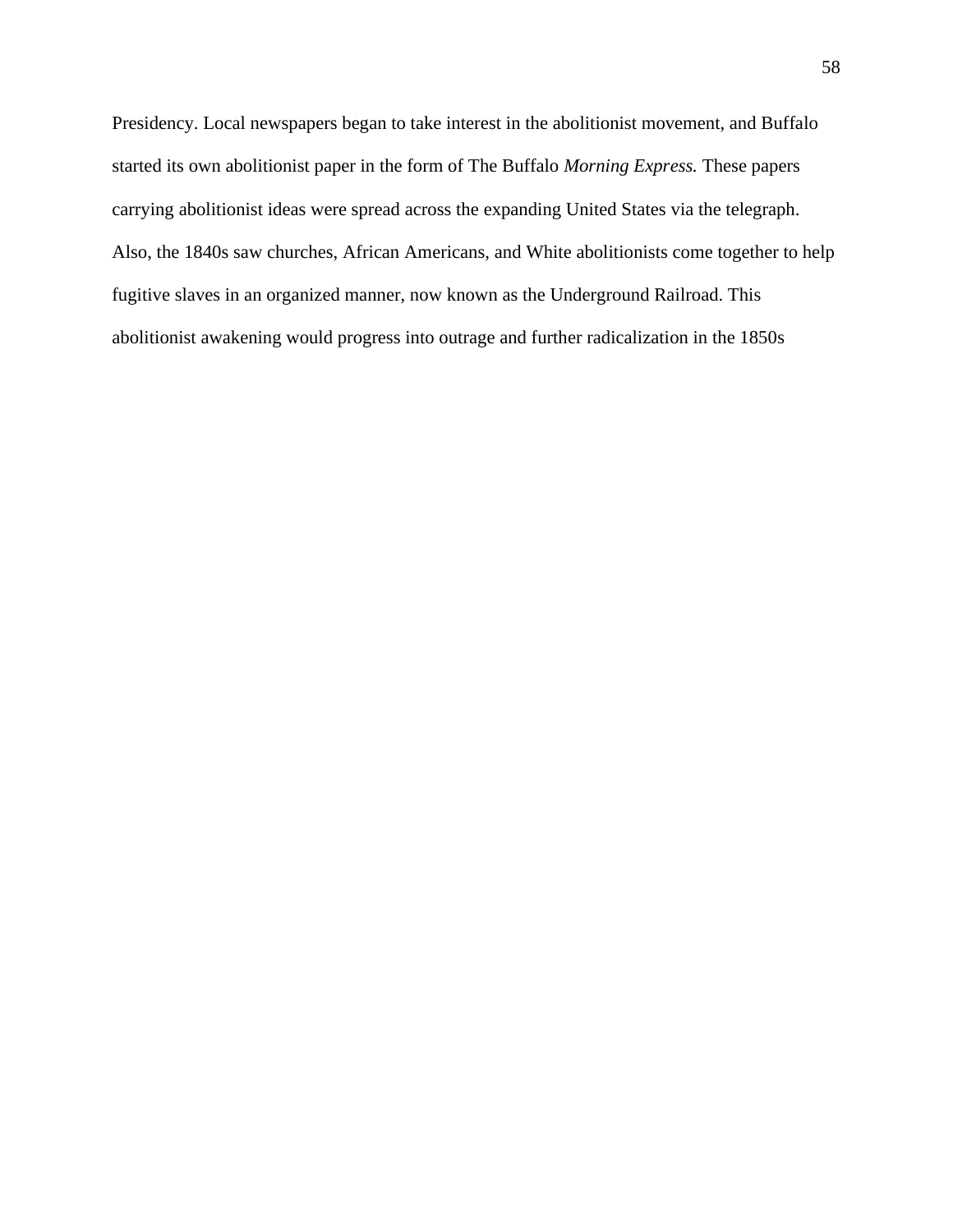Presidency. Local newspapers began to take interest in the abolitionist movement, and Buffalo started its own abolitionist paper in the form of The Buffalo *Morning Express.* These papers carrying abolitionist ideas were spread across the expanding United States via the telegraph. Also, the 1840s saw churches, African Americans, and White abolitionists come together to help fugitive slaves in an organized manner, now known as the Underground Railroad. This abolitionist awakening would progress into outrage and further radicalization in the 1850s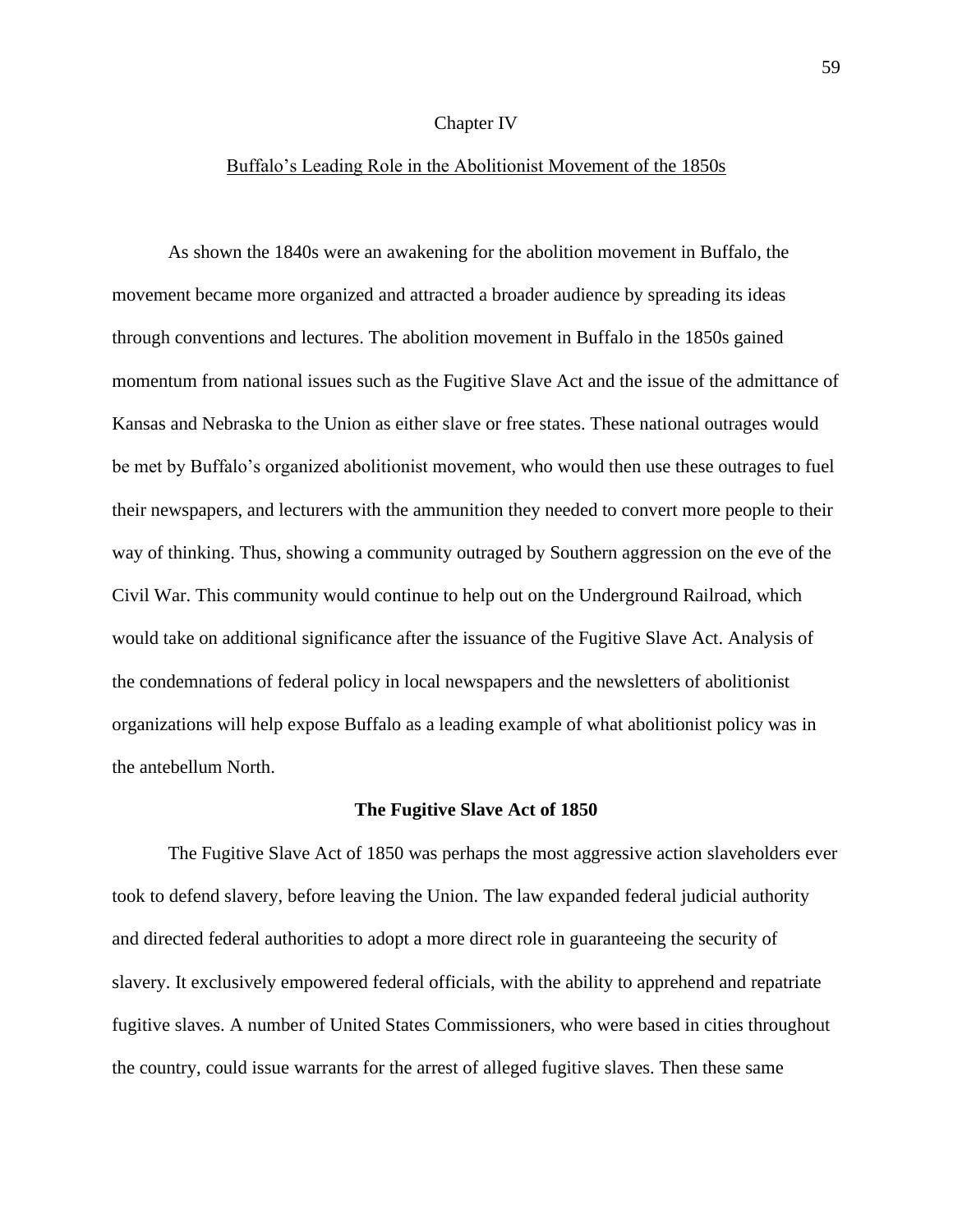# Chapter IV

## Buffalo's Leading Role in the Abolitionist Movement of the 1850s

As shown the 1840s were an awakening for the abolition movement in Buffalo, the movement became more organized and attracted a broader audience by spreading its ideas through conventions and lectures. The abolition movement in Buffalo in the 1850s gained momentum from national issues such as the Fugitive Slave Act and the issue of the admittance of Kansas and Nebraska to the Union as either slave or free states. These national outrages would be met by Buffalo's organized abolitionist movement, who would then use these outrages to fuel their newspapers, and lecturers with the ammunition they needed to convert more people to their way of thinking. Thus, showing a community outraged by Southern aggression on the eve of the Civil War. This community would continue to help out on the Underground Railroad, which would take on additional significance after the issuance of the Fugitive Slave Act. Analysis of the condemnations of federal policy in local newspapers and the newsletters of abolitionist organizations will help expose Buffalo as a leading example of what abolitionist policy was in the antebellum North.

### The Fugitive Slave Act of 1850

The Fugitive Slave Act of 1850 was perhaps the most aggressive action slaveholders ever took to defend slavery, before leaving the Union. The law expanded federal judicial authority and directed federal authorities to adopt a more direct role in guaranteeing the security of slavery. It exclusively empowered federal officials, with the ability to apprehend and repatriate fugitive slaves. A number of United States Commissioners, who were based in cities throughout the country, could issue warrants for the arrest of alleged fugitive slaves. Then these same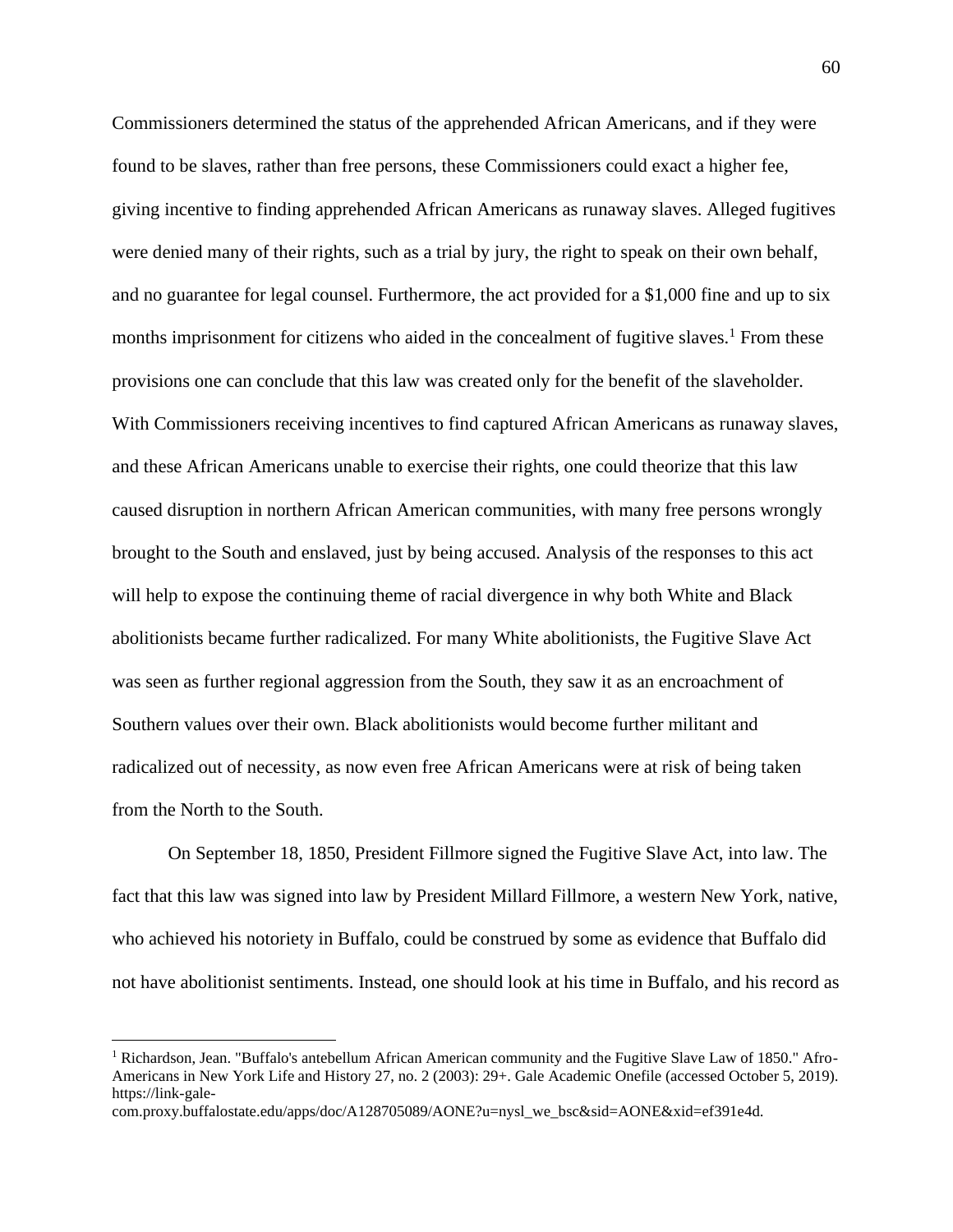Commissioners determined the status of the apprehended African Americans, and if they were found to be slaves, rather than free persons, these Commissioners could exact a higher fee, giving incentive to finding apprehended African Americans as runaway slaves. Alleged fugitives were denied many of their rights, such as a trial by jury, the right to speak on their own behalf, and no guarantee for legal counsel. Furthermore, the act provided for a $1,000 fine and up to six months imprisonment for citizens who aided in the concealment of fugitive slaves.[1] From these provisions one can conclude that this law was created only for the benefit of the slaveholder. With Commissioners receiving incentives to find captured African Americans as runaway slaves, and these African Americans unable to exercise their rights, one could theorize that this law caused disruption in northern African American communities, with many free persons wrongly brought to the South and enslaved, just by being accused. Analysis of the responses to this act will help to expose the continuing theme of racial divergence in why both White and Black abolitionists became further radicalized. For many White abolitionists, the Fugitive Slave Act was seen as further regional aggression from the South, they saw it as an encroachment of Southern values over their own. Black abolitionists would become further militant and radicalized out of necessity, as now even free African Americans were at risk of being taken from the North to the South.

On September 18, 1850, President Fillmore signed the Fugitive Slave Act, into law. The fact that this law was signed into law by President Millard Fillmore, a western New York, native, who achieved his notoriety in Buffalo, could be construed by some as evidence that Buffalo did not have abolitionist sentiments. Instead, one should look at his time in Buffalo, and his record as

[1] Richardson, Jean. "Buffalo's antebellum African American community and the Fugitive Slave Law of 1850." Afro-Americans in New York Life and History 27, no. 2 (2003): 29+. Gale Academic Onefile (accessed October 5, 2019). https://link-gale-com.proxy.buffalostate.edu/apps/doc/A128705089/AONE?u=nysl_we_bsc&sid=AONE&xid=ef391e4d.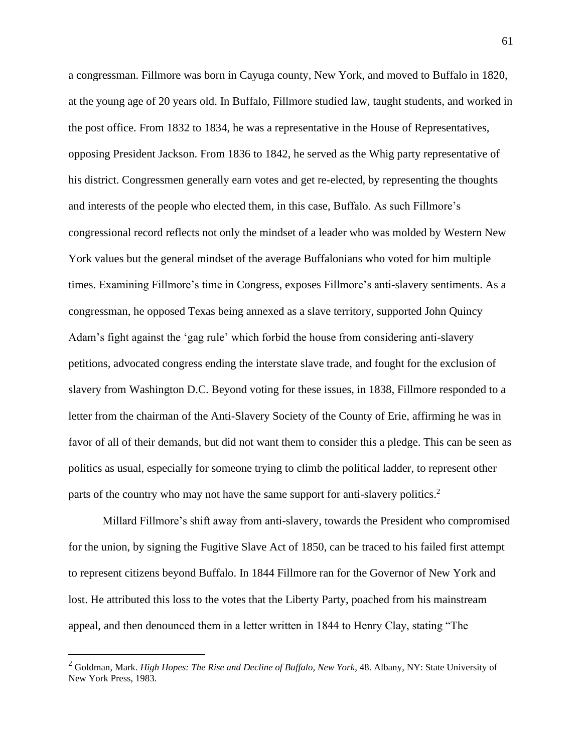a congressman. Fillmore was born in Cayuga county, New York, and moved to Buffalo in 1820, at the young age of 20 years old. In Buffalo, Fillmore studied law, taught students, and worked in the post office. From 1832 to 1834, he was a representative in the House of Representatives, opposing President Jackson. From 1836 to 1842, he served as the Whig party representative of his district. Congressmen generally earn votes and get re-elected, by representing the thoughts and interests of the people who elected them, in this case, Buffalo. As such Fillmore's congressional record reflects not only the mindset of a leader who was molded by Western New York values but the general mindset of the average Buffalonians who voted for him multiple times. Examining Fillmore's time in Congress, exposes Fillmore's anti-slavery sentiments. As a congressman, he opposed Texas being annexed as a slave territory, supported John Quincy Adam's fight against the 'gag rule' which forbid the house from considering anti-slavery petitions, advocated congress ending the interstate slave trade, and fought for the exclusion of slavery from Washington D.C. Beyond voting for these issues, in 1838, Fillmore responded to a letter from the chairman of the Anti-Slavery Society of the County of Erie, affirming he was in favor of all of their demands, but did not want them to consider this a pledge. This can be seen as politics as usual, especially for someone trying to climb the political ladder, to represent other parts of the country who may not have the same support for anti-slavery politics.[2]

Millard Fillmore's shift away from anti-slavery, towards the President who compromised for the union, by signing the Fugitive Slave Act of 1850, can be traced to his failed first attempt to represent citizens beyond Buffalo. In 1844 Fillmore ran for the Governor of New York and lost. He attributed this loss to the votes that the Liberty Party, poached from his mainstream appeal, and then denounced them in a letter written in 1844 to Henry Clay, stating "The

---

[2] Goldman, Mark. *High Hopes: The Rise and Decline of Buffalo, New York*, 48. Albany, NY: State University of New York Press, 1983.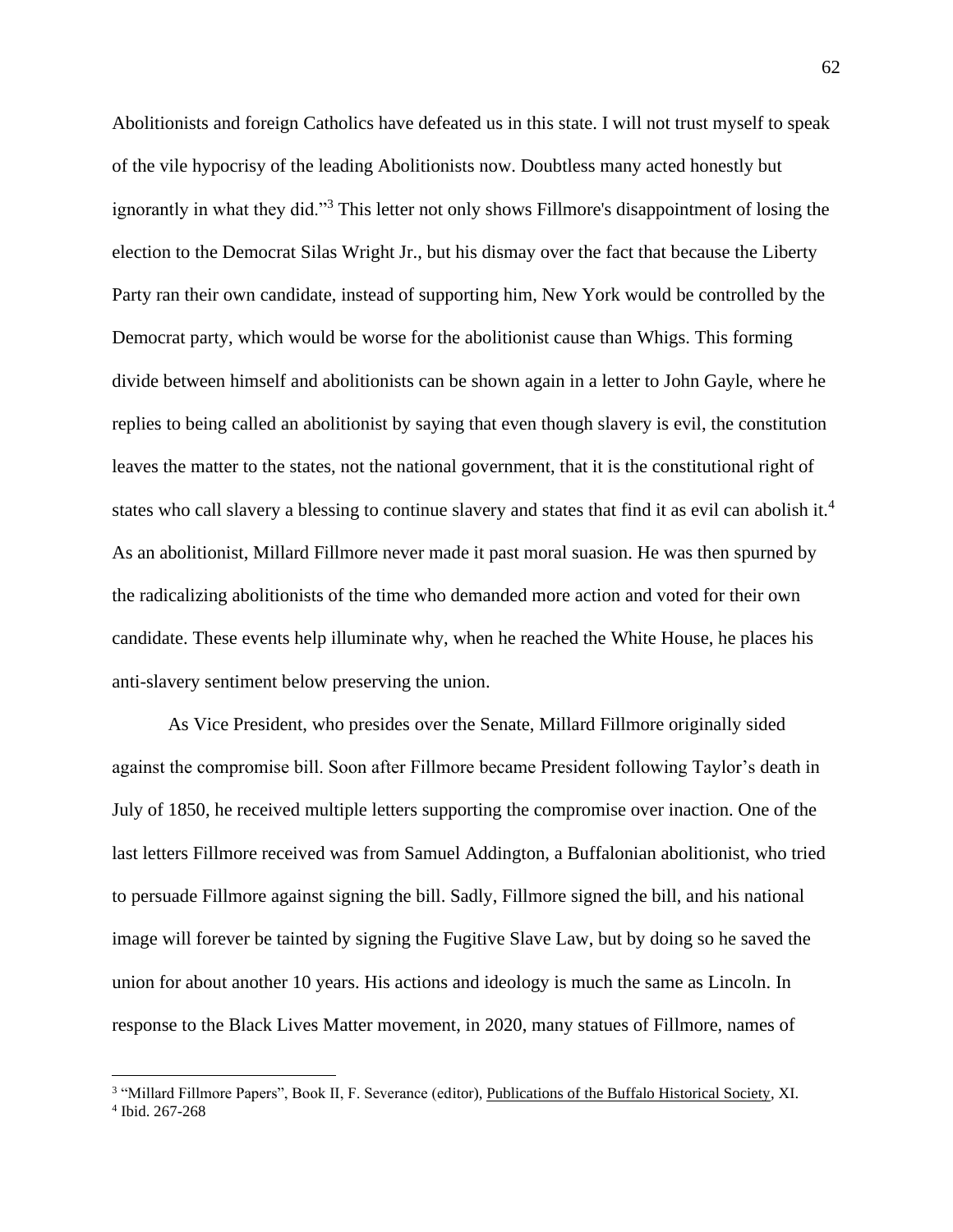Abolitionists and foreign Catholics have defeated us in this state. I will not trust myself to speak of the vile hypocrisy of the leading Abolitionists now. Doubtless many acted honestly but ignorantly in what they did."[3] This letter not only shows Fillmore's disappointment of losing the election to the Democrat Silas Wright Jr., but his dismay over the fact that because the Liberty Party ran their own candidate, instead of supporting him, New York would be controlled by the Democrat party, which would be worse for the abolitionist cause than Whigs. This forming divide between himself and abolitionists can be shown again in a letter to John Gayle, where he replies to being called an abolitionist by saying that even though slavery is evil, the constitution leaves the matter to the states, not the national government, that it is the constitutional right of states who call slavery a blessing to continue slavery and states that find it as evil can abolish it.[4] As an abolitionist, Millard Fillmore never made it past moral suasion. He was then spurned by the radicalizing abolitionists of the time who demanded more action and voted for their own candidate. These events help illuminate why, when he reached the White House, he places his anti-slavery sentiment below preserving the union.

As Vice President, who presides over the Senate, Millard Fillmore originally sided against the compromise bill. Soon after Fillmore became President following Taylor's death in July of 1850, he received multiple letters supporting the compromise over inaction. One of the last letters Fillmore received was from Samuel Addington, a Buffalonian abolitionist, who tried to persuade Fillmore against signing the bill. Sadly, Fillmore signed the bill, and his national image will forever be tainted by signing the Fugitive Slave Law, but by doing so he saved the union for about another 10 years. His actions and ideology is much the same as Lincoln. In response to the Black Lives Matter movement, in 2020, many statues of Fillmore, names of

---

[3] "Millard Fillmore Papers", Book II, F. Severance (editor), Publications of the Buffalo Historical Society, XI.

[4] Ibid. 267-268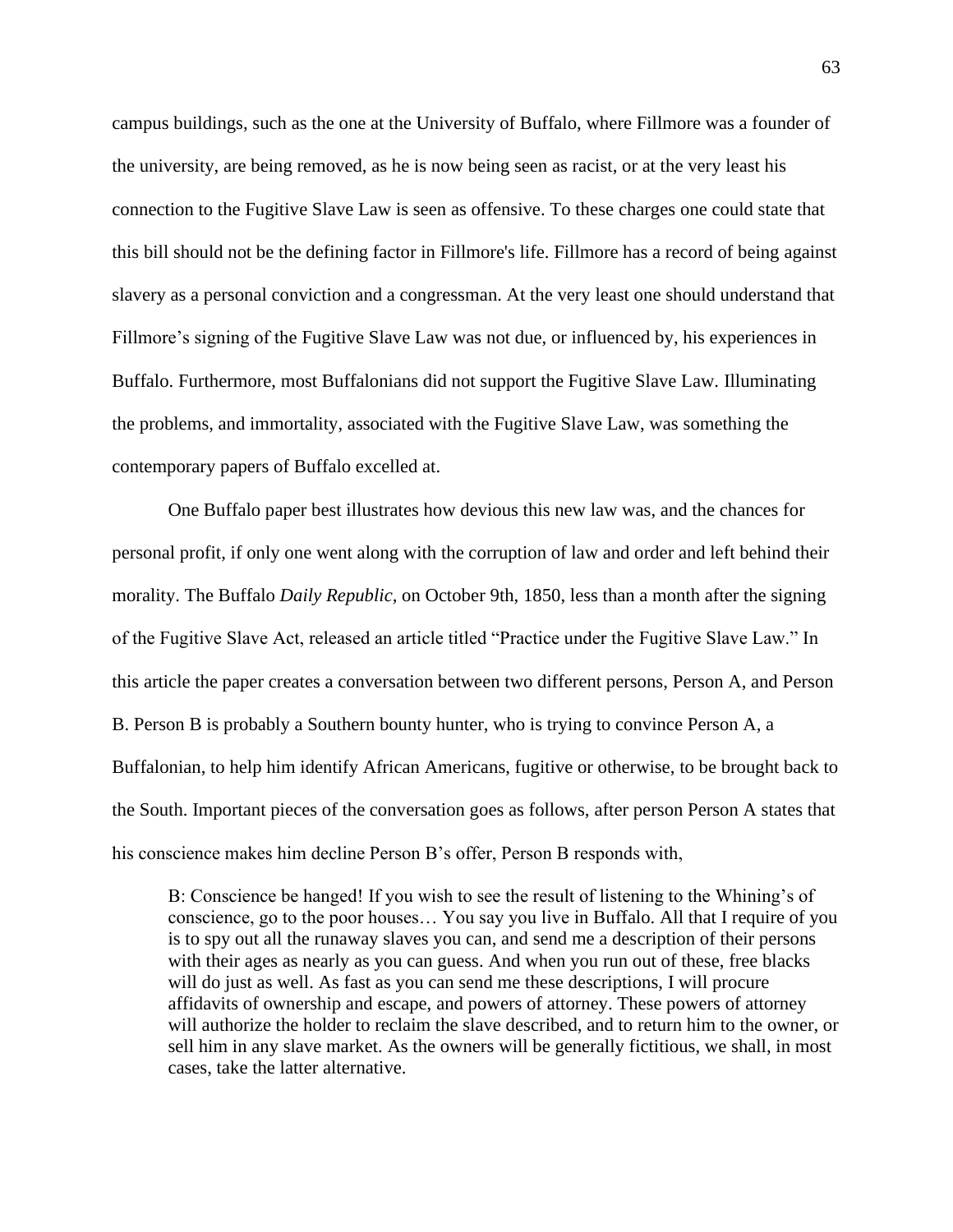campus buildings, such as the one at the University of Buffalo, where Fillmore was a founder of the university, are being removed, as he is now being seen as racist, or at the very least his connection to the Fugitive Slave Law is seen as offensive. To these charges one could state that this bill should not be the defining factor in Fillmore's life. Fillmore has a record of being against slavery as a personal conviction and a congressman. At the very least one should understand that Fillmore's signing of the Fugitive Slave Law was not due, or influenced by, his experiences in Buffalo. Furthermore, most Buffalonians did not support the Fugitive Slave Law. Illuminating the problems, and immortality, associated with the Fugitive Slave Law, was something the contemporary papers of Buffalo excelled at.

One Buffalo paper best illustrates how devious this new law was, and the chances for personal profit, if only one went along with the corruption of law and order and left behind their morality. The Buffalo *Daily Republic,* on October 9th, 1850, less than a month after the signing of the Fugitive Slave Act, released an article titled "Practice under the Fugitive Slave Law." In this article the paper creates a conversation between two different persons, Person A, and Person B. Person B is probably a Southern bounty hunter, who is trying to convince Person A, a Buffalonian, to help him identify African Americans, fugitive or otherwise, to be brought back to the South. Important pieces of the conversation goes as follows, after person Person A states that his conscience makes him decline Person B's offer, Person B responds with,

> B: Conscience be hanged! If you wish to see the result of listening to the Whining's of conscience, go to the poor houses… You say you live in Buffalo. All that I require of you is to spy out all the runaway slaves you can, and send me a description of their persons with their ages as nearly as you can guess. And when you run out of these, free blacks will do just as well. As fast as you can send me these descriptions, I will procure affidavits of ownership and escape, and powers of attorney. These powers of attorney will authorize the holder to reclaim the slave described, and to return him to the owner, or sell him in any slave market. As the owners will be generally fictitious, we shall, in most cases, take the latter alternative.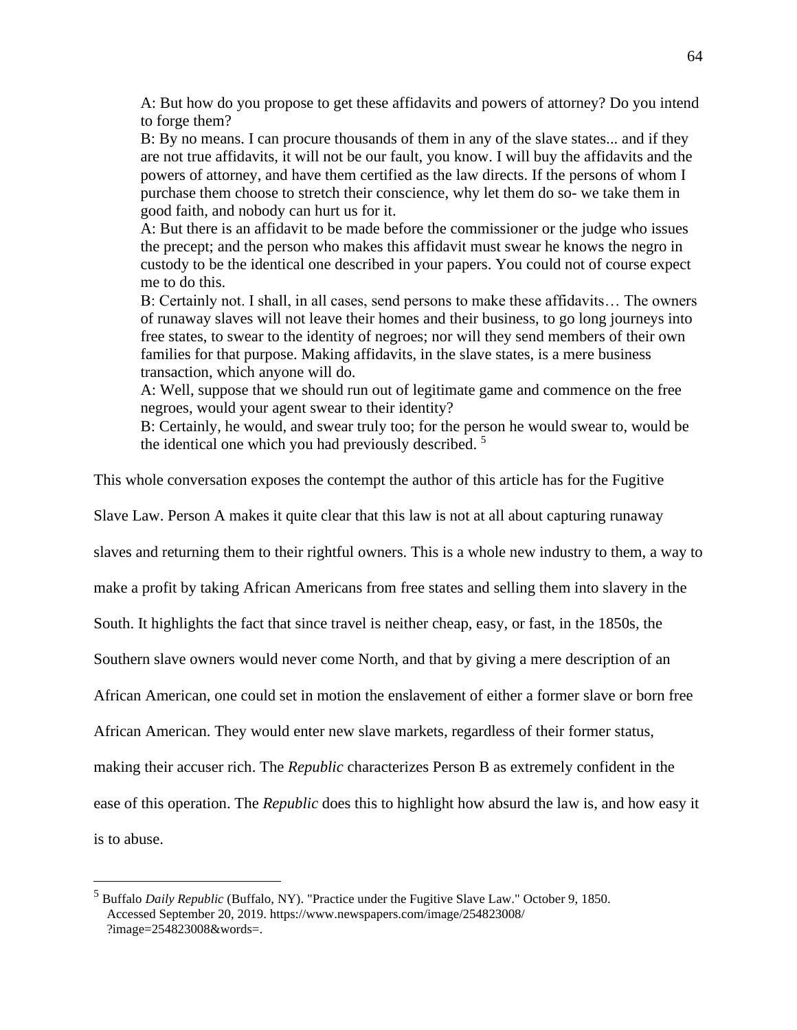> A: But how do you propose to get these affidavits and powers of attorney? Do you intend to forge them?
> B: By no means. I can procure thousands of them in any of the slave states... and if they are not true affidavits, it will not be our fault, you know. I will buy the affidavits and the powers of attorney, and have them certified as the law directs. If the persons of whom I purchase them choose to stretch their conscience, why let them do so- we take them in good faith, and nobody can hurt us for it.
> A: But there is an affidavit to be made before the commissioner or the judge who issues the precept; and the person who makes this affidavit must swear he knows the negro in custody to be the identical one described in your papers. You could not of course expect me to do this.
> B: Certainly not. I shall, in all cases, send persons to make these affidavits… The owners of runaway slaves will not leave their homes and their business, to go long journeys into free states, to swear to the identity of negroes; nor will they send members of their own families for that purpose. Making affidavits, in the slave states, is a mere business transaction, which anyone will do.
> A: Well, suppose that we should run out of legitimate game and commence on the free negroes, would your agent swear to their identity?
> B: Certainly, he would, and swear truly too; for the person he would swear to, would be the identical one which you had previously described. [5]

This whole conversation exposes the contempt the author of this article has for the Fugitive Slave Law. Person A makes it quite clear that this law is not at all about capturing runaway slaves and returning them to their rightful owners. This is a whole new industry to them, a way to make a profit by taking African Americans from free states and selling them into slavery in the South. It highlights the fact that since travel is neither cheap, easy, or fast, in the 1850s, the Southern slave owners would never come North, and that by giving a mere description of an African American, one could set in motion the enslavement of either a former slave or born free African American. They would enter new slave markets, regardless of their former status, making their accuser rich. The *Republic* characterizes Person B as extremely confident in the ease of this operation. The *Republic* does this to highlight how absurd the law is, and how easy it is to abuse.

---

[5] Buffalo *Daily Republic* (Buffalo, NY). "Practice under the Fugitive Slave Law." October 9, 1850. Accessed September 20, 2019. https://www.newspapers.com/image/254823008/?image=254823008&words=.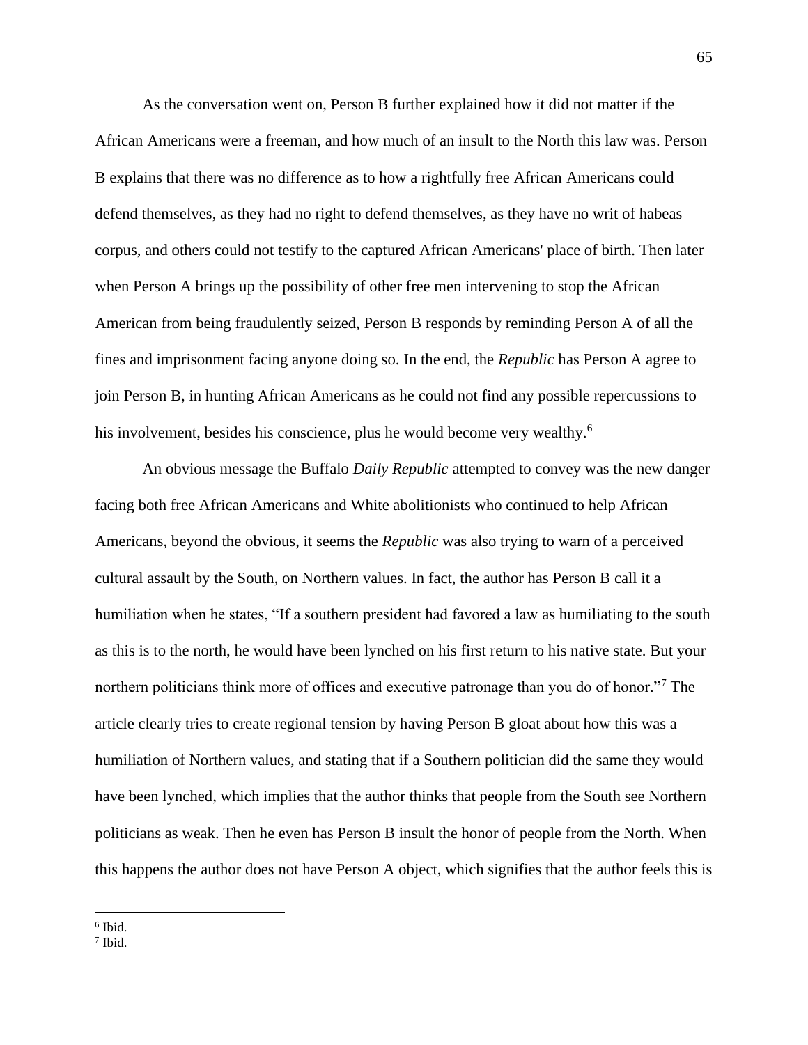As the conversation went on, Person B further explained how it did not matter if the African Americans were a freeman, and how much of an insult to the North this law was. Person B explains that there was no difference as to how a rightfully free African Americans could defend themselves, as they had no right to defend themselves, as they have no writ of habeas corpus, and others could not testify to the captured African Americans' place of birth. Then later when Person A brings up the possibility of other free men intervening to stop the African American from being fraudulently seized, Person B responds by reminding Person A of all the fines and imprisonment facing anyone doing so. In the end, the *Republic* has Person A agree to join Person B, in hunting African Americans as he could not find any possible repercussions to his involvement, besides his conscience, plus he would become very wealthy.[6]

An obvious message the Buffalo *Daily Republic* attempted to convey was the new danger facing both free African Americans and White abolitionists who continued to help African Americans, beyond the obvious, it seems the *Republic* was also trying to warn of a perceived cultural assault by the South, on Northern values. In fact, the author has Person B call it a humiliation when he states, "If a southern president had favored a law as humiliating to the south as this is to the north, he would have been lynched on his first return to his native state. But your northern politicians think more of offices and executive patronage than you do of honor."[7] The article clearly tries to create regional tension by having Person B gloat about how this was a humiliation of Northern values, and stating that if a Southern politician did the same they would have been lynched, which implies that the author thinks that people from the South see Northern politicians as weak. Then he even has Person B insult the honor of people from the North. When this happens the author does not have Person A object, which signifies that the author feels this is

---

[6] Ibid.

[7] Ibid.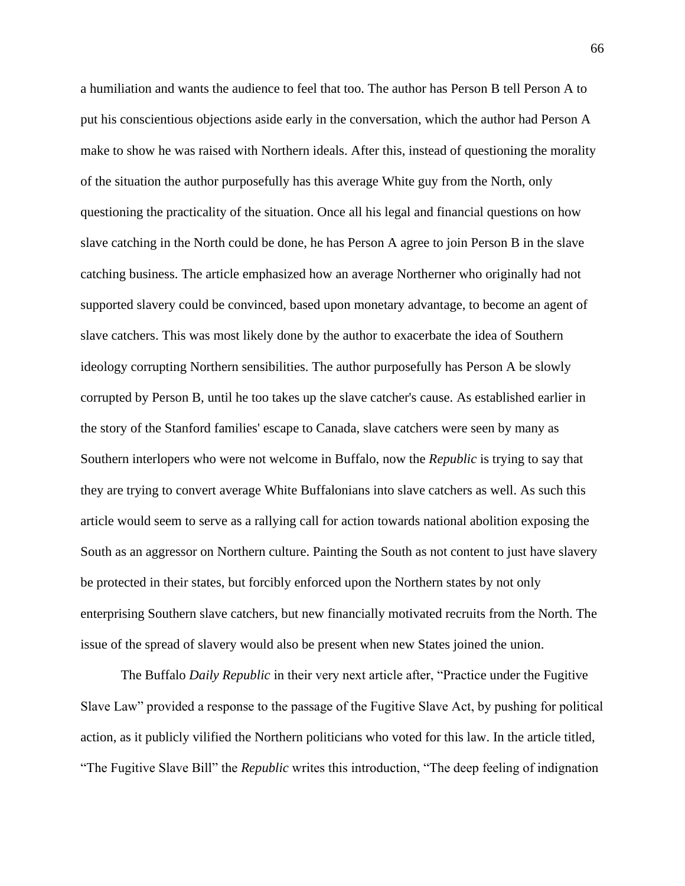a humiliation and wants the audience to feel that too. The author has Person B tell Person A to put his conscientious objections aside early in the conversation, which the author had Person A make to show he was raised with Northern ideals. After this, instead of questioning the morality of the situation the author purposefully has this average White guy from the North, only questioning the practicality of the situation. Once all his legal and financial questions on how slave catching in the North could be done, he has Person A agree to join Person B in the slave catching business. The article emphasized how an average Northerner who originally had not supported slavery could be convinced, based upon monetary advantage, to become an agent of slave catchers. This was most likely done by the author to exacerbate the idea of Southern ideology corrupting Northern sensibilities. The author purposefully has Person A be slowly corrupted by Person B, until he too takes up the slave catcher's cause. As established earlier in the story of the Stanford families' escape to Canada, slave catchers were seen by many as Southern interlopers who were not welcome in Buffalo, now the *Republic* is trying to say that they are trying to convert average White Buffalonians into slave catchers as well. As such this article would seem to serve as a rallying call for action towards national abolition exposing the South as an aggressor on Northern culture. Painting the South as not content to just have slavery be protected in their states, but forcibly enforced upon the Northern states by not only enterprising Southern slave catchers, but new financially motivated recruits from the North. The issue of the spread of slavery would also be present when new States joined the union.

The Buffalo *Daily Republic* in their very next article after, "Practice under the Fugitive Slave Law" provided a response to the passage of the Fugitive Slave Act, by pushing for political action, as it publicly vilified the Northern politicians who voted for this law. In the article titled, "The Fugitive Slave Bill" the *Republic* writes this introduction, "The deep feeling of indignation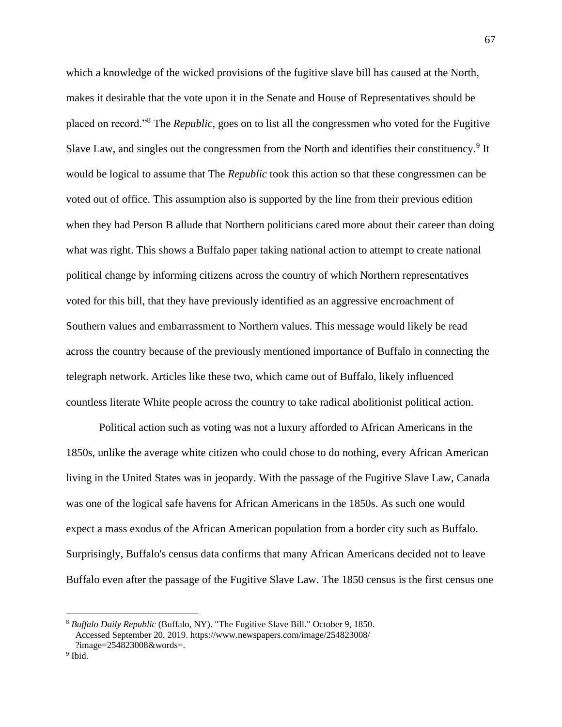which a knowledge of the wicked provisions of the fugitive slave bill has caused at the North, makes it desirable that the vote upon it in the Senate and House of Representatives should be placed on record."[8] The *Republic*, goes on to list all the congressmen who voted for the Fugitive Slave Law, and singles out the congressmen from the North and identifies their constituency.[9] It would be logical to assume that The *Republic* took this action so that these congressmen can be voted out of office. This assumption also is supported by the line from their previous edition when they had Person B allude that Northern politicians cared more about their career than doing what was right. This shows a Buffalo paper taking national action to attempt to create national political change by informing citizens across the country of which Northern representatives voted for this bill, that they have previously identified as an aggressive encroachment of Southern values and embarrassment to Northern values. This message would likely be read across the country because of the previously mentioned importance of Buffalo in connecting the telegraph network. Articles like these two, which came out of Buffalo, likely influenced countless literate White people across the country to take radical abolitionist political action.

Political action such as voting was not a luxury afforded to African Americans in the 1850s, unlike the average white citizen who could chose to do nothing, every African American living in the United States was in jeopardy. With the passage of the Fugitive Slave Law, Canada was one of the logical safe havens for African Americans in the 1850s. As such one would expect a mass exodus of the African American population from a border city such as Buffalo. Surprisingly, Buffalo's census data confirms that many African Americans decided not to leave Buffalo even after the passage of the Fugitive Slave Law. The 1850 census is the first census one

---

[8] *Buffalo Daily Republic* (Buffalo, NY). "The Fugitive Slave Bill." October 9, 1850. Accessed September 20, 2019. https://www.newspapers.com/image/254823008/?image=254823008&words=.

[9] Ibid.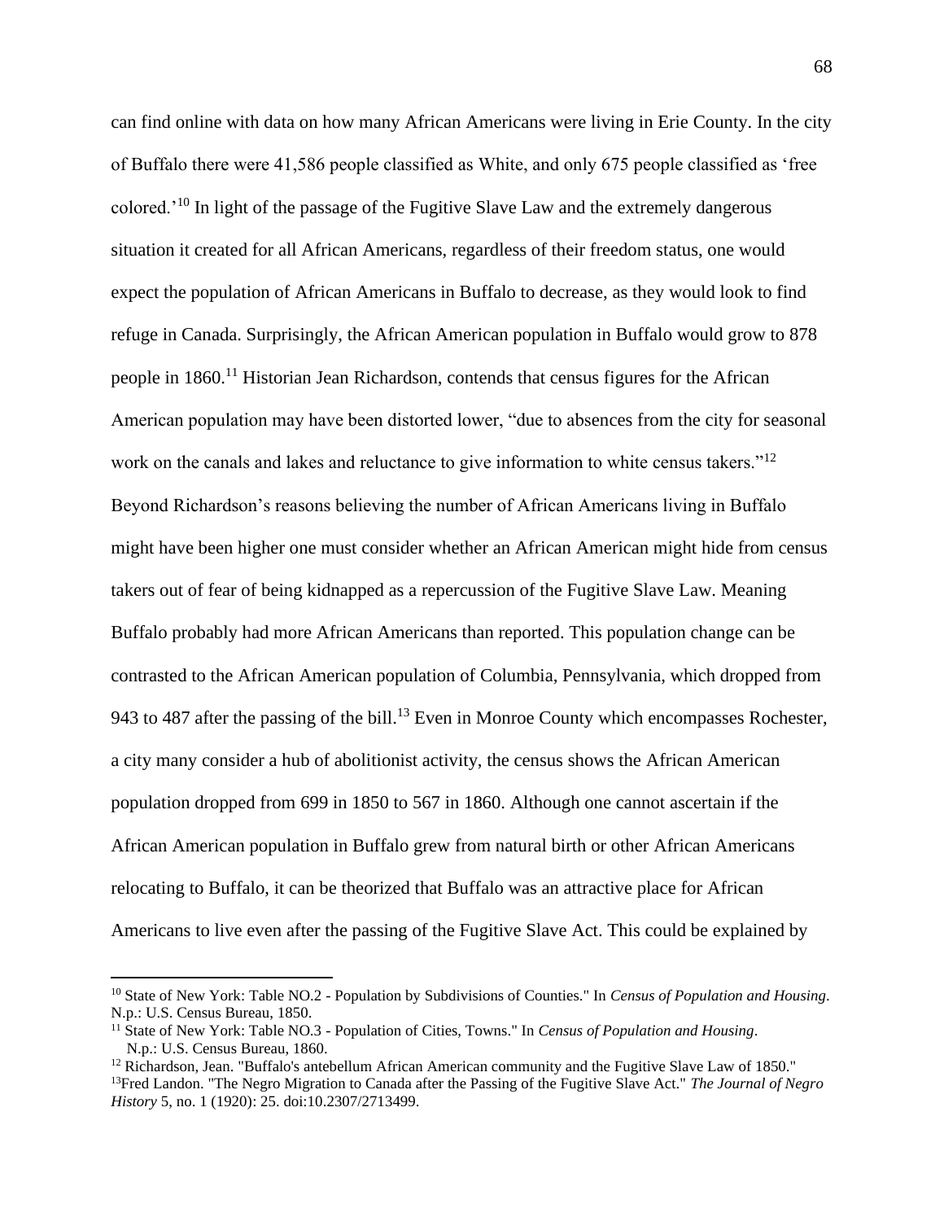can find online with data on how many African Americans were living in Erie County. In the city of Buffalo there were 41,586 people classified as White, and only 675 people classified as 'free colored.'[10] In light of the passage of the Fugitive Slave Law and the extremely dangerous situation it created for all African Americans, regardless of their freedom status, one would expect the population of African Americans in Buffalo to decrease, as they would look to find refuge in Canada. Surprisingly, the African American population in Buffalo would grow to 878 people in 1860.[11] Historian Jean Richardson, contends that census figures for the African American population may have been distorted lower, "due to absences from the city for seasonal work on the canals and lakes and reluctance to give information to white census takers."[12] Beyond Richardson's reasons believing the number of African Americans living in Buffalo might have been higher one must consider whether an African American might hide from census takers out of fear of being kidnapped as a repercussion of the Fugitive Slave Law. Meaning Buffalo probably had more African Americans than reported. This population change can be contrasted to the African American population of Columbia, Pennsylvania, which dropped from 943 to 487 after the passing of the bill.[13] Even in Monroe County which encompasses Rochester, a city many consider a hub of abolitionist activity, the census shows the African American population dropped from 699 in 1850 to 567 in 1860. Although one cannot ascertain if the African American population in Buffalo grew from natural birth or other African Americans relocating to Buffalo, it can be theorized that Buffalo was an attractive place for African Americans to live even after the passing of the Fugitive Slave Act. This could be explained by

---

[10] State of New York: Table NO.2 - Population by Subdivisions of Counties." In *Census of Population and Housing*. N.p.: U.S. Census Bureau, 1850.

[11] State of New York: Table NO.3 - Population of Cities, Towns." In *Census of Population and Housing*. N.p.: U.S. Census Bureau, 1860.

[12] Richardson, Jean. "Buffalo's antebellum African American community and the Fugitive Slave Law of 1850."

[13] Fred Landon. "The Negro Migration to Canada after the Passing of the Fugitive Slave Act." *The Journal of Negro History* 5, no. 1 (1920): 25. doi:10.2307/2713499.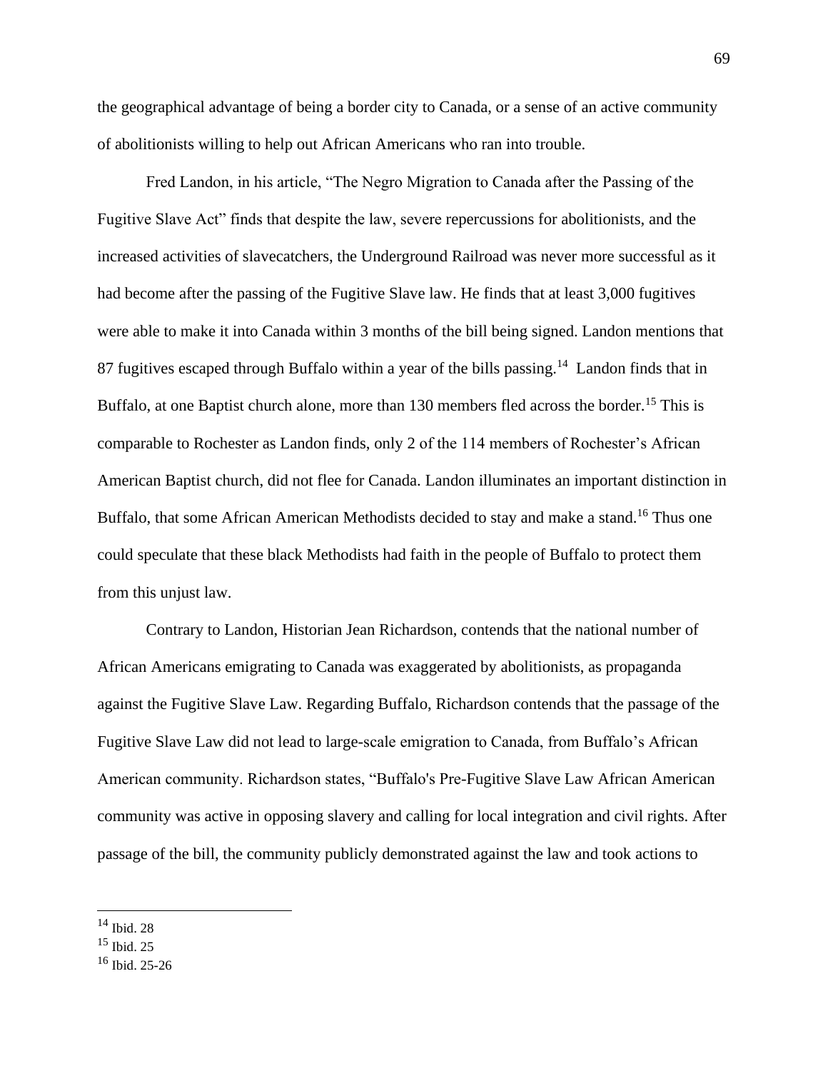the geographical advantage of being a border city to Canada, or a sense of an active community of abolitionists willing to help out African Americans who ran into trouble.

Fred Landon, in his article, "The Negro Migration to Canada after the Passing of the Fugitive Slave Act" finds that despite the law, severe repercussions for abolitionists, and the increased activities of slavecatchers, the Underground Railroad was never more successful as it had become after the passing of the Fugitive Slave law. He finds that at least 3,000 fugitives were able to make it into Canada within 3 months of the bill being signed. Landon mentions that 87 fugitives escaped through Buffalo within a year of the bills passing.[14] Landon finds that in Buffalo, at one Baptist church alone, more than 130 members fled across the border.[15] This is comparable to Rochester as Landon finds, only 2 of the 114 members of Rochester's African American Baptist church, did not flee for Canada. Landon illuminates an important distinction in Buffalo, that some African American Methodists decided to stay and make a stand.[16] Thus one could speculate that these black Methodists had faith in the people of Buffalo to protect them from this unjust law.

Contrary to Landon, Historian Jean Richardson, contends that the national number of African Americans emigrating to Canada was exaggerated by abolitionists, as propaganda against the Fugitive Slave Law. Regarding Buffalo, Richardson contends that the passage of the Fugitive Slave Law did not lead to large-scale emigration to Canada, from Buffalo's African American community. Richardson states, "Buffalo's Pre-Fugitive Slave Law African American community was active in opposing slavery and calling for local integration and civil rights. After passage of the bill, the community publicly demonstrated against the law and took actions to

[14] Ibid. 28

[15] Ibid. 25

[16] Ibid. 25-26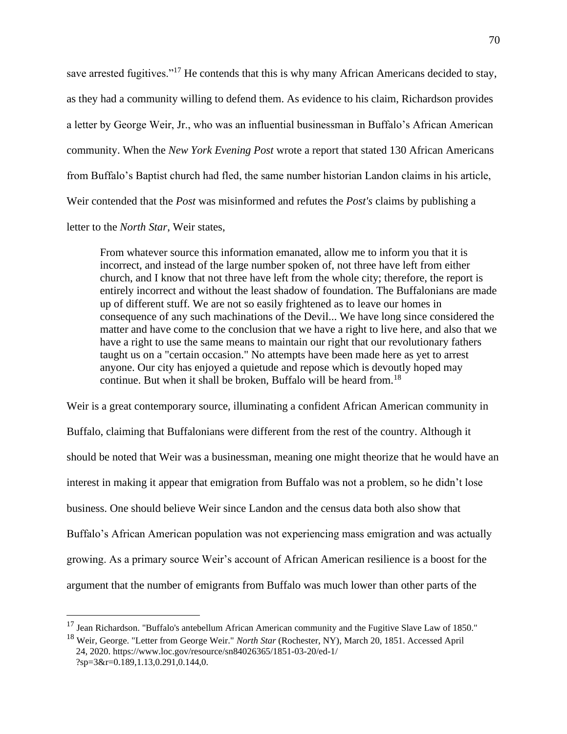save arrested fugitives."[17] He contends that this is why many African Americans decided to stay, as they had a community willing to defend them. As evidence to his claim, Richardson provides a letter by George Weir, Jr., who was an influential businessman in Buffalo's African American community. When the *New York Evening Post* wrote a report that stated 130 African Americans from Buffalo's Baptist church had fled, the same number historian Landon claims in his article, Weir contended that the *Post* was misinformed and refutes the *Post's* claims by publishing a letter to the *North Star*, Weir states,

> From whatever source this information emanated, allow me to inform you that it is incorrect, and instead of the large number spoken of, not three have left from either church, and I know that not three have left from the whole city; therefore, the report is entirely incorrect and without the least shadow of foundation. The Buffalonians are made up of different stuff. We are not so easily frightened as to leave our homes in consequence of any such machinations of the Devil... We have long since considered the matter and have come to the conclusion that we have a right to live here, and also that we have a right to use the same means to maintain our right that our revolutionary fathers taught us on a "certain occasion." No attempts have been made here as yet to arrest anyone. Our city has enjoyed a quietude and repose which is devoutly hoped may continue. But when it shall be broken, Buffalo will be heard from.[18]

Weir is a great contemporary source, illuminating a confident African American community in Buffalo, claiming that Buffalonians were different from the rest of the country. Although it should be noted that Weir was a businessman, meaning one might theorize that he would have an interest in making it appear that emigration from Buffalo was not a problem, so he didn't lose business. One should believe Weir since Landon and the census data both also show that Buffalo's African American population was not experiencing mass emigration and was actually growing. As a primary source Weir's account of African American resilience is a boost for the argument that the number of emigrants from Buffalo was much lower than other parts of the

---

[17] Jean Richardson. "Buffalo's antebellum African American community and the Fugitive Slave Law of 1850."

[18] Weir, George. "Letter from George Weir." *North Star* (Rochester, NY), March 20, 1851. Accessed April 24, 2020. https://www.loc.gov/resource/sn84026365/1851-03-20/ed-1/?sp=3&r=0.189,1.13,0.291,0.144,0.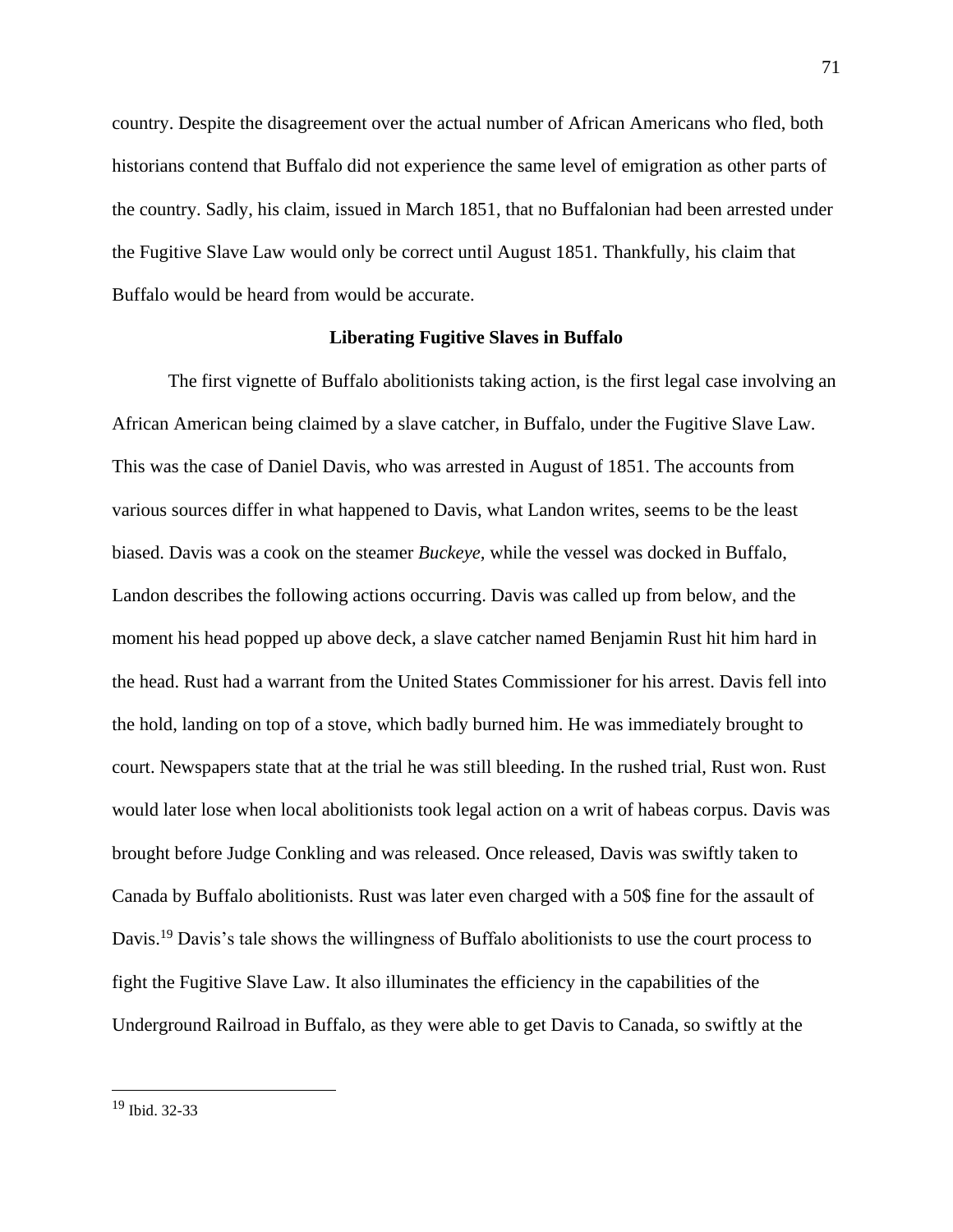country. Despite the disagreement over the actual number of African Americans who fled, both historians contend that Buffalo did not experience the same level of emigration as other parts of the country. Sadly, his claim, issued in March 1851, that no Buffalonian had been arrested under the Fugitive Slave Law would only be correct until August 1851. Thankfully, his claim that Buffalo would be heard from would be accurate.

### Liberating Fugitive Slaves in Buffalo

The first vignette of Buffalo abolitionists taking action, is the first legal case involving an African American being claimed by a slave catcher, in Buffalo, under the Fugitive Slave Law. This was the case of Daniel Davis, who was arrested in August of 1851. The accounts from various sources differ in what happened to Davis, what Landon writes, seems to be the least biased. Davis was a cook on the steamer *Buckeye*, while the vessel was docked in Buffalo, Landon describes the following actions occurring. Davis was called up from below, and the moment his head popped up above deck, a slave catcher named Benjamin Rust hit him hard in the head. Rust had a warrant from the United States Commissioner for his arrest. Davis fell into the hold, landing on top of a stove, which badly burned him. He was immediately brought to court. Newspapers state that at the trial he was still bleeding. In the rushed trial, Rust won. Rust would later lose when local abolitionists took legal action on a writ of habeas corpus. Davis was brought before Judge Conkling and was released. Once released, Davis was swiftly taken to Canada by Buffalo abolitionists. Rust was later even charged with a 50$ fine for the assault of Davis.[19] Davis's tale shows the willingness of Buffalo abolitionists to use the court process to fight the Fugitive Slave Law. It also illuminates the efficiency in the capabilities of the Underground Railroad in Buffalo, as they were able to get Davis to Canada, so swiftly at the

---

[19] Ibid. 32-33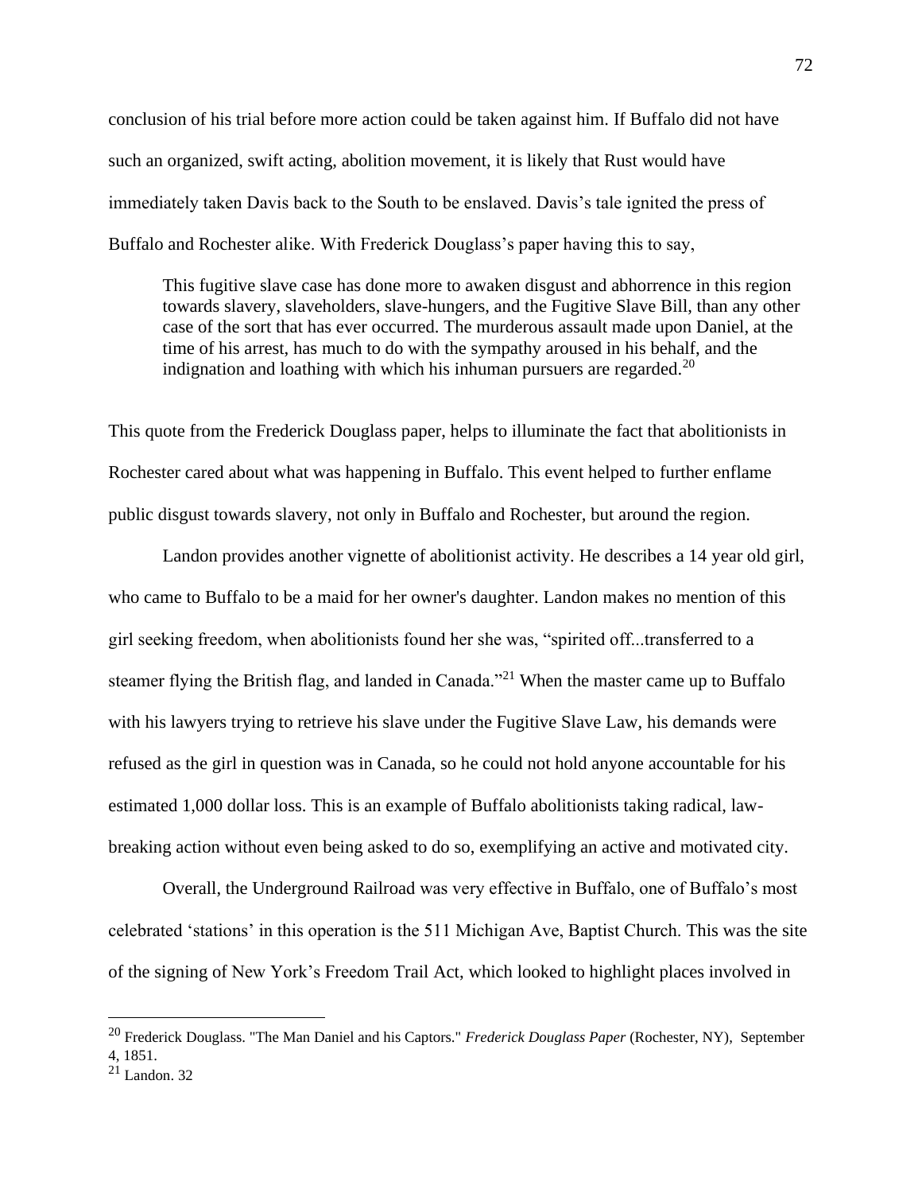conclusion of his trial before more action could be taken against him. If Buffalo did not have such an organized, swift acting, abolition movement, it is likely that Rust would have immediately taken Davis back to the South to be enslaved. Davis's tale ignited the press of Buffalo and Rochester alike. With Frederick Douglass's paper having this to say,

> This fugitive slave case has done more to awaken disgust and abhorrence in this region towards slavery, slaveholders, slave-hungers, and the Fugitive Slave Bill, than any other case of the sort that has ever occurred. The murderous assault made upon Daniel, at the time of his arrest, has much to do with the sympathy aroused in his behalf, and the indignation and loathing with which his inhuman pursuers are regarded.[20]

This quote from the Frederick Douglass paper, helps to illuminate the fact that abolitionists in Rochester cared about what was happening in Buffalo. This event helped to further enflame public disgust towards slavery, not only in Buffalo and Rochester, but around the region.

Landon provides another vignette of abolitionist activity. He describes a 14 year old girl, who came to Buffalo to be a maid for her owner's daughter. Landon makes no mention of this girl seeking freedom, when abolitionists found her she was, "spirited off...transferred to a steamer flying the British flag, and landed in Canada."[21] When the master came up to Buffalo with his lawyers trying to retrieve his slave under the Fugitive Slave Law, his demands were refused as the girl in question was in Canada, so he could not hold anyone accountable for his estimated 1,000 dollar loss. This is an example of Buffalo abolitionists taking radical, law-breaking action without even being asked to do so, exemplifying an active and motivated city.

Overall, the Underground Railroad was very effective in Buffalo, one of Buffalo's most celebrated 'stations' in this operation is the 511 Michigan Ave, Baptist Church. This was the site of the signing of New York's Freedom Trail Act, which looked to highlight places involved in

---

[20] Frederick Douglass. "The Man Daniel and his Captors." *Frederick Douglass Paper* (Rochester, NY), September 4, 1851.

[21] Landon. 32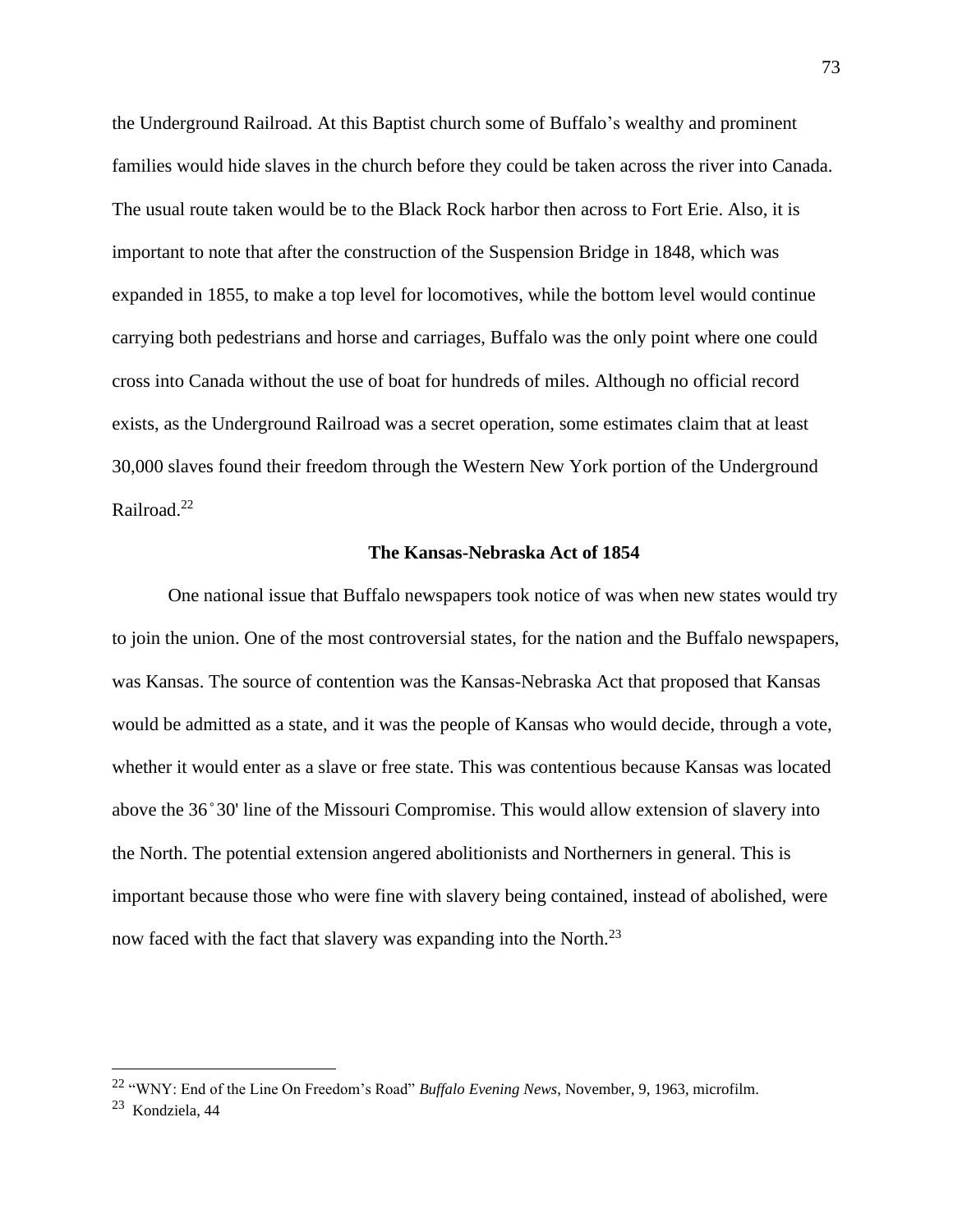the Underground Railroad. At this Baptist church some of Buffalo's wealthy and prominent families would hide slaves in the church before they could be taken across the river into Canada. The usual route taken would be to the Black Rock harbor then across to Fort Erie. Also, it is important to note that after the construction of the Suspension Bridge in 1848, which was expanded in 1855, to make a top level for locomotives, while the bottom level would continue carrying both pedestrians and horse and carriages, Buffalo was the only point where one could cross into Canada without the use of boat for hundreds of miles. Although no official record exists, as the Underground Railroad was a secret operation, some estimates claim that at least 30,000 slaves found their freedom through the Western New York portion of the Underground Railroad.[22]

### The Kansas-Nebraska Act of 1854

One national issue that Buffalo newspapers took notice of was when new states would try to join the union. One of the most controversial states, for the nation and the Buffalo newspapers, was Kansas. The source of contention was the Kansas-Nebraska Act that proposed that Kansas would be admitted as a state, and it was the people of Kansas who would decide, through a vote, whether it would enter as a slave or free state. This was contentious because Kansas was located above the 36˚30' line of the Missouri Compromise. This would allow extension of slavery into the North. The potential extension angered abolitionists and Northerners in general. This is important because those who were fine with slavery being contained, instead of abolished, were now faced with the fact that slavery was expanding into the North.[23]

---

[22] "WNY: End of the Line On Freedom's Road" *Buffalo Evening News*, November, 9, 1963, microfilm.

[23] Kondziela, 44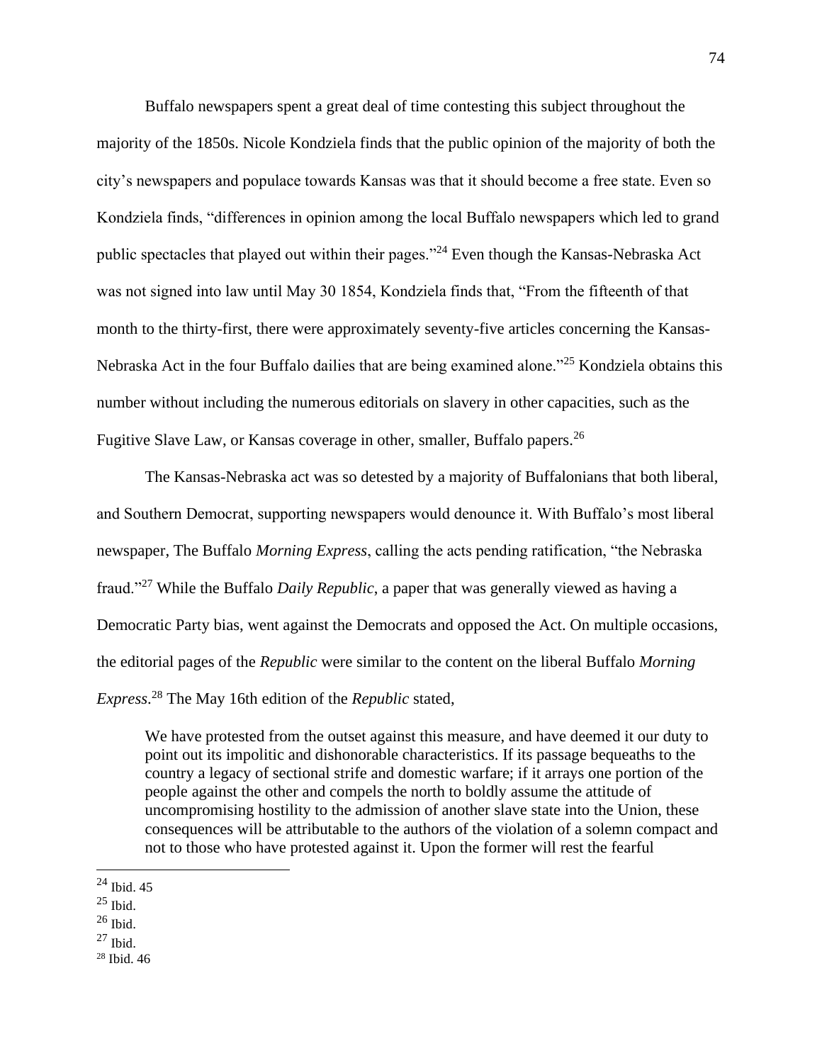Buffalo newspapers spent a great deal of time contesting this subject throughout the majority of the 1850s. Nicole Kondziela finds that the public opinion of the majority of both the city's newspapers and populace towards Kansas was that it should become a free state. Even so Kondziela finds, "differences in opinion among the local Buffalo newspapers which led to grand public spectacles that played out within their pages."[24] Even though the Kansas-Nebraska Act was not signed into law until May 30 1854, Kondziela finds that, "From the fifteenth of that month to the thirty-first, there were approximately seventy-five articles concerning the Kansas-Nebraska Act in the four Buffalo dailies that are being examined alone."[25] Kondziela obtains this number without including the numerous editorials on slavery in other capacities, such as the Fugitive Slave Law, or Kansas coverage in other, smaller, Buffalo papers.[26]

The Kansas-Nebraska act was so detested by a majority of Buffalonians that both liberal, and Southern Democrat, supporting newspapers would denounce it. With Buffalo's most liberal newspaper, The Buffalo *Morning Express*, calling the acts pending ratification, "the Nebraska fraud."[27] While the Buffalo *Daily Republic*, a paper that was generally viewed as having a Democratic Party bias, went against the Democrats and opposed the Act. On multiple occasions, the editorial pages of the *Republic* were similar to the content on the liberal Buffalo *Morning Express*.[28] The May 16th edition of the *Republic* stated,

> We have protested from the outset against this measure, and have deemed it our duty to point out its impolitic and dishonorable characteristics. If its passage bequeaths to the country a legacy of sectional strife and domestic warfare; if it arrays one portion of the people against the other and compels the north to boldly assume the attitude of uncompromising hostility to the admission of another slave state into the Union, these consequences will be attributable to the authors of the violation of a solemn compact and not to those who have protested against it. Upon the former will rest the fearful

---

[24] Ibid. 45

[25] Ibid.

[26] Ibid.

[27] Ibid.

[28] Ibid. 46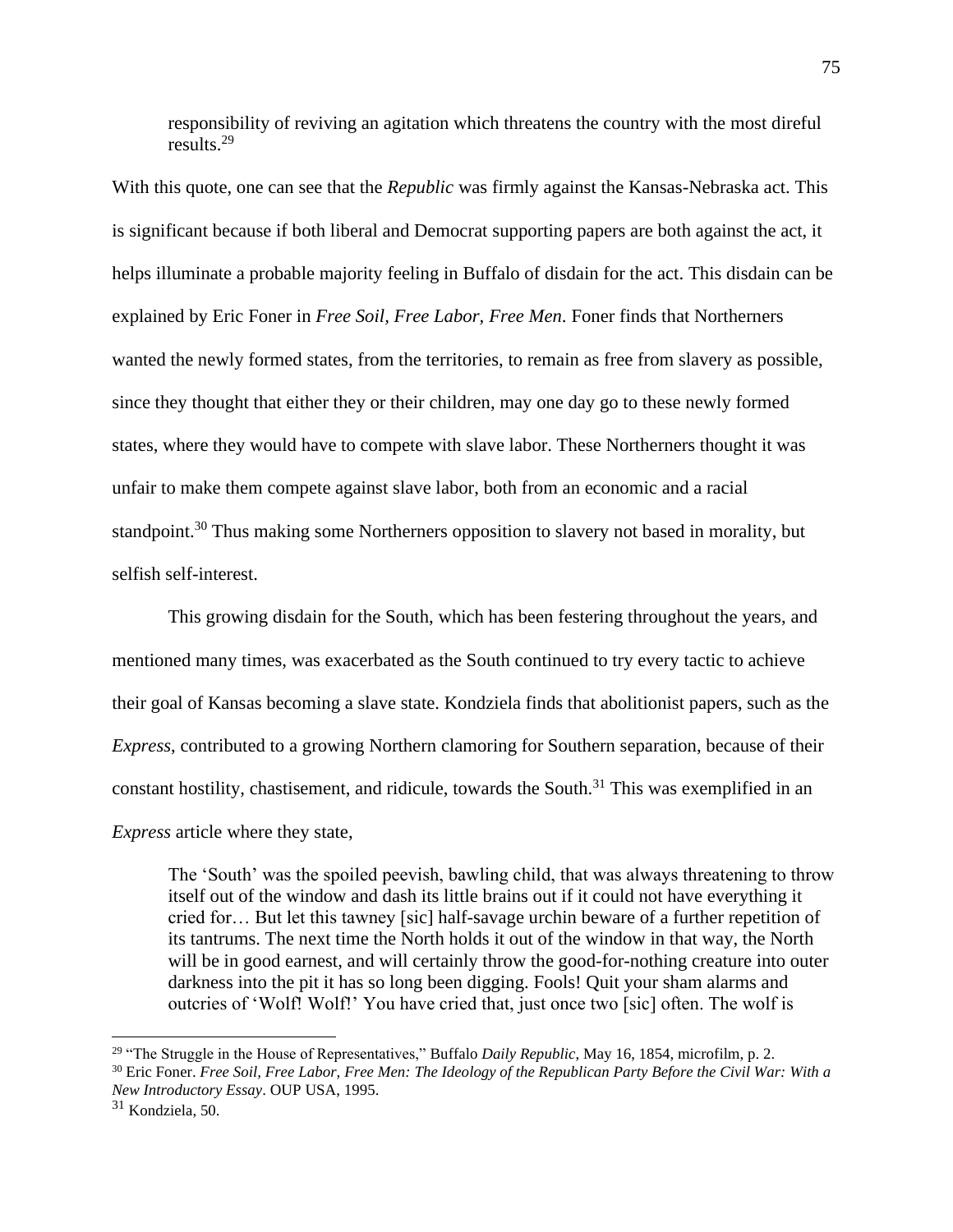> responsibility of reviving an agitation which threatens the country with the most direful results.[29]

With this quote, one can see that the *Republic* was firmly against the Kansas-Nebraska act. This is significant because if both liberal and Democrat supporting papers are both against the act, it helps illuminate a probable majority feeling in Buffalo of disdain for the act. This disdain can be explained by Eric Foner in *Free Soil, Free Labor, Free Men.* Foner finds that Northerners wanted the newly formed states, from the territories, to remain as free from slavery as possible, since they thought that either they or their children, may one day go to these newly formed states, where they would have to compete with slave labor. These Northerners thought it was unfair to make them compete against slave labor, both from an economic and a racial standpoint.[30] Thus making some Northerners opposition to slavery not based in morality, but selfish self-interest.

This growing disdain for the South, which has been festering throughout the years, and mentioned many times, was exacerbated as the South continued to try every tactic to achieve their goal of Kansas becoming a slave state. Kondziela finds that abolitionist papers, such as the *Express*, contributed to a growing Northern clamoring for Southern separation, because of their constant hostility, chastisement, and ridicule, towards the South.[31] This was exemplified in an *Express* article where they state,

> The 'South' was the spoiled peevish, bawling child, that was always threatening to throw itself out of the window and dash its little brains out if it could not have everything it cried for… But let this tawney [sic] half-savage urchin beware of a further repetition of its tantrums. The next time the North holds it out of the window in that way, the North will be in good earnest, and will certainly throw the good-for-nothing creature into outer darkness into the pit it has so long been digging. Fools! Quit your sham alarms and outcries of 'Wolf! Wolf!' You have cried that, just once two [sic] often. The wolf is

---

[29] "The Struggle in the House of Representatives," Buffalo *Daily Republic*, May 16, 1854, microfilm, p. 2.

[30] Eric Foner. *Free Soil, Free Labor, Free Men: The Ideology of the Republican Party Before the Civil War: With a New Introductory Essay*. OUP USA, 1995.

[31] Kondziela, 50.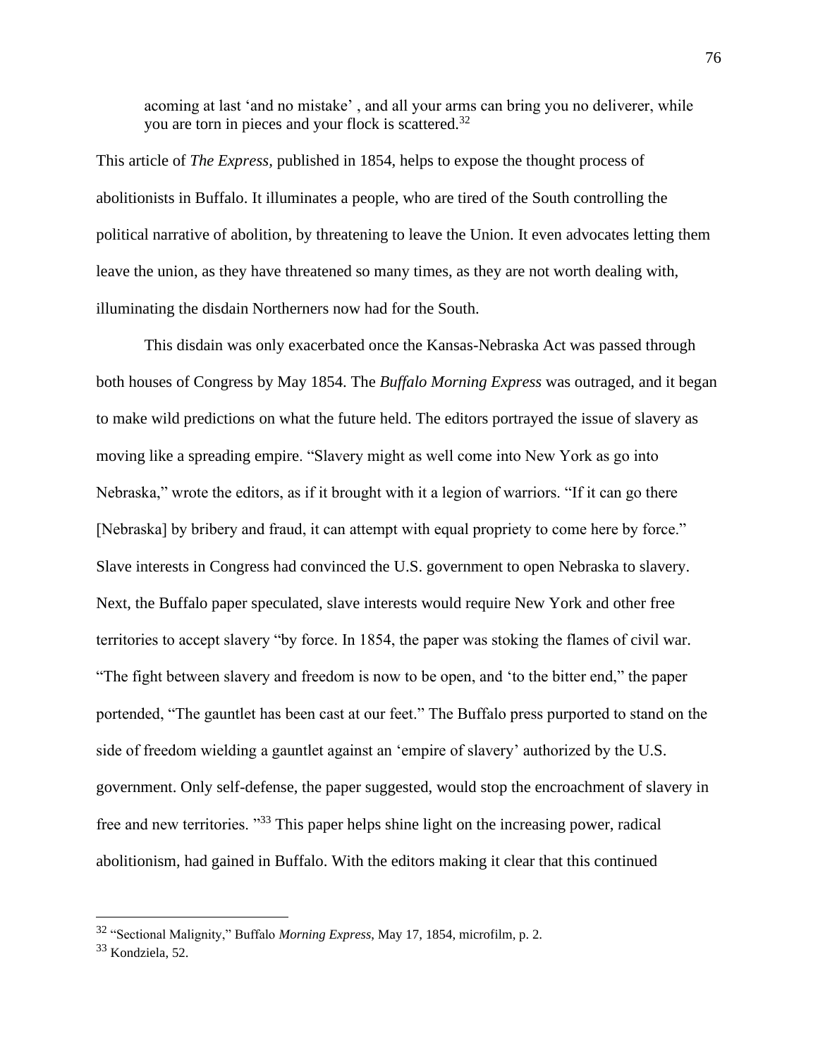> acoming at last 'and no mistake' , and all your arms can bring you no deliverer, while you are torn in pieces and your flock is scattered.[32]

This article of *The Express*, published in 1854, helps to expose the thought process of abolitionists in Buffalo. It illuminates a people, who are tired of the South controlling the political narrative of abolition, by threatening to leave the Union. It even advocates letting them leave the union, as they have threatened so many times, as they are not worth dealing with, illuminating the disdain Northerners now had for the South.

This disdain was only exacerbated once the Kansas-Nebraska Act was passed through both houses of Congress by May 1854. The *Buffalo Morning Express* was outraged, and it began to make wild predictions on what the future held. The editors portrayed the issue of slavery as moving like a spreading empire. "Slavery might as well come into New York as go into Nebraska," wrote the editors, as if it brought with it a legion of warriors. "If it can go there [Nebraska] by bribery and fraud, it can attempt with equal propriety to come here by force." Slave interests in Congress had convinced the U.S. government to open Nebraska to slavery. Next, the Buffalo paper speculated, slave interests would require New York and other free territories to accept slavery "by force. In 1854, the paper was stoking the flames of civil war. "The fight between slavery and freedom is now to be open, and 'to the bitter end," the paper portended, "The gauntlet has been cast at our feet." The Buffalo press purported to stand on the side of freedom wielding a gauntlet against an 'empire of slavery' authorized by the U.S. government. Only self-defense, the paper suggested, would stop the encroachment of slavery in free and new territories. "[33] This paper helps shine light on the increasing power, radical abolitionism, had gained in Buffalo. With the editors making it clear that this continued

---

[32] "Sectional Malignity," Buffalo *Morning Express*, May 17, 1854, microfilm, p. 2.

[33] Kondziela, 52.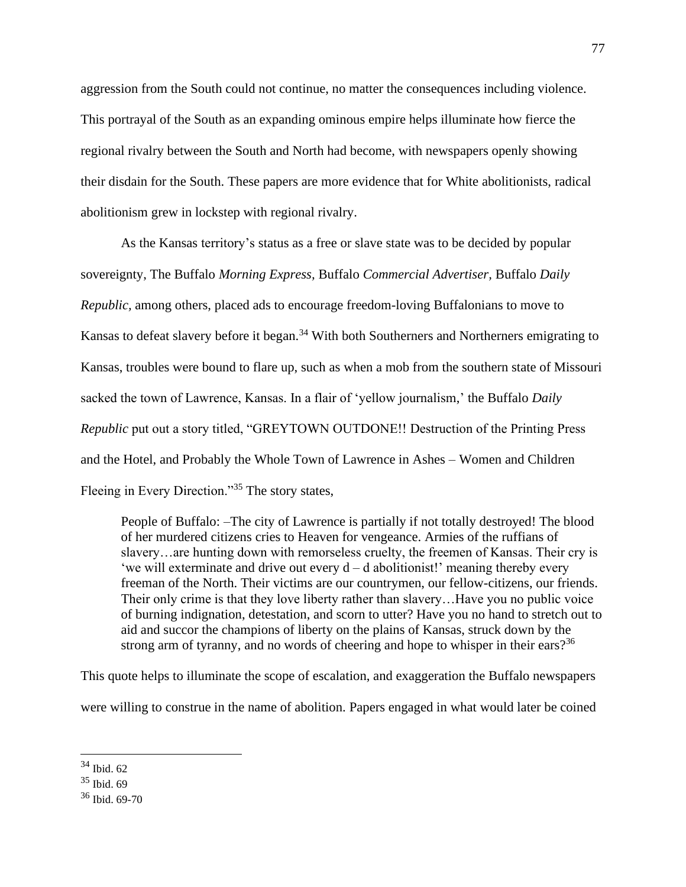aggression from the South could not continue, no matter the consequences including violence. This portrayal of the South as an expanding ominous empire helps illuminate how fierce the regional rivalry between the South and North had become, with newspapers openly showing their disdain for the South. These papers are more evidence that for White abolitionists, radical abolitionism grew in lockstep with regional rivalry.

As the Kansas territory's status as a free or slave state was to be decided by popular sovereignty, The Buffalo *Morning Express,* Buffalo *Commercial Advertiser,* Buffalo *Daily Republic,* among others, placed ads to encourage freedom-loving Buffalonians to move to Kansas to defeat slavery before it began.[34] With both Southerners and Northerners emigrating to Kansas, troubles were bound to flare up, such as when a mob from the southern state of Missouri sacked the town of Lawrence, Kansas. In a flair of 'yellow journalism,' the Buffalo *Daily Republic* put out a story titled, "GREYTOWN OUTDONE!! Destruction of the Printing Press and the Hotel, and Probably the Whole Town of Lawrence in Ashes – Women and Children Fleeing in Every Direction."[35] The story states,

> People of Buffalo: –The city of Lawrence is partially if not totally destroyed! The blood of her murdered citizens cries to Heaven for vengeance. Armies of the ruffians of slavery…are hunting down with remorseless cruelty, the freemen of Kansas. Their cry is 'we will exterminate and drive out every d – d abolitionist!' meaning thereby every freeman of the North. Their victims are our countrymen, our fellow-citizens, our friends. Their only crime is that they love liberty rather than slavery…Have you no public voice of burning indignation, detestation, and scorn to utter? Have you no hand to stretch out to aid and succor the champions of liberty on the plains of Kansas, struck down by the strong arm of tyranny, and no words of cheering and hope to whisper in their ears?[36]

This quote helps to illuminate the scope of escalation, and exaggeration the Buffalo newspapers were willing to construe in the name of abolition. Papers engaged in what would later be coined

---

[34] Ibid. 62

[35] Ibid. 69

[36] Ibid. 69-70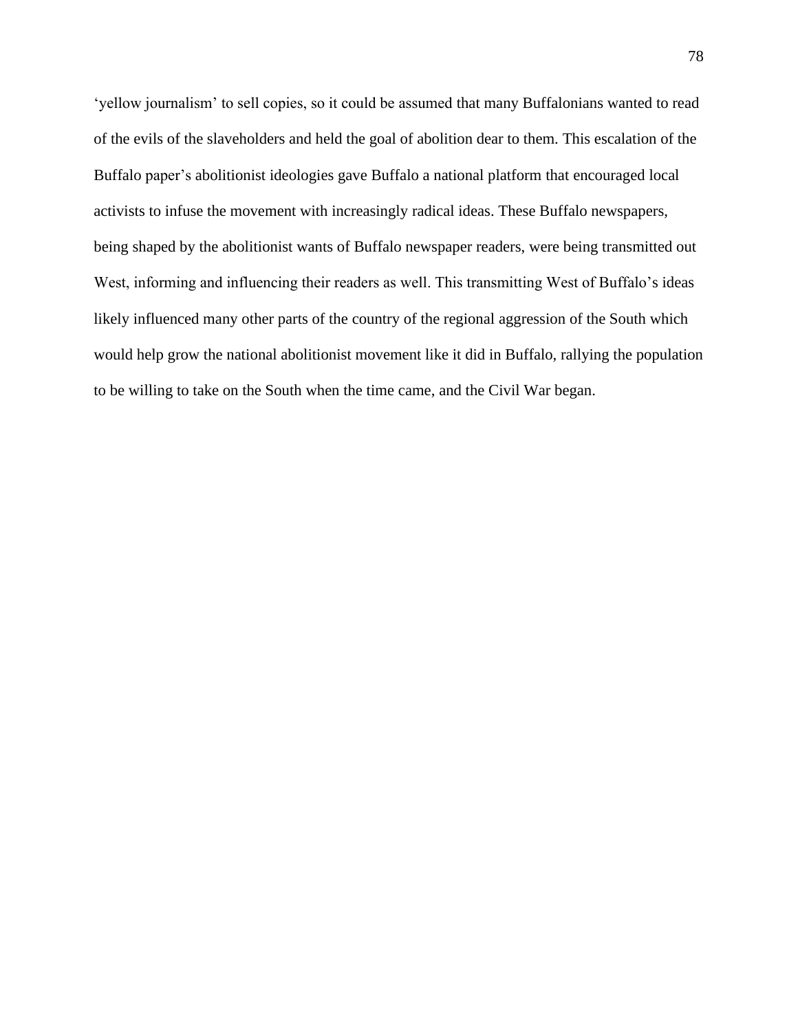'yellow journalism' to sell copies, so it could be assumed that many Buffalonians wanted to read of the evils of the slaveholders and held the goal of abolition dear to them. This escalation of the Buffalo paper's abolitionist ideologies gave Buffalo a national platform that encouraged local activists to infuse the movement with increasingly radical ideas. These Buffalo newspapers, being shaped by the abolitionist wants of Buffalo newspaper readers, were being transmitted out West, informing and influencing their readers as well. This transmitting West of Buffalo's ideas likely influenced many other parts of the country of the regional aggression of the South which would help grow the national abolitionist movement like it did in Buffalo, rallying the population to be willing to take on the South when the time came, and the Civil War began.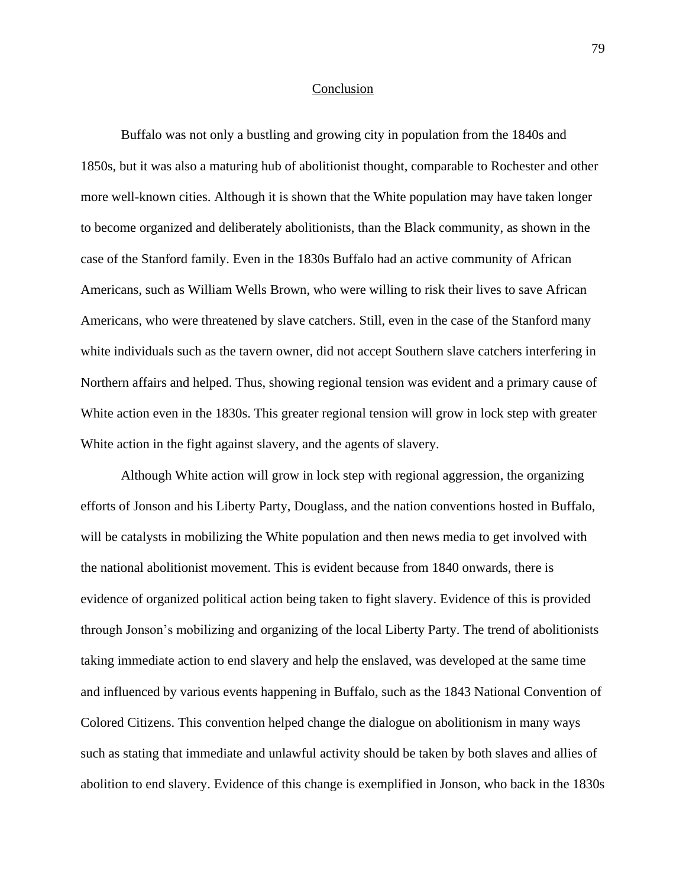# Conclusion

Buffalo was not only a bustling and growing city in population from the 1840s and 1850s, but it was also a maturing hub of abolitionist thought, comparable to Rochester and other more well-known cities. Although it is shown that the White population may have taken longer to become organized and deliberately abolitionists, than the Black community, as shown in the case of the Stanford family. Even in the 1830s Buffalo had an active community of African Americans, such as William Wells Brown, who were willing to risk their lives to save African Americans, who were threatened by slave catchers. Still, even in the case of the Stanford many white individuals such as the tavern owner, did not accept Southern slave catchers interfering in Northern affairs and helped. Thus, showing regional tension was evident and a primary cause of White action even in the 1830s. This greater regional tension will grow in lock step with greater White action in the fight against slavery, and the agents of slavery.

Although White action will grow in lock step with regional aggression, the organizing efforts of Jonson and his Liberty Party, Douglass, and the nation conventions hosted in Buffalo, will be catalysts in mobilizing the White population and then news media to get involved with the national abolitionist movement. This is evident because from 1840 onwards, there is evidence of organized political action being taken to fight slavery. Evidence of this is provided through Jonson's mobilizing and organizing of the local Liberty Party. The trend of abolitionists taking immediate action to end slavery and help the enslaved, was developed at the same time and influenced by various events happening in Buffalo, such as the 1843 National Convention of Colored Citizens. This convention helped change the dialogue on abolitionism in many ways such as stating that immediate and unlawful activity should be taken by both slaves and allies of abolition to end slavery. Evidence of this change is exemplified in Jonson, who back in the 1830s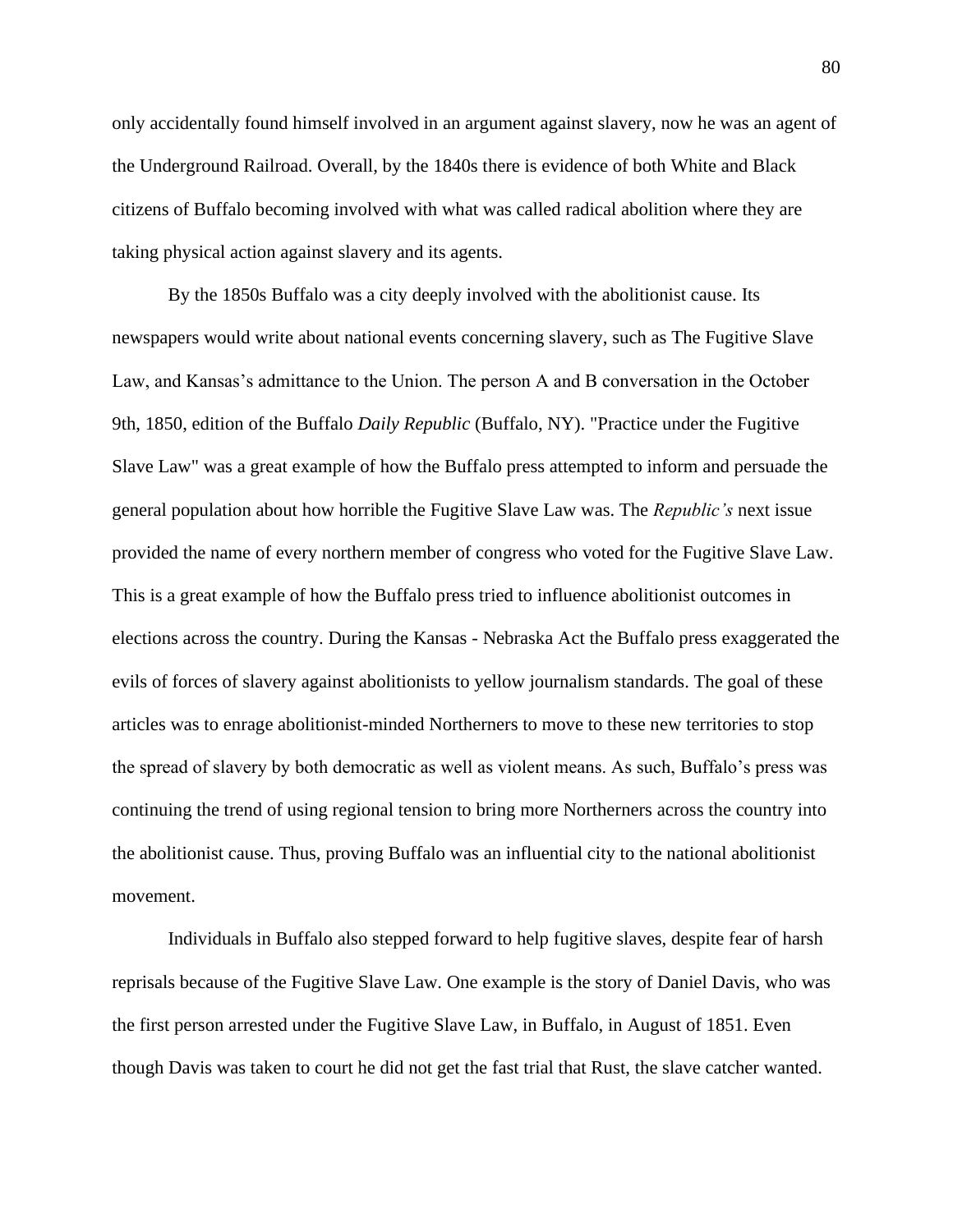only accidentally found himself involved in an argument against slavery, now he was an agent of the Underground Railroad. Overall, by the 1840s there is evidence of both White and Black citizens of Buffalo becoming involved with what was called radical abolition where they are taking physical action against slavery and its agents.

By the 1850s Buffalo was a city deeply involved with the abolitionist cause. Its newspapers would write about national events concerning slavery, such as The Fugitive Slave Law, and Kansas's admittance to the Union. The person A and B conversation in the October 9th, 1850, edition of the Buffalo *Daily Republic* (Buffalo, NY). "Practice under the Fugitive Slave Law" was a great example of how the Buffalo press attempted to inform and persuade the general population about how horrible the Fugitive Slave Law was. The *Republic's* next issue provided the name of every northern member of congress who voted for the Fugitive Slave Law. This is a great example of how the Buffalo press tried to influence abolitionist outcomes in elections across the country. During the Kansas - Nebraska Act the Buffalo press exaggerated the evils of forces of slavery against abolitionists to yellow journalism standards. The goal of these articles was to enrage abolitionist-minded Northerners to move to these new territories to stop the spread of slavery by both democratic as well as violent means. As such, Buffalo's press was continuing the trend of using regional tension to bring more Northerners across the country into the abolitionist cause. Thus, proving Buffalo was an influential city to the national abolitionist movement.

Individuals in Buffalo also stepped forward to help fugitive slaves, despite fear of harsh reprisals because of the Fugitive Slave Law. One example is the story of Daniel Davis, who was the first person arrested under the Fugitive Slave Law, in Buffalo, in August of 1851. Even though Davis was taken to court he did not get the fast trial that Rust, the slave catcher wanted.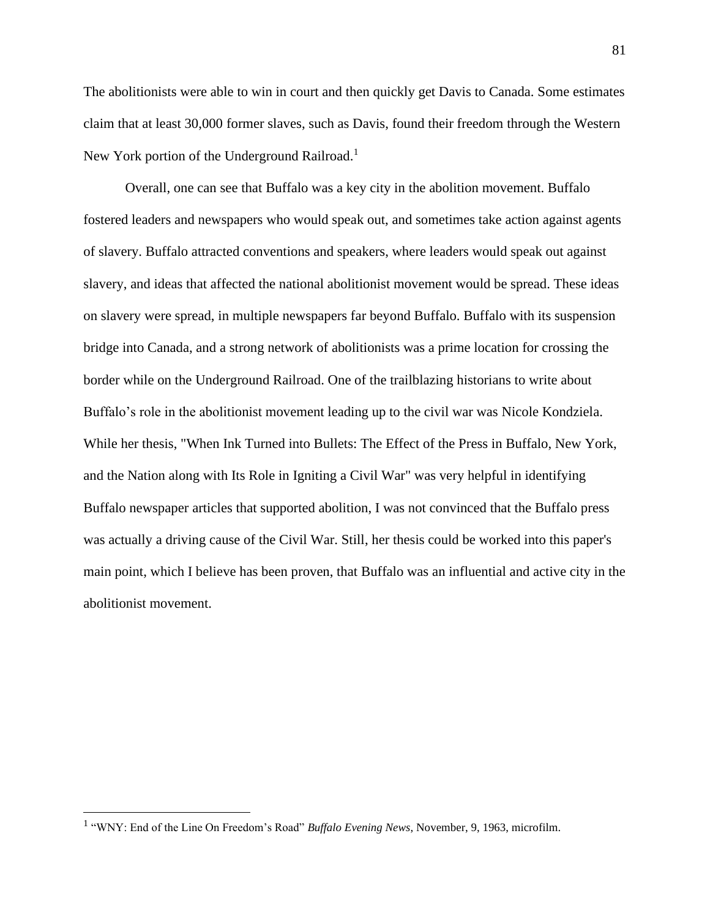The abolitionists were able to win in court and then quickly get Davis to Canada. Some estimates claim that at least 30,000 former slaves, such as Davis, found their freedom through the Western New York portion of the Underground Railroad.[1]

Overall, one can see that Buffalo was a key city in the abolition movement. Buffalo fostered leaders and newspapers who would speak out, and sometimes take action against agents of slavery. Buffalo attracted conventions and speakers, where leaders would speak out against slavery, and ideas that affected the national abolitionist movement would be spread. These ideas on slavery were spread, in multiple newspapers far beyond Buffalo. Buffalo with its suspension bridge into Canada, and a strong network of abolitionists was a prime location for crossing the border while on the Underground Railroad. One of the trailblazing historians to write about Buffalo's role in the abolitionist movement leading up to the civil war was Nicole Kondziela. While her thesis, "When Ink Turned into Bullets: The Effect of the Press in Buffalo, New York, and the Nation along with Its Role in Igniting a Civil War" was very helpful in identifying Buffalo newspaper articles that supported abolition, I was not convinced that the Buffalo press was actually a driving cause of the Civil War. Still, her thesis could be worked into this paper's main point, which I believe has been proven, that Buffalo was an influential and active city in the abolitionist movement.

---

[1] "WNY: End of the Line On Freedom's Road" *Buffalo Evening News*, November, 9, 1963, microfilm.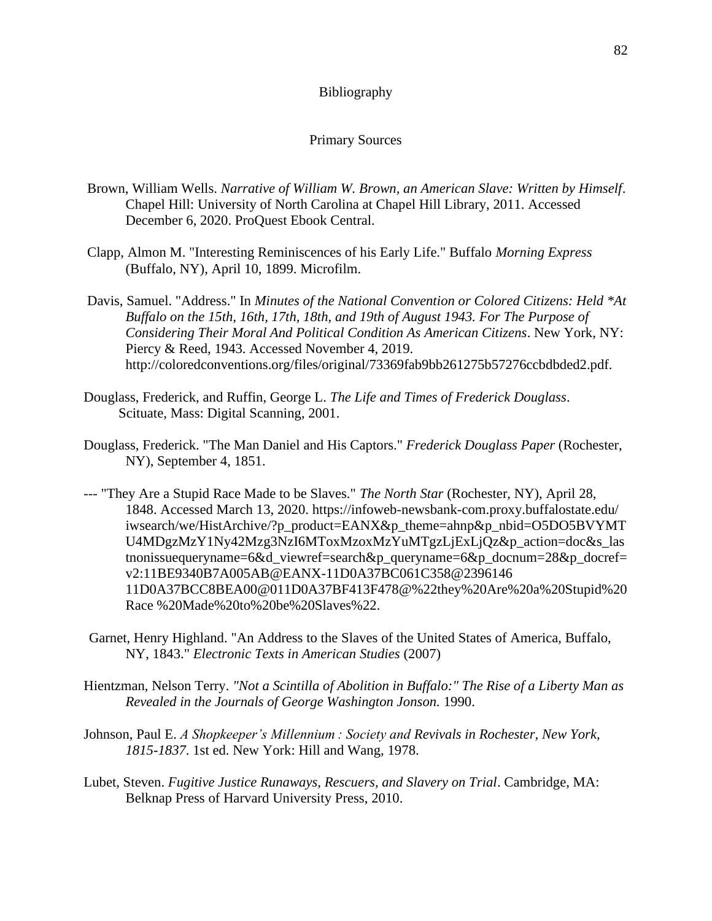# Bibliography

## Primary Sources

Brown, William Wells. *Narrative of William W. Brown, an American Slave: Written by Himself*. Chapel Hill: University of North Carolina at Chapel Hill Library, 2011. Accessed December 6, 2020. ProQuest Ebook Central.

Clapp, Almon M. "Interesting Reminiscences of his Early Life." Buffalo *Morning Express* (Buffalo, NY), April 10, 1899. Microfilm.

Davis, Samuel. "Address." In *Minutes of the National Convention or Colored Citizens: Held *At Buffalo on the 15th, 16th, 17th, 18th, and 19th of August 1943. For The Purpose of Considering Their Moral And Political Condition As American Citizens*. New York, NY: Piercy & Reed, 1943. Accessed November 4, 2019. http://coloredconventions.org/files/original/73369fab9bb261275b57276ccbdbded2.pdf.

Douglass, Frederick, and Ruffin, George L. *The Life and Times of Frederick Douglass*. Scituate, Mass: Digital Scanning, 2001.

Douglass, Frederick. "The Man Daniel and His Captors." *Frederick Douglass Paper* (Rochester, NY), September 4, 1851.

--- "They Are a Stupid Race Made to be Slaves." *The North Star* (Rochester, NY), April 28, 1848. Accessed March 13, 2020. https://infoweb-newsbank-com.proxy.buffalostate.edu/iwsearch/we/HistArchive/?p_product=EANX&p_theme=ahnp&p_nbid=O5DO5BVYMTU4MDgzMzY1Ny42Mzg3NzI6MToxMzoxMzYuMTgzLjExLjQz&p_action=doc&s_lastnonissuequeryname=6&d_viewref=search&p_queryname=6&p_docnum=28&p_docref=v2:11BE9340B7A005AB@EANX-11D0A37BC061C358@2396146 11D0A37BCC8BEA00@011D0A37BF413F478@%22they%20Are%20a%20Stupid%20Race %20Made%20to%20be%20Slaves%22.

Garnet, Henry Highland. "An Address to the Slaves of the United States of America, Buffalo, NY, 1843." *Electronic Texts in American Studies* (2007)

Hientzman, Nelson Terry. *"Not a Scintilla of Abolition in Buffalo:" The Rise of a Liberty Man as Revealed in the Journals of George Washington Jonson.* 1990.

Johnson, Paul E. *A Shopkeeper's Millennium : Society and Revivals in Rochester, New York, 1815-1837*. 1st ed. New York: Hill and Wang, 1978.

Lubet, Steven. *Fugitive Justice Runaways, Rescuers, and Slavery on Trial*. Cambridge, MA: Belknap Press of Harvard University Press, 2010.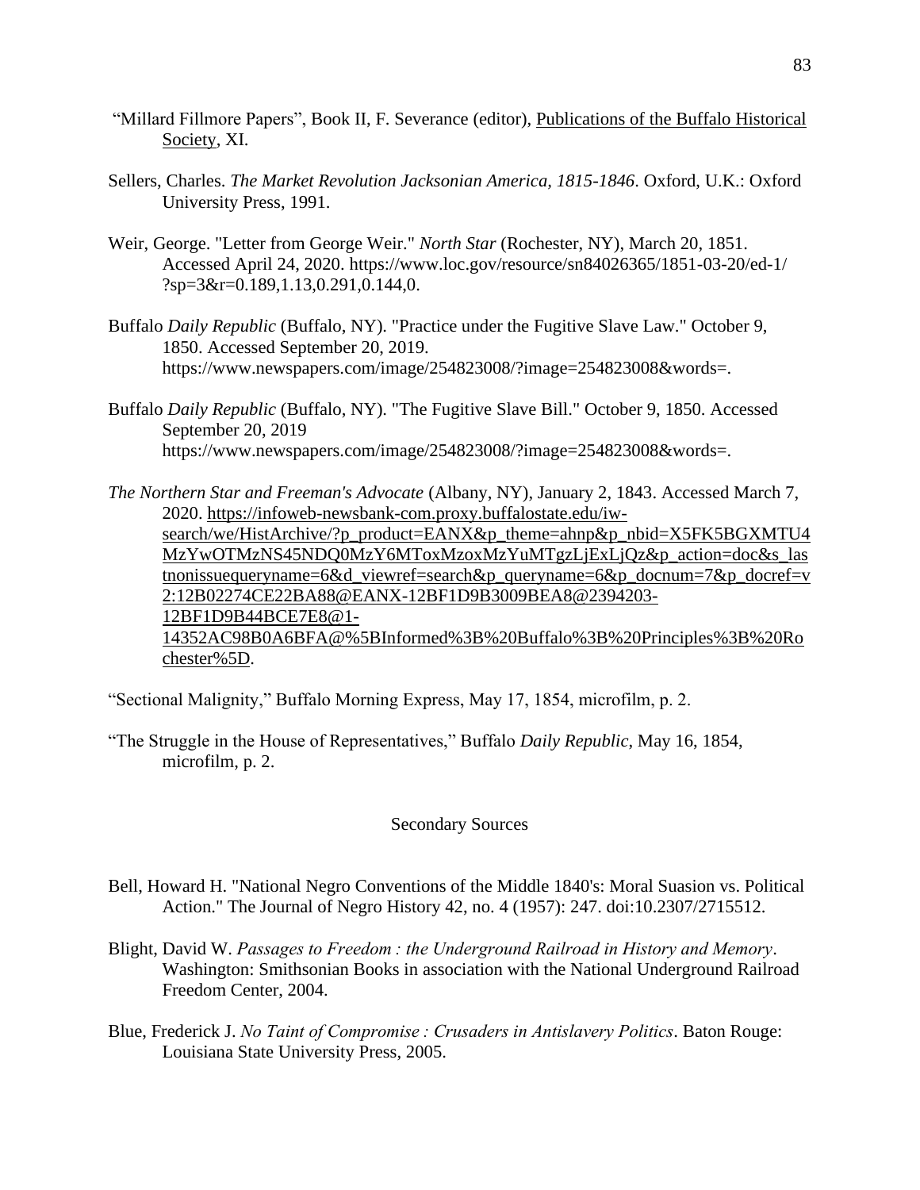"Millard Fillmore Papers", Book II, F. Severance (editor), Publications of the Buffalo Historical Society, XI.

Sellers, Charles. *The Market Revolution Jacksonian America, 1815-1846*. Oxford, U.K.: Oxford University Press, 1991.

Weir, George. "Letter from George Weir." *North Star* (Rochester, NY), March 20, 1851. Accessed April 24, 2020. https://www.loc.gov/resource/sn84026365/1851-03-20/ed-1/?sp=3&r=0.189,1.13,0.291,0.144,0.

Buffalo *Daily Republic* (Buffalo, NY). "Practice under the Fugitive Slave Law." October 9, 1850. Accessed September 20, 2019. https://www.newspapers.com/image/254823008/?image=254823008&words=.

Buffalo *Daily Republic* (Buffalo, NY). "The Fugitive Slave Bill." October 9, 1850. Accessed September 20, 2019 https://www.newspapers.com/image/254823008/?image=254823008&words=.

*The Northern Star and Freeman's Advocate* (Albany, NY), January 2, 1843. Accessed March 7, 2020. https://infoweb-newsbank-com.proxy.buffalostate.edu/iw-search/we/HistArchive/?p_product=EANX&p_theme=ahnp&p_nbid=X5FK5BGXMTU4MzYwOTMzNS45NDQ0MzY6MToxMzoxMzYuMTgzLjExLjQz&p_action=doc&s_lastnonissuequeryname=6&d_viewref=search&p_queryname=6&p_docnum=7&p_docref=v2:12B02274CE22BA88@EANX-12BF1D9B3009BEA8@2394203-12BF1D9B44BCE7E8@1-14352AC98B0A6BFA@%5BInformed%3B%20Buffalo%3B%20Principles%3B%20Rochester%5D.

"Sectional Malignity," Buffalo Morning Express, May 17, 1854, microfilm, p. 2.

"The Struggle in the House of Representatives," Buffalo *Daily Republic*, May 16, 1854, microfilm, p. 2.

## Secondary Sources

Bell, Howard H. "National Negro Conventions of the Middle 1840's: Moral Suasion vs. Political Action." The Journal of Negro History 42, no. 4 (1957): 247. doi:10.2307/2715512.

Blight, David W. *Passages to Freedom : the Underground Railroad in History and Memory*. Washington: Smithsonian Books in association with the National Underground Railroad Freedom Center, 2004.

Blue, Frederick J. *No Taint of Compromise : Crusaders in Antislavery Politics*. Baton Rouge: Louisiana State University Press, 2005.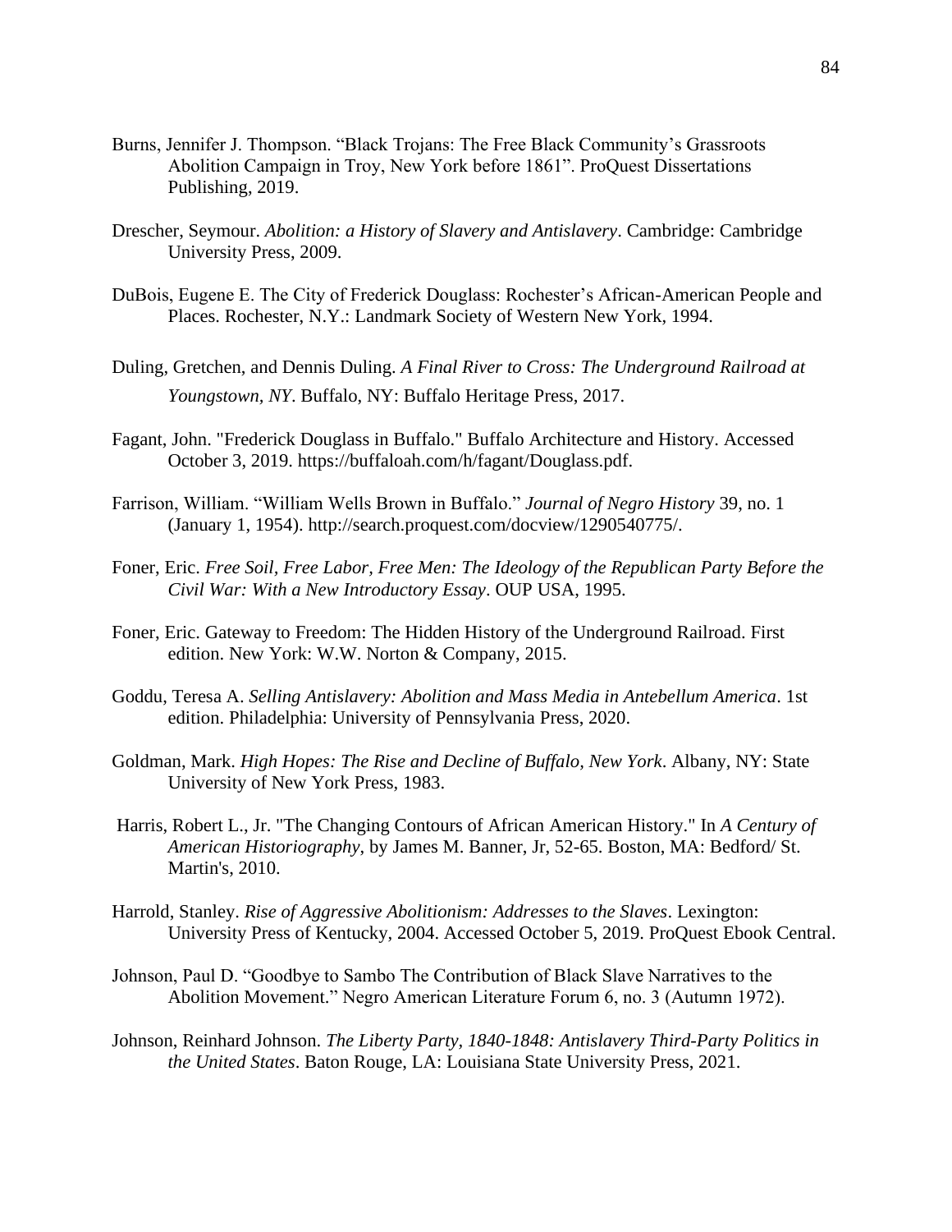Burns, Jennifer J. Thompson. "Black Trojans: The Free Black Community's Grassroots Abolition Campaign in Troy, New York before 1861". ProQuest Dissertations Publishing, 2019.

Drescher, Seymour. *Abolition: a History of Slavery and Antislavery*. Cambridge: Cambridge University Press, 2009.

DuBois, Eugene E. The City of Frederick Douglass: Rochester's African-American People and Places. Rochester, N.Y.: Landmark Society of Western New York, 1994.

Duling, Gretchen, and Dennis Duling. *A Final River to Cross: The Underground Railroad at Youngstown, NY*. Buffalo, NY: Buffalo Heritage Press, 2017.

Fagant, John. "Frederick Douglass in Buffalo." Buffalo Architecture and History. Accessed October 3, 2019. https://buffaloah.com/h/fagant/Douglass.pdf.

Farrison, William. "William Wells Brown in Buffalo." *Journal of Negro History* 39, no. 1 (January 1, 1954). http://search.proquest.com/docview/1290540775/.

Foner, Eric. *Free Soil, Free Labor, Free Men: The Ideology of the Republican Party Before the Civil War: With a New Introductory Essay*. OUP USA, 1995.

Foner, Eric. Gateway to Freedom: The Hidden History of the Underground Railroad. First edition. New York: W.W. Norton & Company, 2015.

Goddu, Teresa A. *Selling Antislavery: Abolition and Mass Media in Antebellum America*. 1st edition. Philadelphia: University of Pennsylvania Press, 2020.

Goldman, Mark. *High Hopes: The Rise and Decline of Buffalo, New York*. Albany, NY: State University of New York Press, 1983.

Harris, Robert L., Jr. "The Changing Contours of African American History." In *A Century of American Historiography*, by James M. Banner, Jr, 52-65. Boston, MA: Bedford/ St. Martin's, 2010.

Harrold, Stanley. *Rise of Aggressive Abolitionism: Addresses to the Slaves*. Lexington: University Press of Kentucky, 2004. Accessed October 5, 2019. ProQuest Ebook Central.

Johnson, Paul D. "Goodbye to Sambo The Contribution of Black Slave Narratives to the Abolition Movement." Negro American Literature Forum 6, no. 3 (Autumn 1972).

Johnson, Reinhard Johnson. *The Liberty Party, 1840-1848: Antislavery Third-Party Politics in the United States*. Baton Rouge, LA: Louisiana State University Press, 2021.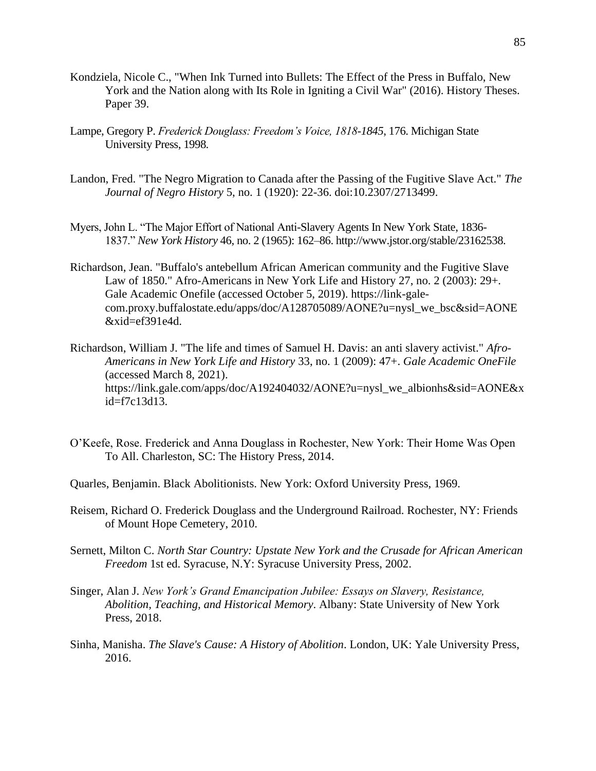Kondziela, Nicole C., "When Ink Turned into Bullets: The Effect of the Press in Buffalo, New York and the Nation along with Its Role in Igniting a Civil War" (2016). History Theses. Paper 39.

Lampe, Gregory P. *Frederick Douglass: Freedom's Voice, 1818-1845*, 176. Michigan State University Press, 1998.

Landon, Fred. "The Negro Migration to Canada after the Passing of the Fugitive Slave Act." *The Journal of Negro History* 5, no. 1 (1920): 22-36. doi:10.2307/2713499.

Myers, John L. "The Major Effort of National Anti-Slavery Agents In New York State, 1836-1837." *New York History* 46, no. 2 (1965): 162–86. http://www.jstor.org/stable/23162538.

Richardson, Jean. "Buffalo's antebellum African American community and the Fugitive Slave Law of 1850." Afro-Americans in New York Life and History 27, no. 2 (2003): 29+. Gale Academic Onefile (accessed October 5, 2019). https://link-gale-com.proxy.buffalostate.edu/apps/doc/A128705089/AONE?u=nysl_we_bsc&sid=AONE&xid=ef391e4d.

Richardson, William J. "The life and times of Samuel H. Davis: an anti slavery activist." *Afro-Americans in New York Life and History* 33, no. 1 (2009): 47+. *Gale Academic OneFile* (accessed March 8, 2021). https://link.gale.com/apps/doc/A192404032/AONE?u=nysl_we_albionhs&sid=AONE&xid=f7c13d13.

O'Keefe, Rose. Frederick and Anna Douglass in Rochester, New York: Their Home Was Open To All. Charleston, SC: The History Press, 2014.

Quarles, Benjamin. Black Abolitionists. New York: Oxford University Press, 1969.

Reisem, Richard O. Frederick Douglass and the Underground Railroad. Rochester, NY: Friends of Mount Hope Cemetery, 2010.

Sernett, Milton C. *North Star Country: Upstate New York and the Crusade for African American Freedom* 1st ed. Syracuse, N.Y: Syracuse University Press, 2002.

Singer, Alan J. *New York's Grand Emancipation Jubilee: Essays on Slavery, Resistance, Abolition, Teaching, and Historical Memory*. Albany: State University of New York Press, 2018.

Sinha, Manisha. *The Slave's Cause: A History of Abolition*. London, UK: Yale University Press, 2016.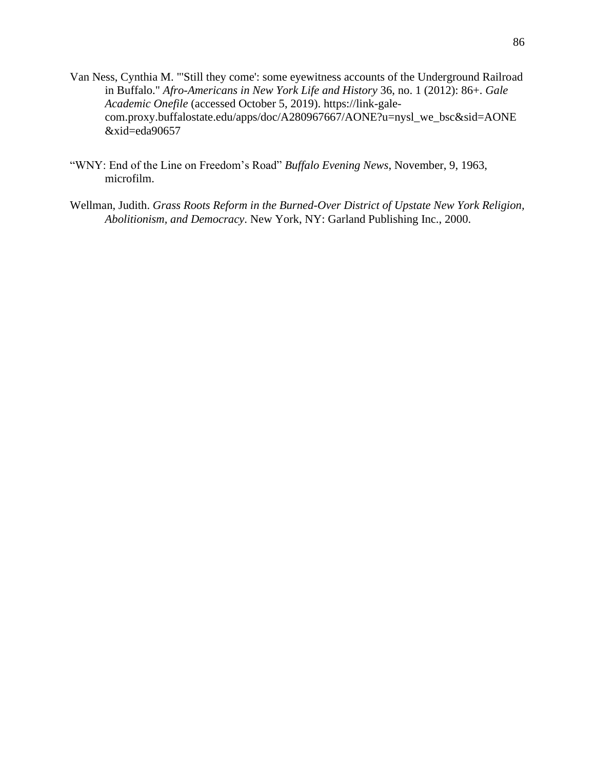Van Ness, Cynthia M. "'Still they come': some eyewitness accounts of the Underground Railroad in Buffalo." *Afro-Americans in New York Life and History* 36, no. 1 (2012): 86+. *Gale Academic Onefile* (accessed October 5, 2019). https://link-gale-com.proxy.buffalostate.edu/apps/doc/A280967667/AONE?u=nysl_we_bsc&sid=AONE&xid=eda90657

"WNY: End of the Line on Freedom's Road" *Buffalo Evening News*, November, 9, 1963, microfilm.

Wellman, Judith. *Grass Roots Reform in the Burned-Over District of Upstate New York Religion, Abolitionism, and Democracy*. New York, NY: Garland Publishing Inc., 2000.